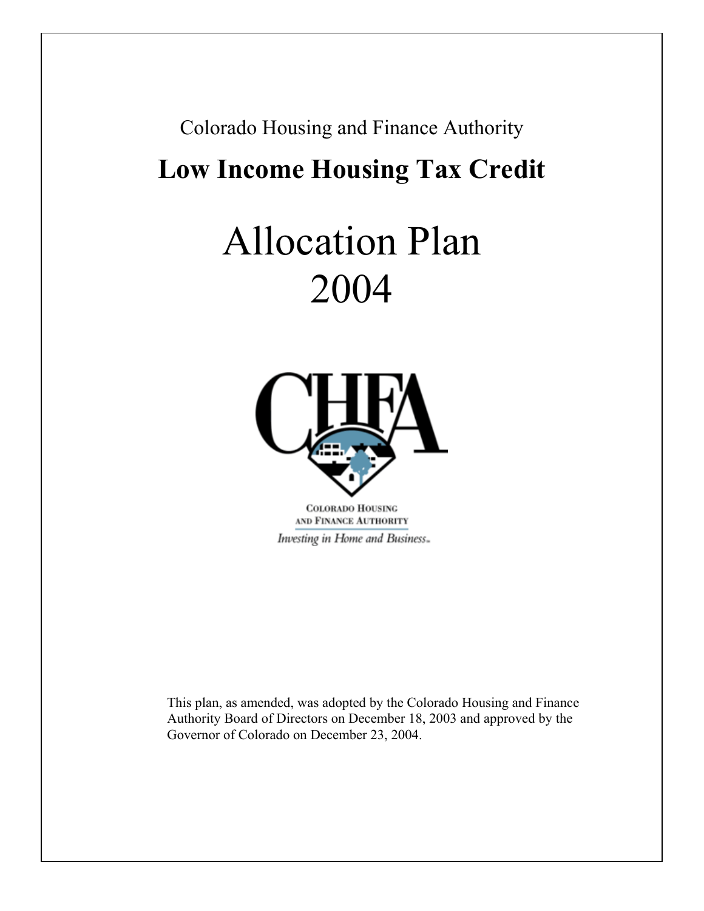Colorado Housing and Finance Authority

# Low Income Housing Tax Credit

# Allocation Plan 2004

CHFA

COLORADO HOUSING AND FINANCE AUTHORITY

*Investing in Home and Business.*

This plan, as amended, was adopted by the Colorado Housing and Finance Authority Board of Directors on December 18, 2003 and approved by the Governor of Colorado on December 23, 2004.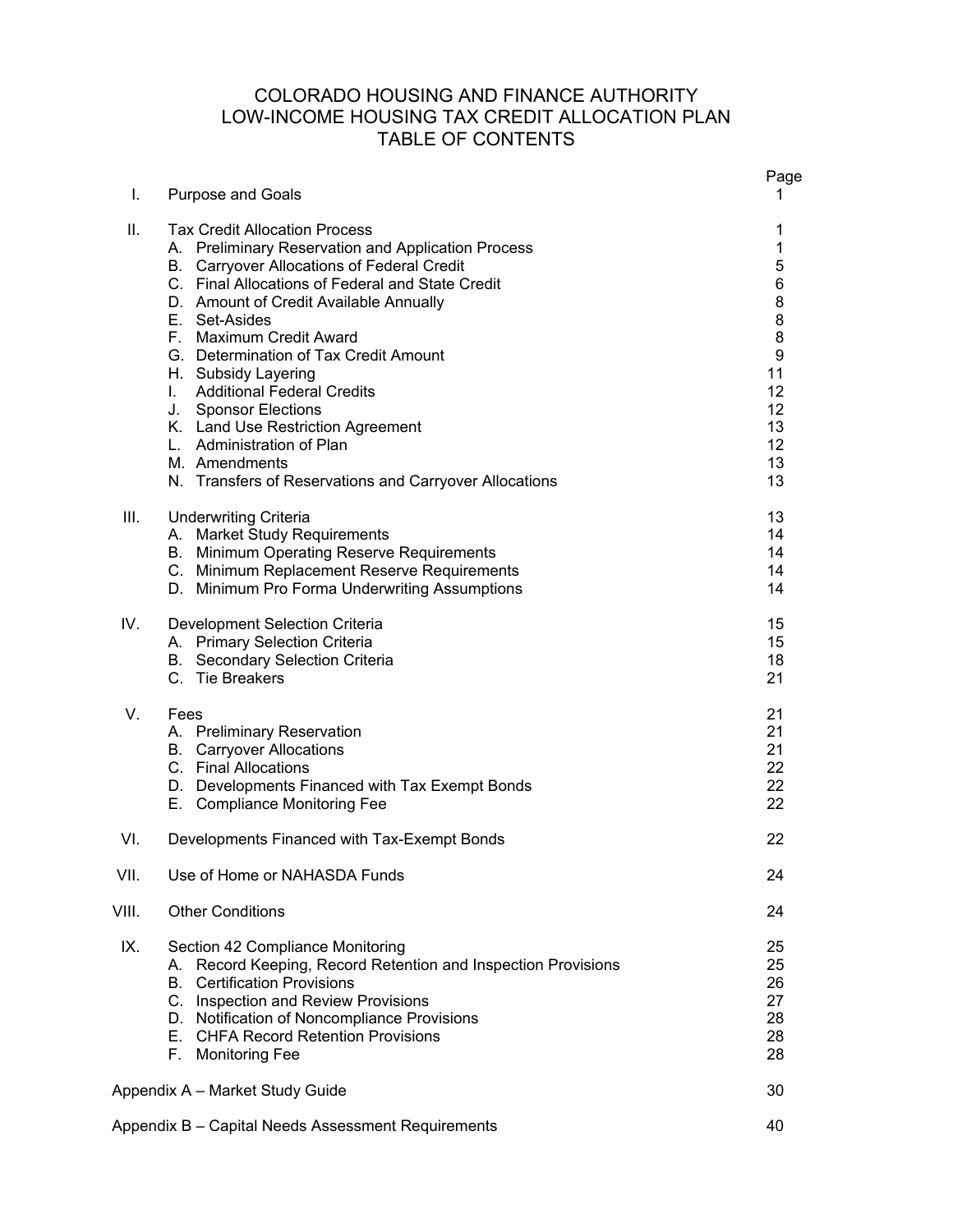# COLORADO HOUSING AND FINANCE AUTHORITY
# LOW-INCOME HOUSING TAX CREDIT ALLOCATION PLAN
# TABLE OF CONTENTS

| | | Page |
|---|---|---|
| I. | Purpose and Goals | 1 |
| II. | Tax Credit Allocation Process | 1 |
| | A. Preliminary Reservation and Application Process | 1 |
| | B. Carryover Allocations of Federal Credit | 5 |
| | C. Final Allocations of Federal and State Credit | 6 |
| | D. Amount of Credit Available Annually | 8 |
| | E. Set-Asides | 8 |
| | F. Maximum Credit Award | 8 |
| | G. Determination of Tax Credit Amount | 9 |
| | H. Subsidy Layering | 11 |
| | I. Additional Federal Credits | 12 |
| | J. Sponsor Elections | 12 |
| | K. Land Use Restriction Agreement | 13 |
| | L. Administration of Plan | 12 |
| | M. Amendments | 13 |
| | N. Transfers of Reservations and Carryover Allocations | 13 |
| III. | Underwriting Criteria | 13 |
| | A. Market Study Requirements | 14 |
| | B. Minimum Operating Reserve Requirements | 14 |
| | C. Minimum Replacement Reserve Requirements | 14 |
| | D. Minimum Pro Forma Underwriting Assumptions | 14 |
| IV. | Development Selection Criteria | 15 |
| | A. Primary Selection Criteria | 15 |
| | B. Secondary Selection Criteria | 18 |
| | C. Tie Breakers | 21 |
| V. | Fees | 21 |
| | A. Preliminary Reservation | 21 |
| | B. Carryover Allocations | 21 |
| | C. Final Allocations | 22 |
| | D. Developments Financed with Tax Exempt Bonds | 22 |
| | E. Compliance Monitoring Fee | 22 |
| VI. | Developments Financed with Tax-Exempt Bonds | 22 |
| VII. | Use of Home or NAHASDA Funds | 24 |
| VIII. | Other Conditions | 24 |
| IX. | Section 42 Compliance Monitoring | 25 |
| | A. Record Keeping, Record Retention and Inspection Provisions | 25 |
| | B. Certification Provisions | 26 |
| | C. Inspection and Review Provisions | 27 |
| | D. Notification of Noncompliance Provisions | 28 |
| | E. CHFA Record Retention Provisions | 28 |
| | F. Monitoring Fee | 28 |
| Appendix A – Market Study Guide | | 30 |
| Appendix B – Capital Needs Assessment Requirements | | 40 |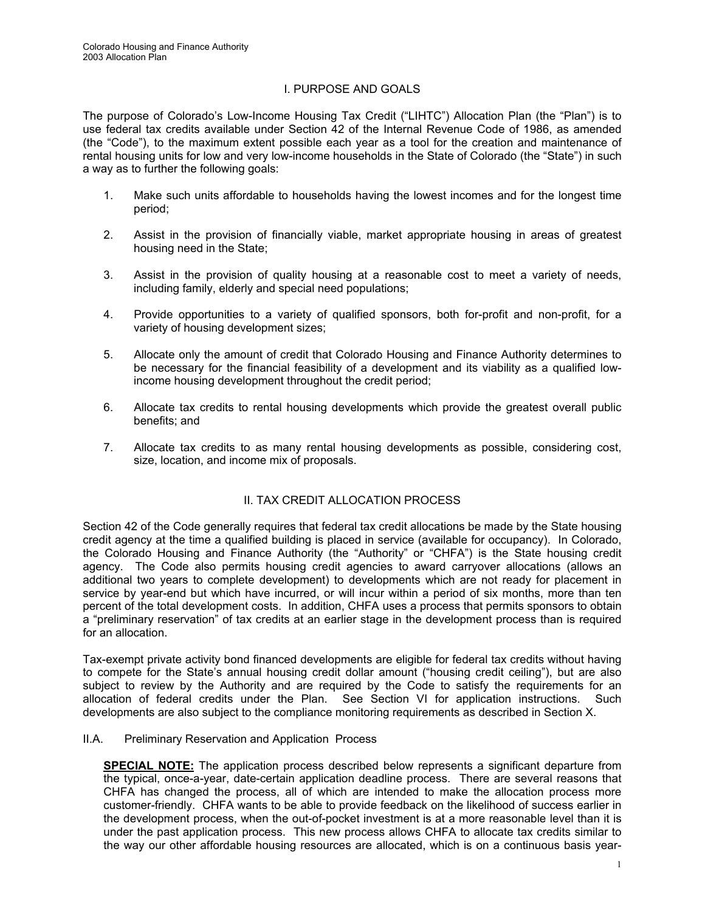## I. PURPOSE AND GOALS

The purpose of Colorado's Low-Income Housing Tax Credit ("LIHTC") Allocation Plan (the "Plan") is to use federal tax credits available under Section 42 of the Internal Revenue Code of 1986, as amended (the "Code"), to the maximum extent possible each year as a tool for the creation and maintenance of rental housing units for low and very low-income households in the State of Colorado (the "State") in such a way as to further the following goals:

1. Make such units affordable to households having the lowest incomes and for the longest time period;
2. Assist in the provision of financially viable, market appropriate housing in areas of greatest housing need in the State;
3. Assist in the provision of quality housing at a reasonable cost to meet a variety of needs, including family, elderly and special need populations;
4. Provide opportunities to a variety of qualified sponsors, both for-profit and non-profit, for a variety of housing development sizes;
5. Allocate only the amount of credit that Colorado Housing and Finance Authority determines to be necessary for the financial feasibility of a development and its viability as a qualified low-income housing development throughout the credit period;
6. Allocate tax credits to rental housing developments which provide the greatest overall public benefits; and
7. Allocate tax credits to as many rental housing developments as possible, considering cost, size, location, and income mix of proposals.

## II. TAX CREDIT ALLOCATION PROCESS

Section 42 of the Code generally requires that federal tax credit allocations be made by the State housing credit agency at the time a qualified building is placed in service (available for occupancy). In Colorado, the Colorado Housing and Finance Authority (the "Authority" or "CHFA") is the State housing credit agency. The Code also permits housing credit agencies to award carryover allocations (allows an additional two years to complete development) to developments which are not ready for placement in service by year-end but which have incurred, or will incur within a period of six months, more than ten percent of the total development costs. In addition, CHFA uses a process that permits sponsors to obtain a "preliminary reservation" of tax credits at an earlier stage in the development process than is required for an allocation.

Tax-exempt private activity bond financed developments are eligible for federal tax credits without having to compete for the State's annual housing credit dollar amount ("housing credit ceiling"), but are also subject to review by the Authority and are required by the Code to satisfy the requirements for an allocation of federal credits under the Plan. See Section VI for application instructions. Such developments are also subject to the compliance monitoring requirements as described in Section X.

### II.A. Preliminary Reservation and Application Process

**SPECIAL NOTE:** The application process described below represents a significant departure from the typical, once-a-year, date-certain application deadline process. There are several reasons that CHFA has changed the process, all of which are intended to make the allocation process more customer-friendly. CHFA wants to be able to provide feedback on the likelihood of success earlier in the development process, when the out-of-pocket investment is at a more reasonable level than it is under the past application process. This new process allows CHFA to allocate tax credits similar to the way our other affordable housing resources are allocated, which is on a continuous basis year-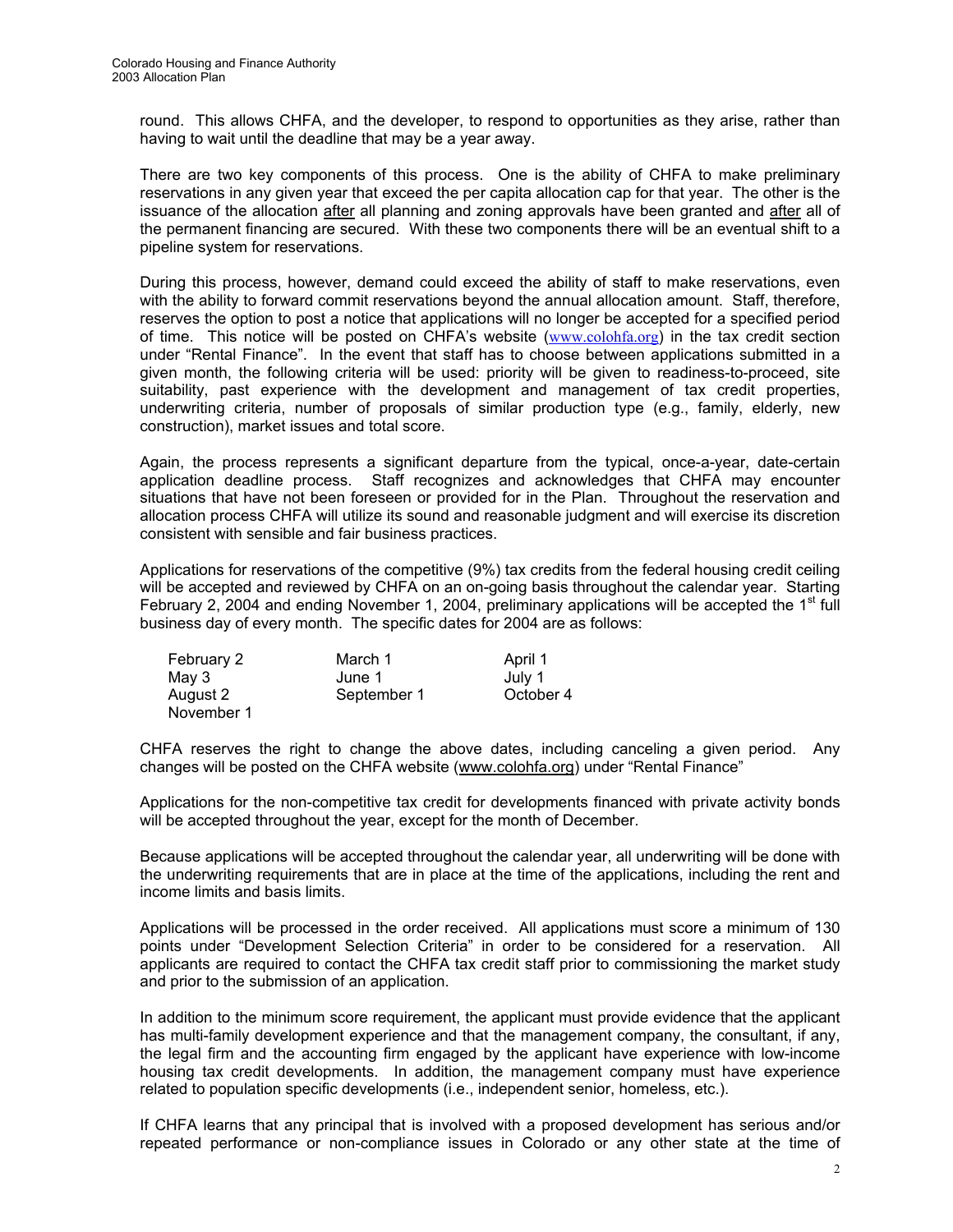round. This allows CHFA, and the developer, to respond to opportunities as they arise, rather than having to wait until the deadline that may be a year away.

There are two key components of this process. One is the ability of CHFA to make preliminary reservations in any given year that exceed the per capita allocation cap for that year. The other is the issuance of the allocation after all planning and zoning approvals have been granted and after all of the permanent financing are secured. With these two components there will be an eventual shift to a pipeline system for reservations.

During this process, however, demand could exceed the ability of staff to make reservations, even with the ability to forward commit reservations beyond the annual allocation amount. Staff, therefore, reserves the option to post a notice that applications will no longer be accepted for a specified period of time. This notice will be posted on CHFA's website (www.colohfa.org) in the tax credit section under "Rental Finance". In the event that staff has to choose between applications submitted in a given month, the following criteria will be used: priority will be given to readiness-to-proceed, site suitability, past experience with the development and management of tax credit properties, underwriting criteria, number of proposals of similar production type (e.g., family, elderly, new construction), market issues and total score.

Again, the process represents a significant departure from the typical, once-a-year, date-certain application deadline process. Staff recognizes and acknowledges that CHFA may encounter situations that have not been foreseen or provided for in the Plan. Throughout the reservation and allocation process CHFA will utilize its sound and reasonable judgment and will exercise its discretion consistent with sensible and fair business practices.

Applications for reservations of the competitive (9%) tax credits from the federal housing credit ceiling will be accepted and reviewed by CHFA on an on-going basis throughout the calendar year. Starting February 2, 2004 and ending November 1, 2004, preliminary applications will be accepted the 1st full business day of every month. The specific dates for 2004 are as follows:

| | | |
|---|---|---|
| February 2 | March 1 | April 1 |
| May 3 | June 1 | July 1 |
| August 2 | September 1 | October 4 |
| November 1 | | |

CHFA reserves the right to change the above dates, including canceling a given period. Any changes will be posted on the CHFA website (www.colohfa.org) under "Rental Finance"

Applications for the non-competitive tax credit for developments financed with private activity bonds will be accepted throughout the year, except for the month of December.

Because applications will be accepted throughout the calendar year, all underwriting will be done with the underwriting requirements that are in place at the time of the applications, including the rent and income limits and basis limits.

Applications will be processed in the order received. All applications must score a minimum of 130 points under "Development Selection Criteria" in order to be considered for a reservation. All applicants are required to contact the CHFA tax credit staff prior to commissioning the market study and prior to the submission of an application.

In addition to the minimum score requirement, the applicant must provide evidence that the applicant has multi-family development experience and that the management company, the consultant, if any, the legal firm and the accounting firm engaged by the applicant have experience with low-income housing tax credit developments. In addition, the management company must have experience related to population specific developments (i.e., independent senior, homeless, etc.).

If CHFA learns that any principal that is involved with a proposed development has serious and/or repeated performance or non-compliance issues in Colorado or any other state at the time of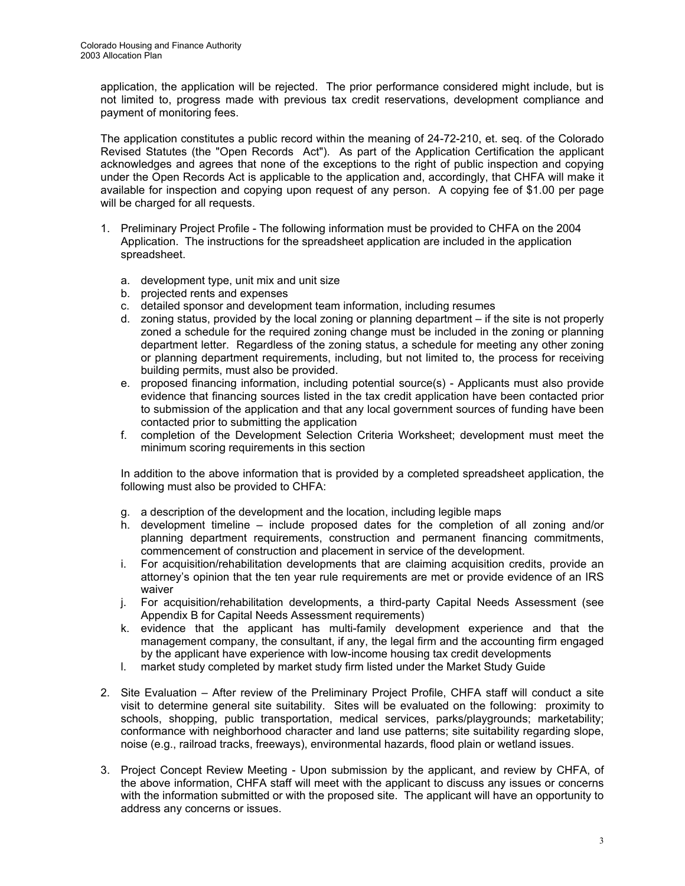application, the application will be rejected. The prior performance considered might include, but is not limited to, progress made with previous tax credit reservations, development compliance and payment of monitoring fees.

The application constitutes a public record within the meaning of 24-72-210, et. seq. of the Colorado Revised Statutes (the "Open Records Act"). As part of the Application Certification the applicant acknowledges and agrees that none of the exceptions to the right of public inspection and copying under the Open Records Act is applicable to the application and, accordingly, that CHFA will make it available for inspection and copying upon request of any person. A copying fee of $1.00 per page will be charged for all requests.

1. Preliminary Project Profile - The following information must be provided to CHFA on the 2004 Application. The instructions for the spreadsheet application are included in the application spreadsheet.

   a. development type, unit mix and unit size
   b. projected rents and expenses
   c. detailed sponsor and development team information, including resumes
   d. zoning status, provided by the local zoning or planning department – if the site is not properly zoned a schedule for the required zoning change must be included in the zoning or planning department letter. Regardless of the zoning status, a schedule for meeting any other zoning or planning department requirements, including, but not limited to, the process for receiving building permits, must also be provided.
   e. proposed financing information, including potential source(s) - Applicants must also provide evidence that financing sources listed in the tax credit application have been contacted prior to submission of the application and that any local government sources of funding have been contacted prior to submitting the application
   f. completion of the Development Selection Criteria Worksheet; development must meet the minimum scoring requirements in this section

   In addition to the above information that is provided by a completed spreadsheet application, the following must also be provided to CHFA:

   g. a description of the development and the location, including legible maps
   h. development timeline – include proposed dates for the completion of all zoning and/or planning department requirements, construction and permanent financing commitments, commencement of construction and placement in service of the development.
   i. For acquisition/rehabilitation developments that are claiming acquisition credits, provide an attorney's opinion that the ten year rule requirements are met or provide evidence of an IRS waiver
   j. For acquisition/rehabilitation developments, a third-party Capital Needs Assessment (see Appendix B for Capital Needs Assessment requirements)
   k. evidence that the applicant has multi-family development experience and that the management company, the consultant, if any, the legal firm and the accounting firm engaged by the applicant have experience with low-income housing tax credit developments
   l. market study completed by market study firm listed under the Market Study Guide

2. Site Evaluation – After review of the Preliminary Project Profile, CHFA staff will conduct a site visit to determine general site suitability. Sites will be evaluated on the following: proximity to schools, shopping, public transportation, medical services, parks/playgrounds; marketability; conformance with neighborhood character and land use patterns; site suitability regarding slope, noise (e.g., railroad tracks, freeways), environmental hazards, flood plain or wetland issues.

3. Project Concept Review Meeting - Upon submission by the applicant, and review by CHFA, of the above information, CHFA staff will meet with the applicant to discuss any issues or concerns with the information submitted or with the proposed site. The applicant will have an opportunity to address any concerns or issues.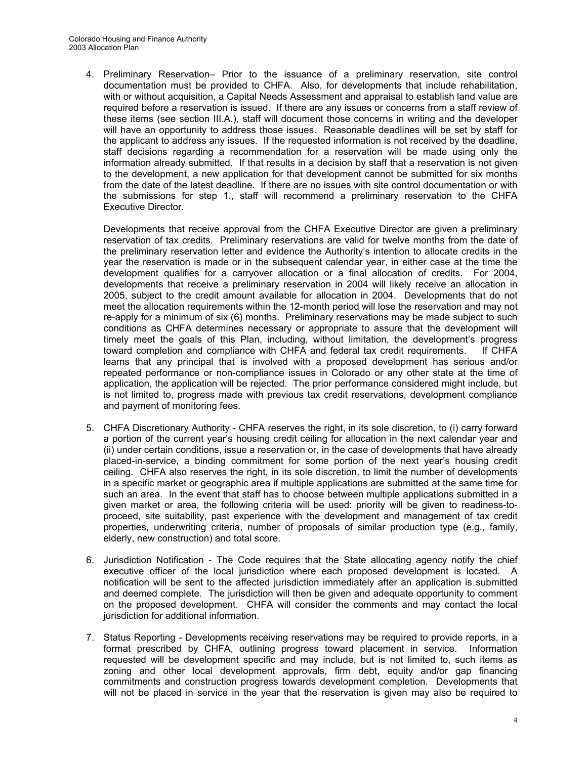4. Preliminary Reservation– Prior to the issuance of a preliminary reservation, site control documentation must be provided to CHFA. Also, for developments that include rehabilitation, with or without acquisition, a Capital Needs Assessment and appraisal to establish land value are required before a reservation is issued. If there are any issues or concerns from a staff review of these items (see section III.A.), staff will document those concerns in writing and the developer will have an opportunity to address those issues. Reasonable deadlines will be set by staff for the applicant to address any issues. If the requested information is not received by the deadline, staff decisions regarding a recommendation for a reservation will be made using only the information already submitted. If that results in a decision by staff that a reservation is not given to the development, a new application for that development cannot be submitted for six months from the date of the latest deadline. If there are no issues with site control documentation or with the submissions for step 1., staff will recommend a preliminary reservation to the CHFA Executive Director.

   Developments that receive approval from the CHFA Executive Director are given a preliminary reservation of tax credits. Preliminary reservations are valid for twelve months from the date of the preliminary reservation letter and evidence the Authority's intention to allocate credits in the year the reservation is made or in the subsequent calendar year, in either case at the time the development qualifies for a carryover allocation or a final allocation of credits. For 2004, developments that receive a preliminary reservation in 2004 will likely receive an allocation in 2005, subject to the credit amount available for allocation in 2004. Developments that do not meet the allocation requirements within the 12-month period will lose the reservation and may not re-apply for a minimum of six (6) months. Preliminary reservations may be made subject to such conditions as CHFA determines necessary or appropriate to assure that the development will timely meet the goals of this Plan, including, without limitation, the development's progress toward completion and compliance with CHFA and federal tax credit requirements. If CHFA learns that any principal that is involved with a proposed development has serious and/or repeated performance or non-compliance issues in Colorado or any other state at the time of application, the application will be rejected. The prior performance considered might include, but is not limited to, progress made with previous tax credit reservations, development compliance and payment of monitoring fees.

5. CHFA Discretionary Authority - CHFA reserves the right, in its sole discretion, to (i) carry forward a portion of the current year's housing credit ceiling for allocation in the next calendar year and (ii) under certain conditions, issue a reservation or, in the case of developments that have already placed-in-service, a binding commitment for some portion of the next year's housing credit ceiling. CHFA also reserves the right, in its sole discretion, to limit the number of developments in a specific market or geographic area if multiple applications are submitted at the same time for such an area. In the event that staff has to choose between multiple applications submitted in a given market or area, the following criteria will be used: priority will be given to readiness-to-proceed, site suitability, past experience with the development and management of tax credit properties, underwriting criteria, number of proposals of similar production type (e.g., family, elderly, new construction) and total score.

6. Jurisdiction Notification - The Code requires that the State allocating agency notify the chief executive officer of the local jurisdiction where each proposed development is located. A notification will be sent to the affected jurisdiction immediately after an application is submitted and deemed complete. The jurisdiction will then be given and adequate opportunity to comment on the proposed development. CHFA will consider the comments and may contact the local jurisdiction for additional information.

7. Status Reporting - Developments receiving reservations may be required to provide reports, in a format prescribed by CHFA, outlining progress toward placement in service. Information requested will be development specific and may include, but is not limited to, such items as zoning and other local development approvals, firm debt, equity and/or gap financing commitments and construction progress towards development completion. Developments that will not be placed in service in the year that the reservation is given may also be required to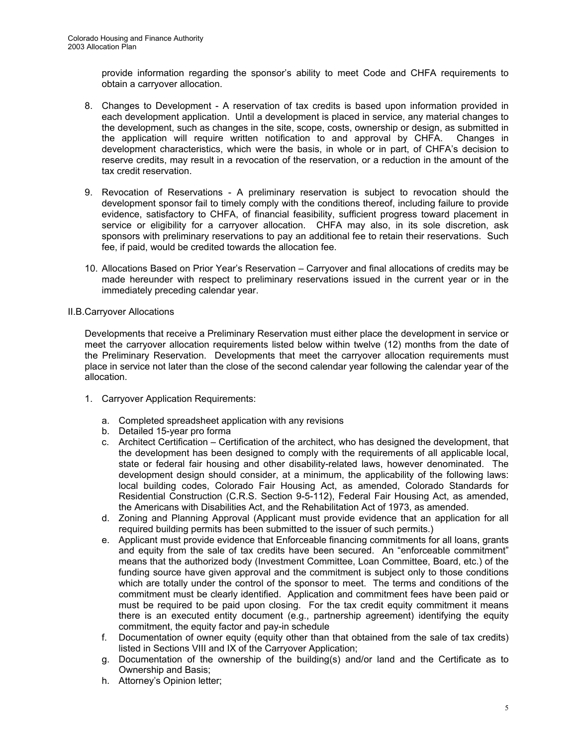provide information regarding the sponsor's ability to meet Code and CHFA requirements to obtain a carryover allocation.

8. Changes to Development - A reservation of tax credits is based upon information provided in each development application. Until a development is placed in service, any material changes to the development, such as changes in the site, scope, costs, ownership or design, as submitted in the application will require written notification to and approval by CHFA. Changes in development characteristics, which were the basis, in whole or in part, of CHFA's decision to reserve credits, may result in a revocation of the reservation, or a reduction in the amount of the tax credit reservation.

9. Revocation of Reservations - A preliminary reservation is subject to revocation should the development sponsor fail to timely comply with the conditions thereof, including failure to provide evidence, satisfactory to CHFA, of financial feasibility, sufficient progress toward placement in service or eligibility for a carryover allocation. CHFA may also, in its sole discretion, ask sponsors with preliminary reservations to pay an additional fee to retain their reservations. Such fee, if paid, would be credited towards the allocation fee.

10. Allocations Based on Prior Year's Reservation – Carryover and final allocations of credits may be made hereunder with respect to preliminary reservations issued in the current year or in the immediately preceding calendar year.

## II.B.Carryover Allocations

Developments that receive a Preliminary Reservation must either place the development in service or meet the carryover allocation requirements listed below within twelve (12) months from the date of the Preliminary Reservation. Developments that meet the carryover allocation requirements must place in service not later than the close of the second calendar year following the calendar year of the allocation.

1. Carryover Application Requirements:

   a. Completed spreadsheet application with any revisions
   b. Detailed 15-year pro forma
   c. Architect Certification – Certification of the architect, who has designed the development, that the development has been designed to comply with the requirements of all applicable local, state or federal fair housing and other disability-related laws, however denominated. The development design should consider, at a minimum, the applicability of the following laws: local building codes, Colorado Fair Housing Act, as amended, Colorado Standards for Residential Construction (C.R.S. Section 9-5-112), Federal Fair Housing Act, as amended, the Americans with Disabilities Act, and the Rehabilitation Act of 1973, as amended.
   d. Zoning and Planning Approval (Applicant must provide evidence that an application for all required building permits has been submitted to the issuer of such permits.)
   e. Applicant must provide evidence that Enforceable financing commitments for all loans, grants and equity from the sale of tax credits have been secured. An "enforceable commitment" means that the authorized body (Investment Committee, Loan Committee, Board, etc.) of the funding source have given approval and the commitment is subject only to those conditions which are totally under the control of the sponsor to meet. The terms and conditions of the commitment must be clearly identified. Application and commitment fees have been paid or must be required to be paid upon closing. For the tax credit equity commitment it means there is an executed entity document (e.g., partnership agreement) identifying the equity commitment, the equity factor and pay-in schedule
   f. Documentation of owner equity (equity other than that obtained from the sale of tax credits) listed in Sections VIII and IX of the Carryover Application;
   g. Documentation of the ownership of the building(s) and/or land and the Certificate as to Ownership and Basis;
   h. Attorney's Opinion letter;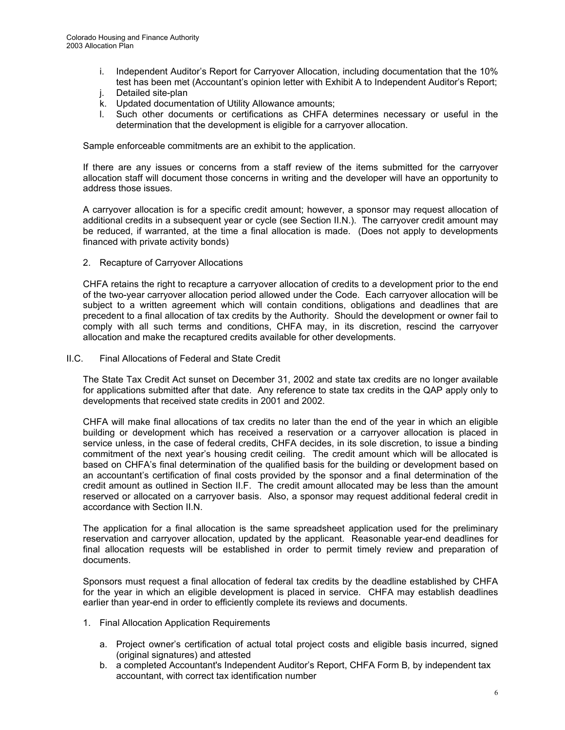i. Independent Auditor's Report for Carryover Allocation, including documentation that the 10% test has been met (Accountant's opinion letter with Exhibit A to Independent Auditor's Report;
j. Detailed site-plan
k. Updated documentation of Utility Allowance amounts;
l. Such other documents or certifications as CHFA determines necessary or useful in the determination that the development is eligible for a carryover allocation.

Sample enforceable commitments are an exhibit to the application.

If there are any issues or concerns from a staff review of the items submitted for the carryover allocation staff will document those concerns in writing and the developer will have an opportunity to address those issues.

A carryover allocation is for a specific credit amount; however, a sponsor may request allocation of additional credits in a subsequent year or cycle (see Section II.N.). The carryover credit amount may be reduced, if warranted, at the time a final allocation is made. (Does not apply to developments financed with private activity bonds)

2. Recapture of Carryover Allocations

CHFA retains the right to recapture a carryover allocation of credits to a development prior to the end of the two-year carryover allocation period allowed under the Code. Each carryover allocation will be subject to a written agreement which will contain conditions, obligations and deadlines that are precedent to a final allocation of tax credits by the Authority. Should the development or owner fail to comply with all such terms and conditions, CHFA may, in its discretion, rescind the carryover allocation and make the recaptured credits available for other developments.

## II.C. Final Allocations of Federal and State Credit

The State Tax Credit Act sunset on December 31, 2002 and state tax credits are no longer available for applications submitted after that date. Any reference to state tax credits in the QAP apply only to developments that received state credits in 2001 and 2002.

CHFA will make final allocations of tax credits no later than the end of the year in which an eligible building or development which has received a reservation or a carryover allocation is placed in service unless, in the case of federal credits, CHFA decides, in its sole discretion, to issue a binding commitment of the next year's housing credit ceiling. The credit amount which will be allocated is based on CHFA's final determination of the qualified basis for the building or development based on an accountant's certification of final costs provided by the sponsor and a final determination of the credit amount as outlined in Section II.F. The credit amount allocated may be less than the amount reserved or allocated on a carryover basis. Also, a sponsor may request additional federal credit in accordance with Section II.N.

The application for a final allocation is the same spreadsheet application used for the preliminary reservation and carryover allocation, updated by the applicant. Reasonable year-end deadlines for final allocation requests will be established in order to permit timely review and preparation of documents.

Sponsors must request a final allocation of federal tax credits by the deadline established by CHFA for the year in which an eligible development is placed in service. CHFA may establish deadlines earlier than year-end in order to efficiently complete its reviews and documents.

1. Final Allocation Application Requirements

   a. Project owner's certification of actual total project costs and eligible basis incurred, signed (original signatures) and attested
   b. a completed Accountant's Independent Auditor's Report, CHFA Form B*,* by independent tax accountant, with correct tax identification number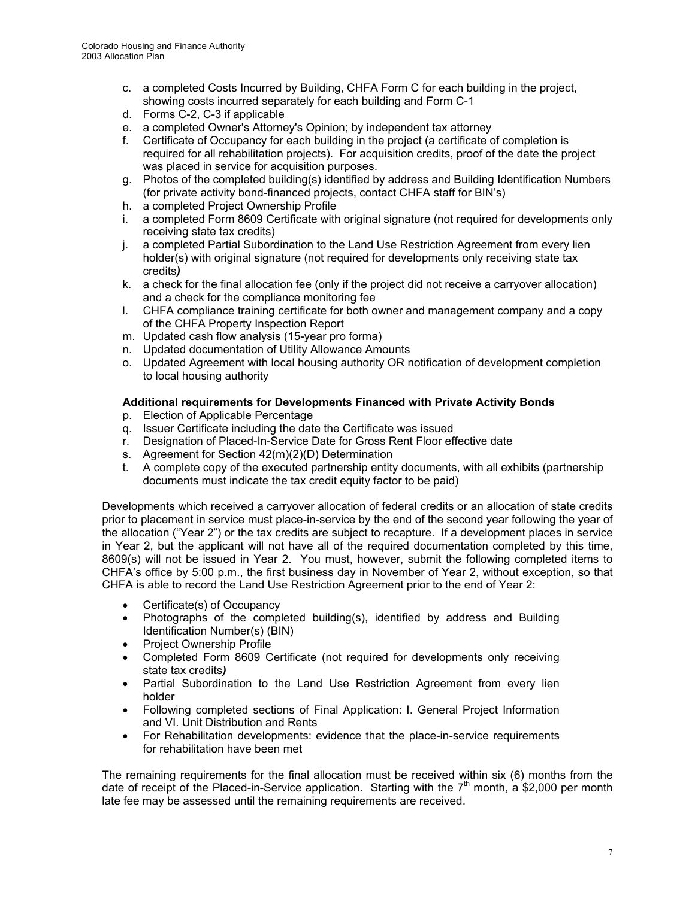c. a completed Costs Incurred by Building, CHFA Form C for each building in the project, showing costs incurred separately for each building and Form C-1
d. Forms C-2, C-3 if applicable
e. a completed Owner's Attorney's Opinion; by independent tax attorney
f. Certificate of Occupancy for each building in the project (a certificate of completion is required for all rehabilitation projects). For acquisition credits, proof of the date the project was placed in service for acquisition purposes.
g. Photos of the completed building(s) identified by address and Building Identification Numbers (for private activity bond-financed projects, contact CHFA staff for BIN's)
h. a completed Project Ownership Profile
i. a completed Form 8609 Certificate with original signature (not required for developments only receiving state tax credits)
j. a completed Partial Subordination to the Land Use Restriction Agreement from every lien holder(s) with original signature (not required for developments only receiving state tax credits*)*
k. a check for the final allocation fee (only if the project did not receive a carryover allocation) and a check for the compliance monitoring fee
l. CHFA compliance training certificate for both owner and management company and a copy of the CHFA Property Inspection Report
m. Updated cash flow analysis (15-year pro forma)
n. Updated documentation of Utility Allowance Amounts
o. Updated Agreement with local housing authority OR notification of development completion to local housing authority

**Additional requirements for Developments Financed with Private Activity Bonds**

p. Election of Applicable Percentage
q. Issuer Certificate including the date the Certificate was issued
r. Designation of Placed-In-Service Date for Gross Rent Floor effective date
s. Agreement for Section 42(m)(2)(D) Determination
t. A complete copy of the executed partnership entity documents, with all exhibits (partnership documents must indicate the tax credit equity factor to be paid)

Developments which received a carryover allocation of federal credits or an allocation of state credits prior to placement in service must place-in-service by the end of the second year following the year of the allocation ("Year 2") or the tax credits are subject to recapture. If a development places in service in Year 2, but the applicant will not have all of the required documentation completed by this time, 8609(s) will not be issued in Year 2. You must, however, submit the following completed items to CHFA's office by 5:00 p.m., the first business day in November of Year 2, without exception, so that CHFA is able to record the Land Use Restriction Agreement prior to the end of Year 2:

- Certificate(s) of Occupancy
- Photographs of the completed building(s), identified by address and Building Identification Number(s) (BIN)
- Project Ownership Profile
- Completed Form 8609 Certificate (not required for developments only receiving state tax credits*)*
- Partial Subordination to the Land Use Restriction Agreement from every lien holder
- Following completed sections of Final Application: I. General Project Information and VI. Unit Distribution and Rents
- For Rehabilitation developments: evidence that the place-in-service requirements for rehabilitation have been met

The remaining requirements for the final allocation must be received within six (6) months from the date of receipt of the Placed-in-Service application. Starting with the 7th month, a $2,000 per month late fee may be assessed until the remaining requirements are received.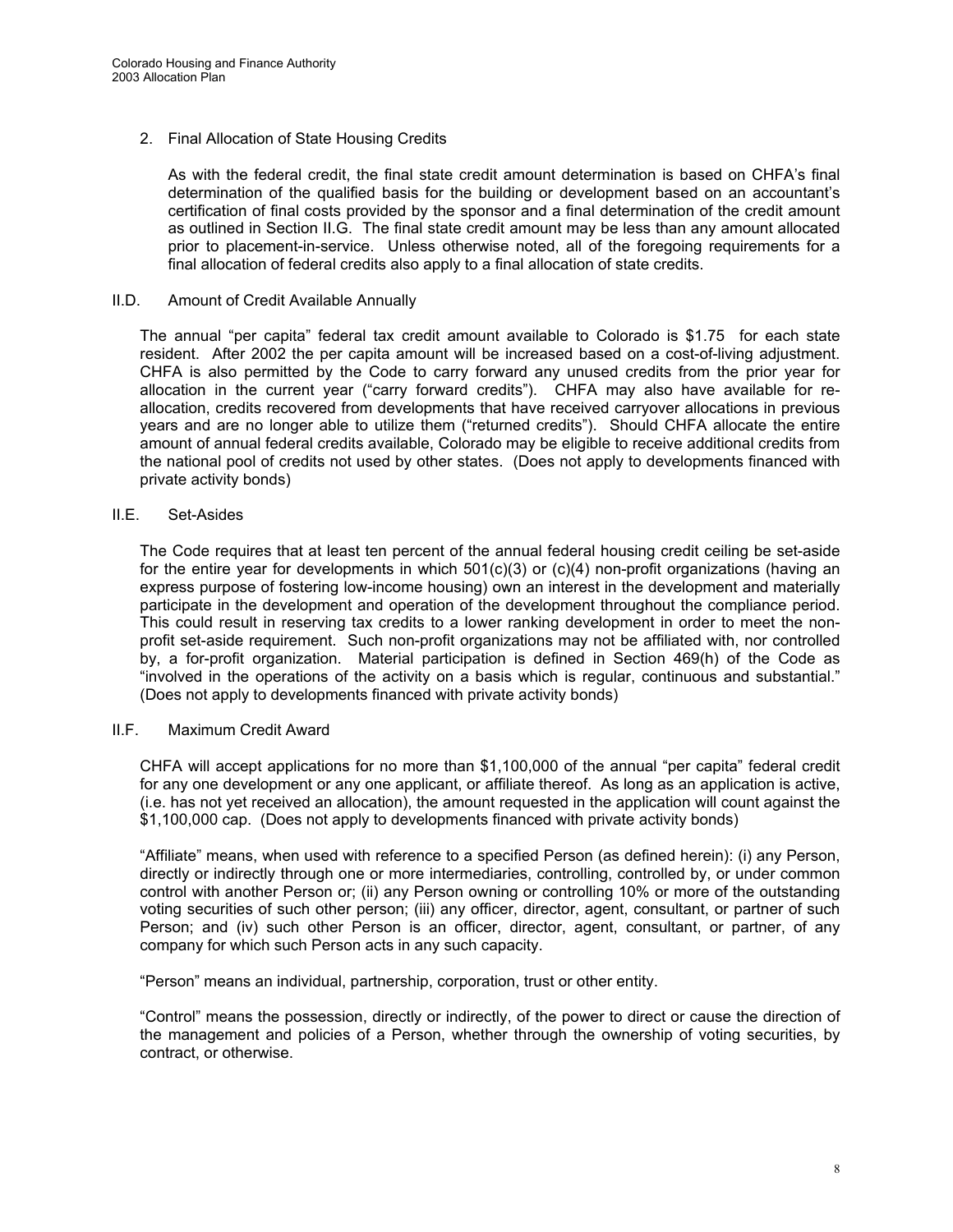2. Final Allocation of State Housing Credits

   As with the federal credit, the final state credit amount determination is based on CHFA's final determination of the qualified basis for the building or development based on an accountant's certification of final costs provided by the sponsor and a final determination of the credit amount as outlined in Section II.G. The final state credit amount may be less than any amount allocated prior to placement-in-service. Unless otherwise noted, all of the foregoing requirements for a final allocation of federal credits also apply to a final allocation of state credits.

## II.D. Amount of Credit Available Annually

The annual "per capita" federal tax credit amount available to Colorado is $1.75 for each state resident. After 2002 the per capita amount will be increased based on a cost-of-living adjustment. CHFA is also permitted by the Code to carry forward any unused credits from the prior year for allocation in the current year ("carry forward credits"). CHFA may also have available for re-allocation, credits recovered from developments that have received carryover allocations in previous years and are no longer able to utilize them ("returned credits"). Should CHFA allocate the entire amount of annual federal credits available, Colorado may be eligible to receive additional credits from the national pool of credits not used by other states. (Does not apply to developments financed with private activity bonds)

## II.E. Set-Asides

The Code requires that at least ten percent of the annual federal housing credit ceiling be set-aside for the entire year for developments in which 501(c)(3) or (c)(4) non-profit organizations (having an express purpose of fostering low-income housing) own an interest in the development and materially participate in the development and operation of the development throughout the compliance period. This could result in reserving tax credits to a lower ranking development in order to meet the non-profit set-aside requirement. Such non-profit organizations may not be affiliated with, nor controlled by, a for-profit organization. Material participation is defined in Section 469(h) of the Code as "involved in the operations of the activity on a basis which is regular, continuous and substantial." (Does not apply to developments financed with private activity bonds)

## II.F. Maximum Credit Award

CHFA will accept applications for no more than $1,100,000 of the annual "per capita" federal credit for any one development or any one applicant, or affiliate thereof. As long as an application is active, (i.e. has not yet received an allocation), the amount requested in the application will count against the $1,100,000 cap. (Does not apply to developments financed with private activity bonds)

"Affiliate" means, when used with reference to a specified Person (as defined herein): (i) any Person, directly or indirectly through one or more intermediaries, controlling, controlled by, or under common control with another Person or; (ii) any Person owning or controlling 10% or more of the outstanding voting securities of such other person; (iii) any officer, director, agent, consultant, or partner of such Person; and (iv) such other Person is an officer, director, agent, consultant, or partner, of any company for which such Person acts in any such capacity.

"Person" means an individual, partnership, corporation, trust or other entity.

"Control" means the possession, directly or indirectly, of the power to direct or cause the direction of the management and policies of a Person, whether through the ownership of voting securities, by contract, or otherwise.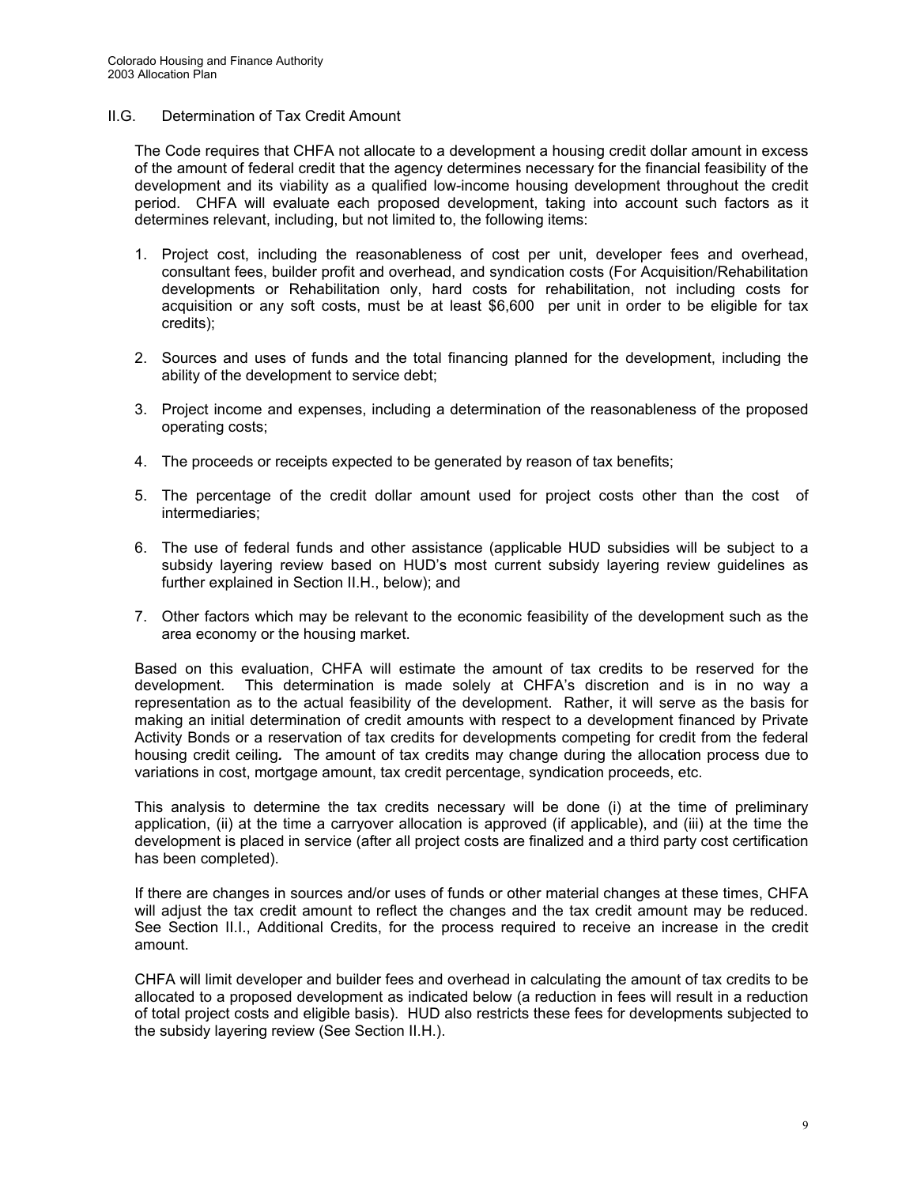## II.G. Determination of Tax Credit Amount

The Code requires that CHFA not allocate to a development a housing credit dollar amount in excess of the amount of federal credit that the agency determines necessary for the financial feasibility of the development and its viability as a qualified low-income housing development throughout the credit period. CHFA will evaluate each proposed development, taking into account such factors as it determines relevant, including, but not limited to, the following items:

1. Project cost, including the reasonableness of cost per unit, developer fees and overhead, consultant fees, builder profit and overhead, and syndication costs (For Acquisition/Rehabilitation developments or Rehabilitation only, hard costs for rehabilitation, not including costs for acquisition or any soft costs, must be at least $6,600 per unit in order to be eligible for tax credits);

2. Sources and uses of funds and the total financing planned for the development, including the ability of the development to service debt;

3. Project income and expenses, including a determination of the reasonableness of the proposed operating costs;

4. The proceeds or receipts expected to be generated by reason of tax benefits;

5. The percentage of the credit dollar amount used for project costs other than the cost of intermediaries;

6. The use of federal funds and other assistance (applicable HUD subsidies will be subject to a subsidy layering review based on HUD's most current subsidy layering review guidelines as further explained in Section II.H., below); and

7. Other factors which may be relevant to the economic feasibility of the development such as the area economy or the housing market.

Based on this evaluation, CHFA will estimate the amount of tax credits to be reserved for the development. This determination is made solely at CHFA's discretion and is in no way a representation as to the actual feasibility of the development. Rather, it will serve as the basis for making an initial determination of credit amounts with respect to a development financed by Private Activity Bonds or a reservation of tax credits for developments competing for credit from the federal housing credit ceiling. The amount of tax credits may change during the allocation process due to variations in cost, mortgage amount, tax credit percentage, syndication proceeds, etc.

This analysis to determine the tax credits necessary will be done (i) at the time of preliminary application, (ii) at the time a carryover allocation is approved (if applicable), and (iii) at the time the development is placed in service (after all project costs are finalized and a third party cost certification has been completed).

If there are changes in sources and/or uses of funds or other material changes at these times, CHFA will adjust the tax credit amount to reflect the changes and the tax credit amount may be reduced. See Section II.I., Additional Credits, for the process required to receive an increase in the credit amount.

CHFA will limit developer and builder fees and overhead in calculating the amount of tax credits to be allocated to a proposed development as indicated below (a reduction in fees will result in a reduction of total project costs and eligible basis). HUD also restricts these fees for developments subjected to the subsidy layering review (See Section II.H.).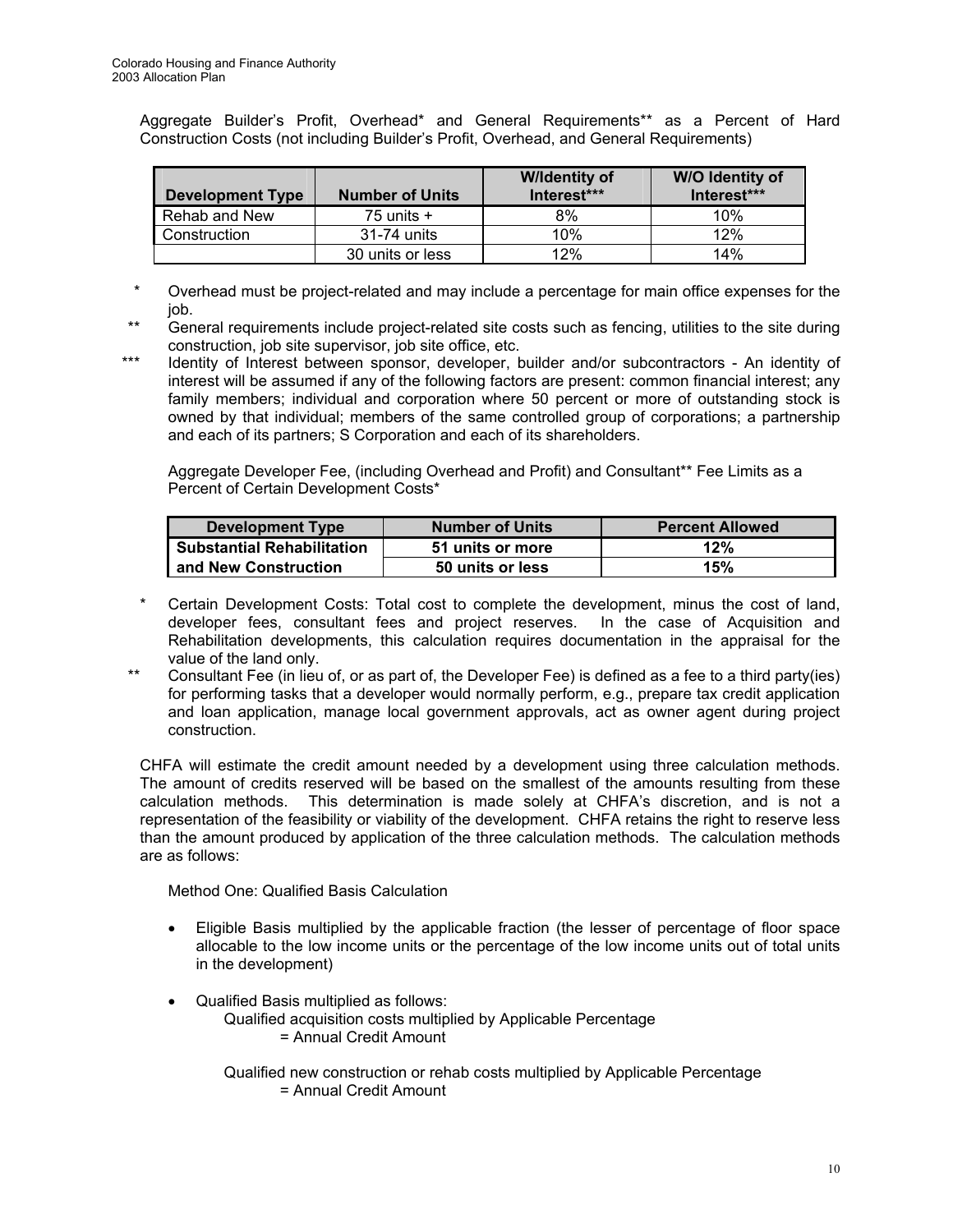Aggregate Builder's Profit, Overhead* and General Requirements** as a Percent of Hard Construction Costs (not including Builder's Profit, Overhead, and General Requirements)

| Development Type | Number of Units | W/Identity of Interest*** | W/O Identity of Interest*** |
|---|---|---|---|
| Rehab and New | 75 units + | 8% | 10% |
| Construction | 31-74 units | 10% | 12% |
| | 30 units or less | 12% | 14% |

\* Overhead must be project-related and may include a percentage for main office expenses for the job.

\** General requirements include project-related site costs such as fencing, utilities to the site during construction, job site supervisor, job site office, etc.

\*** Identity of Interest between sponsor, developer, builder and/or subcontractors - An identity of interest will be assumed if any of the following factors are present: common financial interest; any family members; individual and corporation where 50 percent or more of outstanding stock is owned by that individual; members of the same controlled group of corporations; a partnership and each of its partners; S Corporation and each of its shareholders.

Aggregate Developer Fee, (including Overhead and Profit) and Consultant** Fee Limits as a Percent of Certain Development Costs*

| Development Type | Number of Units | Percent Allowed |
|---|---|---|
| **Substantial Rehabilitation** | **51 units or more** | **12%** |
| **and New Construction** | **50 units or less** | **15%** |

\* Certain Development Costs: Total cost to complete the development, minus the cost of land, developer fees, consultant fees and project reserves. In the case of Acquisition and Rehabilitation developments, this calculation requires documentation in the appraisal for the value of the land only.

\** Consultant Fee (in lieu of, or as part of, the Developer Fee) is defined as a fee to a third party(ies) for performing tasks that a developer would normally perform, e.g., prepare tax credit application and loan application, manage local government approvals, act as owner agent during project construction.

CHFA will estimate the credit amount needed by a development using three calculation methods. The amount of credits reserved will be based on the smallest of the amounts resulting from these calculation methods. This determination is made solely at CHFA's discretion, and is not a representation of the feasibility or viability of the development. CHFA retains the right to reserve less than the amount produced by application of the three calculation methods. The calculation methods are as follows:

Method One: Qualified Basis Calculation

- Eligible Basis multiplied by the applicable fraction (the lesser of percentage of floor space allocable to the low income units or the percentage of the low income units out of total units in the development)

- Qualified Basis multiplied as follows:

  Qualified acquisition costs multiplied by Applicable Percentage
  = Annual Credit Amount

  Qualified new construction or rehab costs multiplied by Applicable Percentage
  = Annual Credit Amount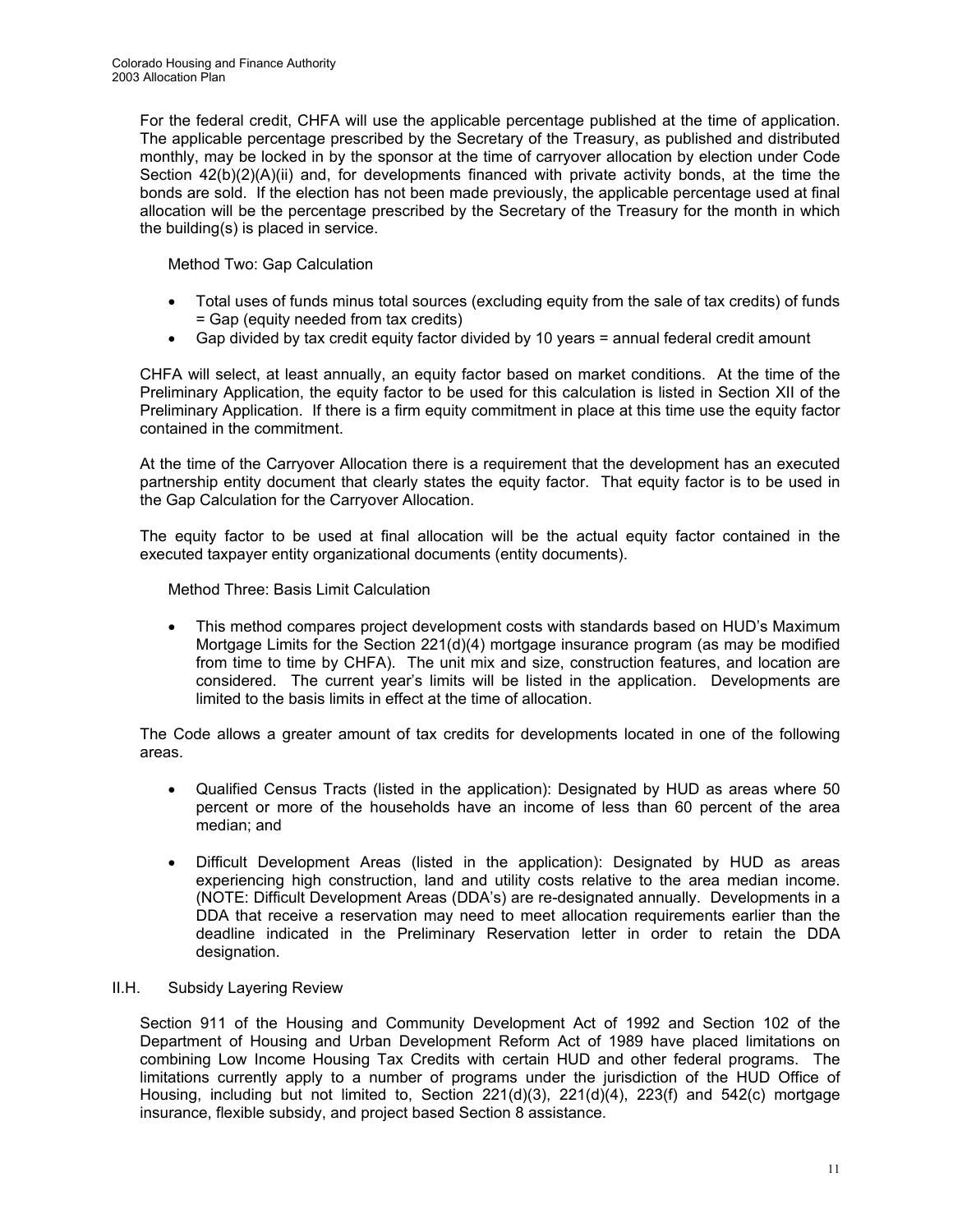For the federal credit, CHFA will use the applicable percentage published at the time of application. The applicable percentage prescribed by the Secretary of the Treasury, as published and distributed monthly, may be locked in by the sponsor at the time of carryover allocation by election under Code Section 42(b)(2)(A)(ii) and, for developments financed with private activity bonds, at the time the bonds are sold. If the election has not been made previously, the applicable percentage used at final allocation will be the percentage prescribed by the Secretary of the Treasury for the month in which the building(s) is placed in service.

Method Two: Gap Calculation

- Total uses of funds minus total sources (excluding equity from the sale of tax credits) of funds = Gap (equity needed from tax credits)
- Gap divided by tax credit equity factor divided by 10 years = annual federal credit amount

CHFA will select, at least annually, an equity factor based on market conditions. At the time of the Preliminary Application, the equity factor to be used for this calculation is listed in Section XII of the Preliminary Application. If there is a firm equity commitment in place at this time use the equity factor contained in the commitment.

At the time of the Carryover Allocation there is a requirement that the development has an executed partnership entity document that clearly states the equity factor. That equity factor is to be used in the Gap Calculation for the Carryover Allocation.

The equity factor to be used at final allocation will be the actual equity factor contained in the executed taxpayer entity organizational documents (entity documents).

Method Three: Basis Limit Calculation

- This method compares project development costs with standards based on HUD's Maximum Mortgage Limits for the Section 221(d)(4) mortgage insurance program (as may be modified from time to time by CHFA). The unit mix and size, construction features, and location are considered. The current year's limits will be listed in the application. Developments are limited to the basis limits in effect at the time of allocation.

The Code allows a greater amount of tax credits for developments located in one of the following areas.

- Qualified Census Tracts (listed in the application): Designated by HUD as areas where 50 percent or more of the households have an income of less than 60 percent of the area median; and

- Difficult Development Areas (listed in the application): Designated by HUD as areas experiencing high construction, land and utility costs relative to the area median income. (NOTE: Difficult Development Areas (DDA's) are re-designated annually. Developments in a DDA that receive a reservation may need to meet allocation requirements earlier than the deadline indicated in the Preliminary Reservation letter in order to retain the DDA designation.

## II.H. Subsidy Layering Review

Section 911 of the Housing and Community Development Act of 1992 and Section 102 of the Department of Housing and Urban Development Reform Act of 1989 have placed limitations on combining Low Income Housing Tax Credits with certain HUD and other federal programs. The limitations currently apply to a number of programs under the jurisdiction of the HUD Office of Housing, including but not limited to, Section 221(d)(3), 221(d)(4), 223(f) and 542(c) mortgage insurance, flexible subsidy, and project based Section 8 assistance.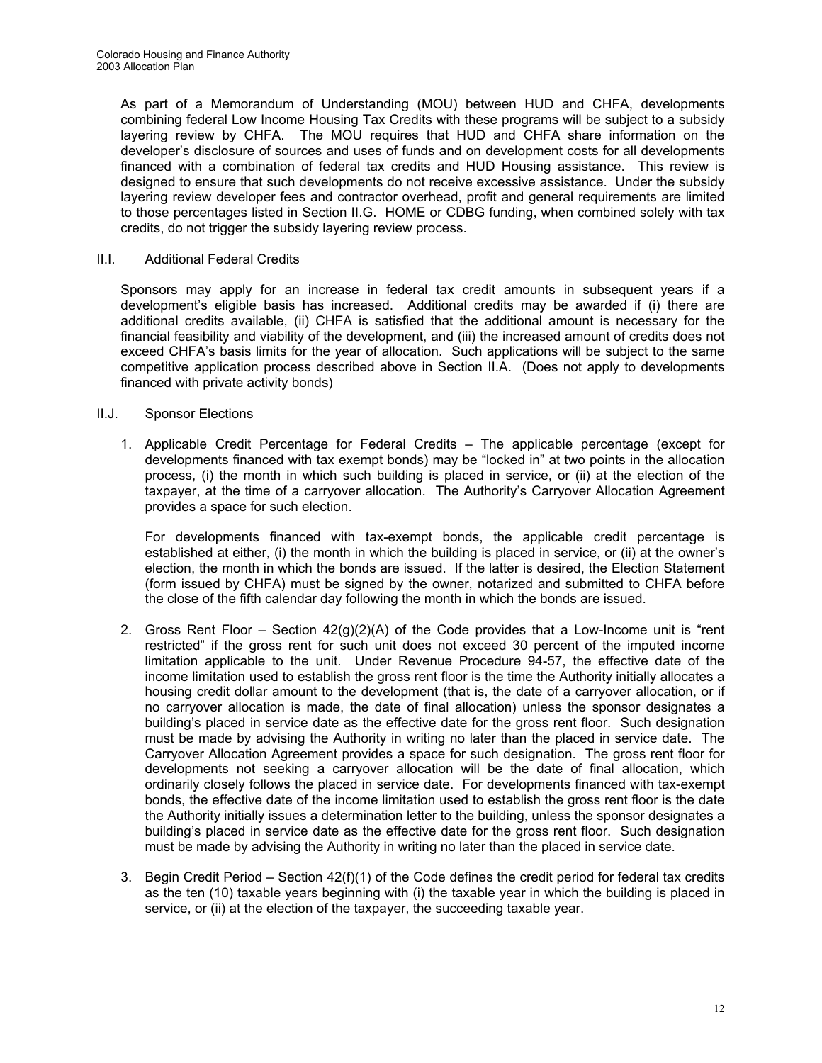As part of a Memorandum of Understanding (MOU) between HUD and CHFA, developments combining federal Low Income Housing Tax Credits with these programs will be subject to a subsidy layering review by CHFA. The MOU requires that HUD and CHFA share information on the developer's disclosure of sources and uses of funds and on development costs for all developments financed with a combination of federal tax credits and HUD Housing assistance. This review is designed to ensure that such developments do not receive excessive assistance. Under the subsidy layering review developer fees and contractor overhead, profit and general requirements are limited to those percentages listed in Section II.G. HOME or CDBG funding, when combined solely with tax credits, do not trigger the subsidy layering review process.

## II.I. Additional Federal Credits

Sponsors may apply for an increase in federal tax credit amounts in subsequent years if a development's eligible basis has increased. Additional credits may be awarded if (i) there are additional credits available, (ii) CHFA is satisfied that the additional amount is necessary for the financial feasibility and viability of the development, and (iii) the increased amount of credits does not exceed CHFA's basis limits for the year of allocation. Such applications will be subject to the same competitive application process described above in Section II.A. (Does not apply to developments financed with private activity bonds)

## II.J. Sponsor Elections

1. Applicable Credit Percentage for Federal Credits – The applicable percentage (except for developments financed with tax exempt bonds) may be "locked in" at two points in the allocation process, (i) the month in which such building is placed in service, or (ii) at the election of the taxpayer, at the time of a carryover allocation. The Authority's Carryover Allocation Agreement provides a space for such election.

   For developments financed with tax-exempt bonds, the applicable credit percentage is established at either, (i) the month in which the building is placed in service, or (ii) at the owner's election, the month in which the bonds are issued. If the latter is desired, the Election Statement (form issued by CHFA) must be signed by the owner, notarized and submitted to CHFA before the close of the fifth calendar day following the month in which the bonds are issued.

2. Gross Rent Floor – Section 42(g)(2)(A) of the Code provides that a Low-Income unit is "rent restricted" if the gross rent for such unit does not exceed 30 percent of the imputed income limitation applicable to the unit. Under Revenue Procedure 94-57, the effective date of the income limitation used to establish the gross rent floor is the time the Authority initially allocates a housing credit dollar amount to the development (that is, the date of a carryover allocation, or if no carryover allocation is made, the date of final allocation) unless the sponsor designates a building's placed in service date as the effective date for the gross rent floor. Such designation must be made by advising the Authority in writing no later than the placed in service date. The Carryover Allocation Agreement provides a space for such designation. The gross rent floor for developments not seeking a carryover allocation will be the date of final allocation, which ordinarily closely follows the placed in service date. For developments financed with tax-exempt bonds, the effective date of the income limitation used to establish the gross rent floor is the date the Authority initially issues a determination letter to the building, unless the sponsor designates a building's placed in service date as the effective date for the gross rent floor. Such designation must be made by advising the Authority in writing no later than the placed in service date.

3. Begin Credit Period – Section 42(f)(1) of the Code defines the credit period for federal tax credits as the ten (10) taxable years beginning with (i) the taxable year in which the building is placed in service, or (ii) at the election of the taxpayer, the succeeding taxable year.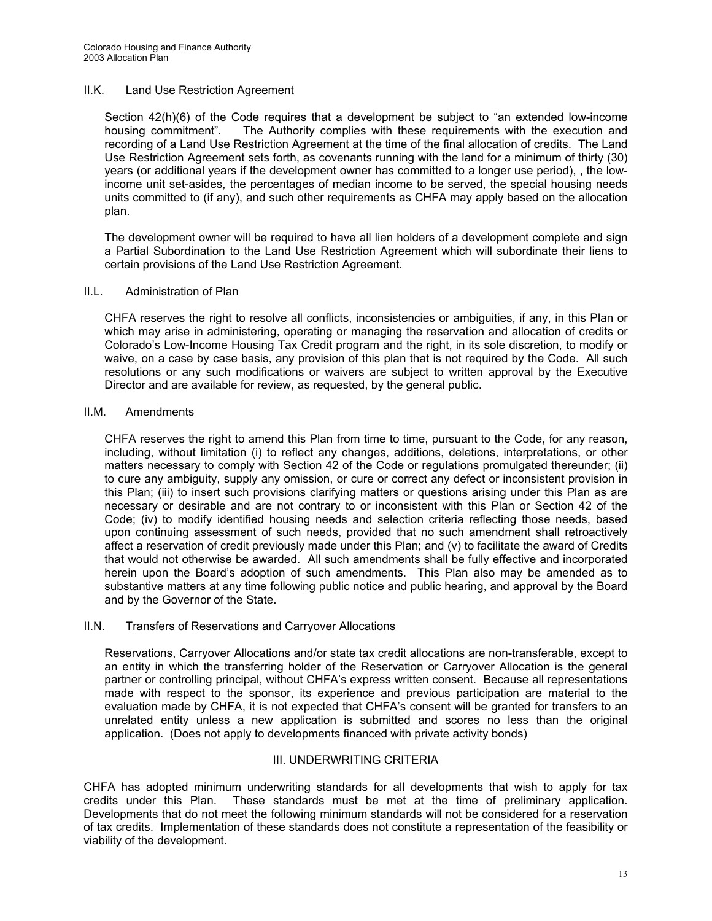### II.K. Land Use Restriction Agreement

Section 42(h)(6) of the Code requires that a development be subject to "an extended low-income housing commitment". The Authority complies with these requirements with the execution and recording of a Land Use Restriction Agreement at the time of the final allocation of credits. The Land Use Restriction Agreement sets forth, as covenants running with the land for a minimum of thirty (30) years (or additional years if the development owner has committed to a longer use period), , the low-income unit set-asides, the percentages of median income to be served, the special housing needs units committed to (if any), and such other requirements as CHFA may apply based on the allocation plan.

The development owner will be required to have all lien holders of a development complete and sign a Partial Subordination to the Land Use Restriction Agreement which will subordinate their liens to certain provisions of the Land Use Restriction Agreement.

### II.L. Administration of Plan

CHFA reserves the right to resolve all conflicts, inconsistencies or ambiguities, if any, in this Plan or which may arise in administering, operating or managing the reservation and allocation of credits or Colorado's Low-Income Housing Tax Credit program and the right, in its sole discretion, to modify or waive, on a case by case basis, any provision of this plan that is not required by the Code. All such resolutions or any such modifications or waivers are subject to written approval by the Executive Director and are available for review, as requested, by the general public.

### II.M. Amendments

CHFA reserves the right to amend this Plan from time to time, pursuant to the Code, for any reason, including, without limitation (i) to reflect any changes, additions, deletions, interpretations, or other matters necessary to comply with Section 42 of the Code or regulations promulgated thereunder; (ii) to cure any ambiguity, supply any omission, or cure or correct any defect or inconsistent provision in this Plan; (iii) to insert such provisions clarifying matters or questions arising under this Plan as are necessary or desirable and are not contrary to or inconsistent with this Plan or Section 42 of the Code; (iv) to modify identified housing needs and selection criteria reflecting those needs, based upon continuing assessment of such needs, provided that no such amendment shall retroactively affect a reservation of credit previously made under this Plan; and (v) to facilitate the award of Credits that would not otherwise be awarded. All such amendments shall be fully effective and incorporated herein upon the Board's adoption of such amendments. This Plan also may be amended as to substantive matters at any time following public notice and public hearing, and approval by the Board and by the Governor of the State.

### II.N. Transfers of Reservations and Carryover Allocations

Reservations, Carryover Allocations and/or state tax credit allocations are non-transferable, except to an entity in which the transferring holder of the Reservation or Carryover Allocation is the general partner or controlling principal, without CHFA's express written consent. Because all representations made with respect to the sponsor, its experience and previous participation are material to the evaluation made by CHFA, it is not expected that CHFA's consent will be granted for transfers to an unrelated entity unless a new application is submitted and scores no less than the original application. (Does not apply to developments financed with private activity bonds)

## III. UNDERWRITING CRITERIA

CHFA has adopted minimum underwriting standards for all developments that wish to apply for tax credits under this Plan. These standards must be met at the time of preliminary application. Developments that do not meet the following minimum standards will not be considered for a reservation of tax credits. Implementation of these standards does not constitute a representation of the feasibility or viability of the development.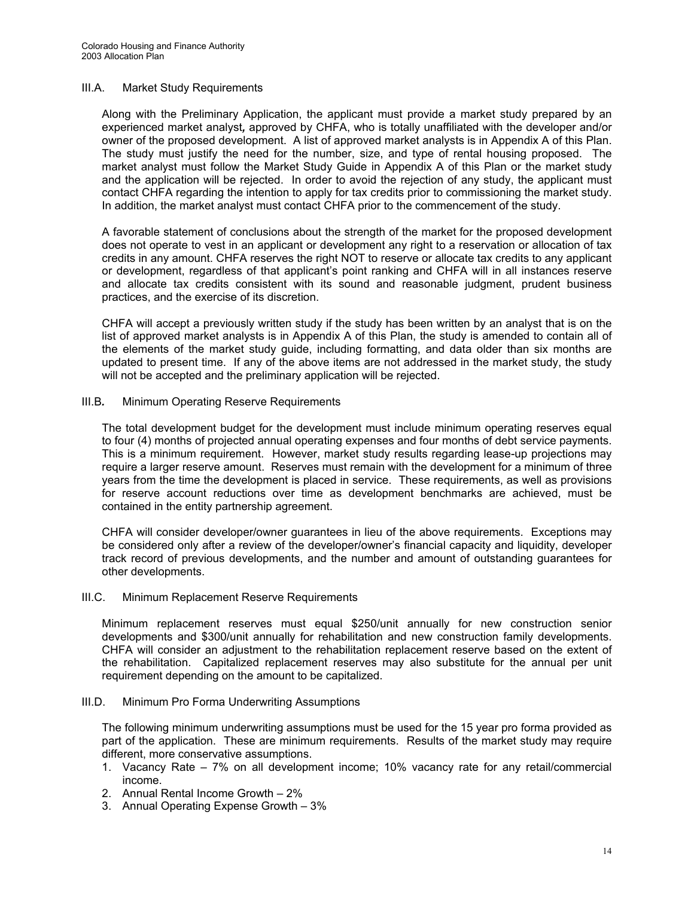## III.A. Market Study Requirements

Along with the Preliminary Application, the applicant must provide a market study prepared by an experienced market analyst*,* approved by CHFA, who is totally unaffiliated with the developer and/or owner of the proposed development. A list of approved market analysts is in Appendix A of this Plan. The study must justify the need for the number, size, and type of rental housing proposed. The market analyst must follow the Market Study Guide in Appendix A of this Plan or the market study and the application will be rejected. In order to avoid the rejection of any study, the applicant must contact CHFA regarding the intention to apply for tax credits prior to commissioning the market study. In addition, the market analyst must contact CHFA prior to the commencement of the study.

A favorable statement of conclusions about the strength of the market for the proposed development does not operate to vest in an applicant or development any right to a reservation or allocation of tax credits in any amount. CHFA reserves the right NOT to reserve or allocate tax credits to any applicant or development, regardless of that applicant's point ranking and CHFA will in all instances reserve and allocate tax credits consistent with its sound and reasonable judgment, prudent business practices, and the exercise of its discretion.

CHFA will accept a previously written study if the study has been written by an analyst that is on the list of approved market analysts is in Appendix A of this Plan, the study is amended to contain all of the elements of the market study guide, including formatting, and data older than six months are updated to present time. If any of the above items are not addressed in the market study, the study will not be accepted and the preliminary application will be rejected.

## III.B. Minimum Operating Reserve Requirements

The total development budget for the development must include minimum operating reserves equal to four (4) months of projected annual operating expenses and four months of debt service payments. This is a minimum requirement. However, market study results regarding lease-up projections may require a larger reserve amount. Reserves must remain with the development for a minimum of three years from the time the development is placed in service. These requirements, as well as provisions for reserve account reductions over time as development benchmarks are achieved, must be contained in the entity partnership agreement.

CHFA will consider developer/owner guarantees in lieu of the above requirements. Exceptions may be considered only after a review of the developer/owner's financial capacity and liquidity, developer track record of previous developments, and the number and amount of outstanding guarantees for other developments.

## III.C. Minimum Replacement Reserve Requirements

Minimum replacement reserves must equal $250/unit annually for new construction senior developments and $300/unit annually for rehabilitation and new construction family developments. CHFA will consider an adjustment to the rehabilitation replacement reserve based on the extent of the rehabilitation. Capitalized replacement reserves may also substitute for the annual per unit requirement depending on the amount to be capitalized.

## III.D. Minimum Pro Forma Underwriting Assumptions

The following minimum underwriting assumptions must be used for the 15 year pro forma provided as part of the application. These are minimum requirements. Results of the market study may require different, more conservative assumptions.

1. Vacancy Rate – 7% on all development income; 10% vacancy rate for any retail/commercial income.
2. Annual Rental Income Growth – 2%
3. Annual Operating Expense Growth – 3%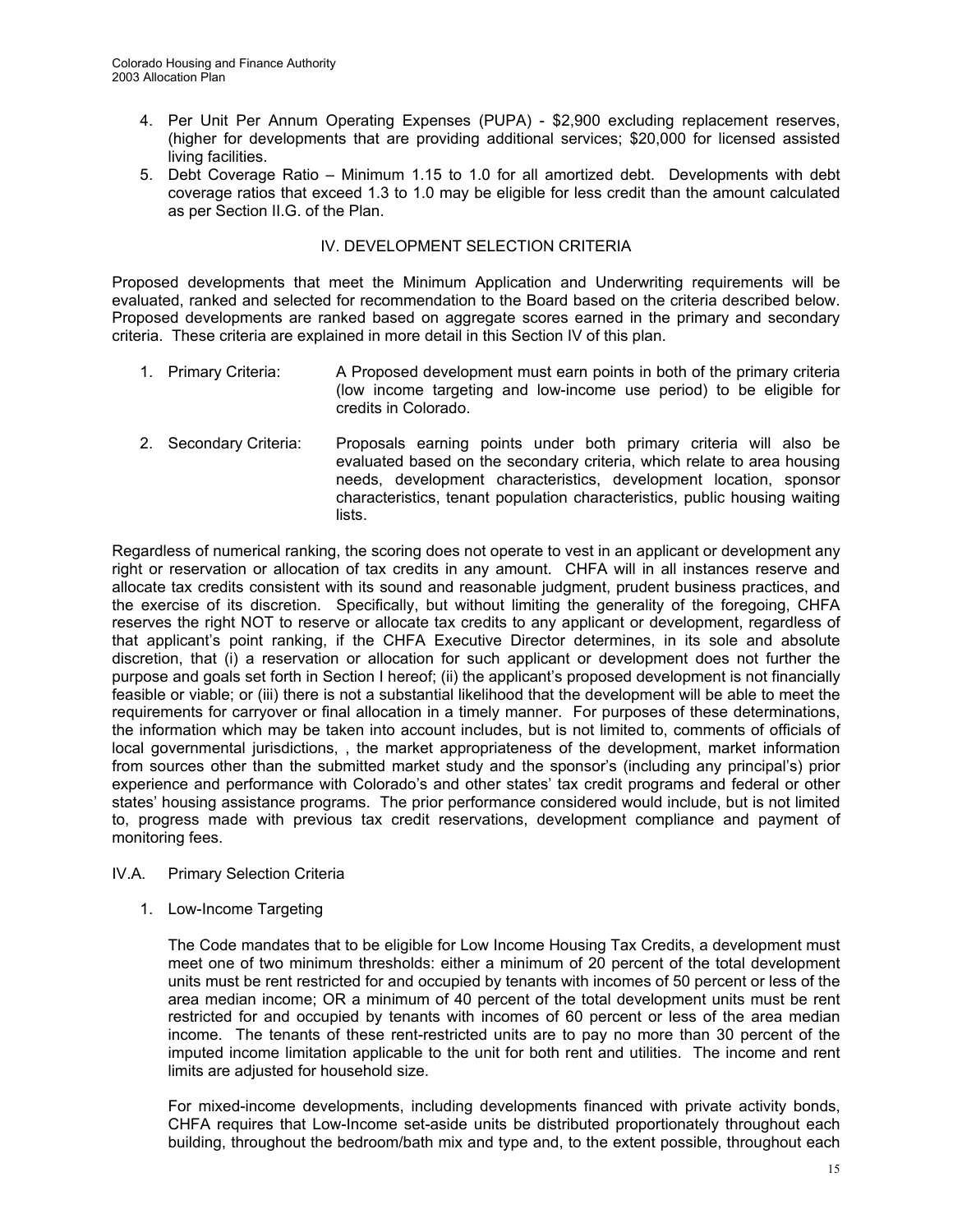4. Per Unit Per Annum Operating Expenses (PUPA) - $2,900 excluding replacement reserves, (higher for developments that are providing additional services; $20,000 for licensed assisted living facilities.
5. Debt Coverage Ratio – Minimum 1.15 to 1.0 for all amortized debt. Developments with debt coverage ratios that exceed 1.3 to 1.0 may be eligible for less credit than the amount calculated as per Section II.G. of the Plan.

## IV. DEVELOPMENT SELECTION CRITERIA

Proposed developments that meet the Minimum Application and Underwriting requirements will be evaluated, ranked and selected for recommendation to the Board based on the criteria described below. Proposed developments are ranked based on aggregate scores earned in the primary and secondary criteria. These criteria are explained in more detail in this Section IV of this plan.

1. Primary Criteria: A Proposed development must earn points in both of the primary criteria (low income targeting and low-income use period) to be eligible for credits in Colorado.

2. Secondary Criteria: Proposals earning points under both primary criteria will also be evaluated based on the secondary criteria, which relate to area housing needs, development characteristics, development location, sponsor characteristics, tenant population characteristics, public housing waiting lists.

Regardless of numerical ranking, the scoring does not operate to vest in an applicant or development any right or reservation or allocation of tax credits in any amount. CHFA will in all instances reserve and allocate tax credits consistent with its sound and reasonable judgment, prudent business practices, and the exercise of its discretion. Specifically, but without limiting the generality of the foregoing, CHFA reserves the right NOT to reserve or allocate tax credits to any applicant or development, regardless of that applicant's point ranking, if the CHFA Executive Director determines, in its sole and absolute discretion, that (i) a reservation or allocation for such applicant or development does not further the purpose and goals set forth in Section I hereof; (ii) the applicant's proposed development is not financially feasible or viable; or (iii) there is not a substantial likelihood that the development will be able to meet the requirements for carryover or final allocation in a timely manner. For purposes of these determinations, the information which may be taken into account includes, but is not limited to, comments of officials of local governmental jurisdictions, , the market appropriateness of the development, market information from sources other than the submitted market study and the sponsor's (including any principal's) prior experience and performance with Colorado's and other states' tax credit programs and federal or other states' housing assistance programs. The prior performance considered would include, but is not limited to, progress made with previous tax credit reservations, development compliance and payment of monitoring fees.

### IV.A. Primary Selection Criteria

1. Low-Income Targeting

   The Code mandates that to be eligible for Low Income Housing Tax Credits, a development must meet one of two minimum thresholds: either a minimum of 20 percent of the total development units must be rent restricted for and occupied by tenants with incomes of 50 percent or less of the area median income; OR a minimum of 40 percent of the total development units must be rent restricted for and occupied by tenants with incomes of 60 percent or less of the area median income. The tenants of these rent-restricted units are to pay no more than 30 percent of the imputed income limitation applicable to the unit for both rent and utilities. The income and rent limits are adjusted for household size.

   For mixed-income developments, including developments financed with private activity bonds, CHFA requires that Low-Income set-aside units be distributed proportionately throughout each building, throughout the bedroom/bath mix and type and, to the extent possible, throughout each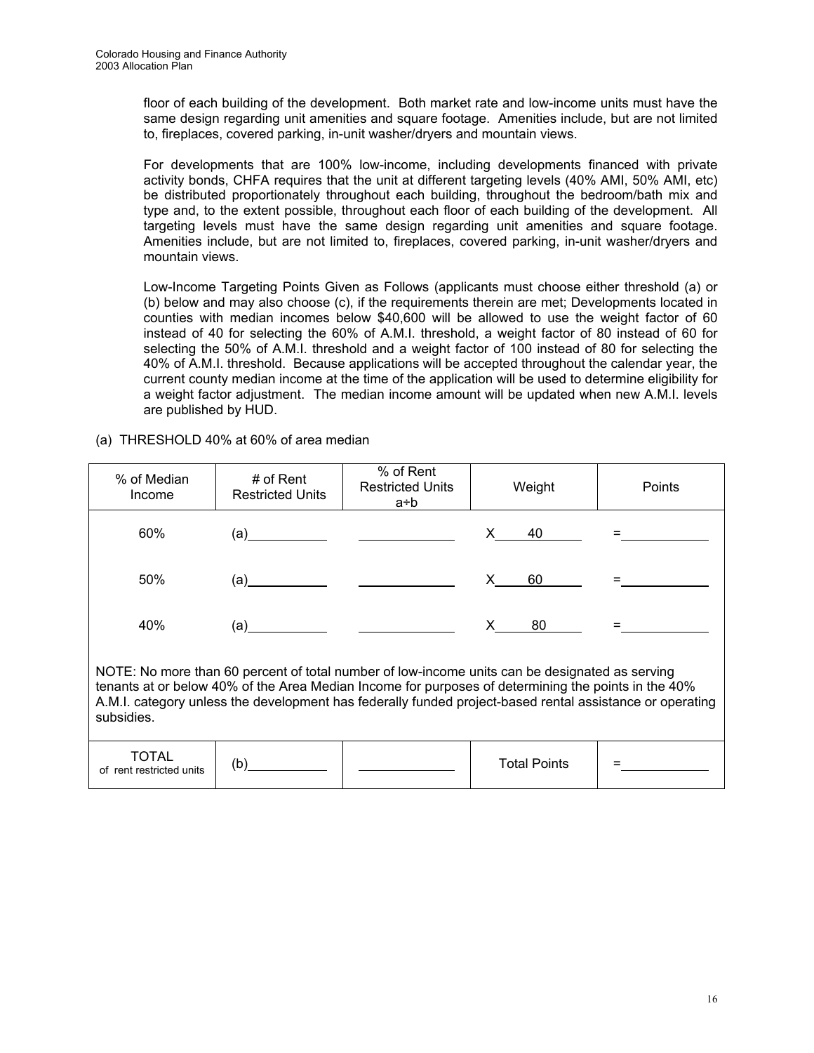floor of each building of the development. Both market rate and low-income units must have the same design regarding unit amenities and square footage. Amenities include, but are not limited to, fireplaces, covered parking, in-unit washer/dryers and mountain views.

For developments that are 100% low-income, including developments financed with private activity bonds, CHFA requires that the unit at different targeting levels (40% AMI, 50% AMI, etc) be distributed proportionately throughout each building, throughout the bedroom/bath mix and type and, to the extent possible, throughout each floor of each building of the development. All targeting levels must have the same design regarding unit amenities and square footage. Amenities include, but are not limited to, fireplaces, covered parking, in-unit washer/dryers and mountain views.

Low-Income Targeting Points Given as Follows (applicants must choose either threshold (a) or (b) below and may also choose (c), if the requirements therein are met; Developments located in counties with median incomes below $40,600 will be allowed to use the weight factor of 60 instead of 40 for selecting the 60% of A.M.I. threshold, a weight factor of 80 instead of 60 for selecting the 50% of A.M.I. threshold and a weight factor of 100 instead of 80 for selecting the 40% of A.M.I. threshold. Because applications will be accepted throughout the calendar year, the current county median income at the time of the application will be used to determine eligibility for a weight factor adjustment. The median income amount will be updated when new A.M.I. levels are published by HUD.

(a) THRESHOLD 40% at 60% of area median

| % of Median Income | # of Rent Restricted Units | % of Rent Restricted Units a÷b | Weight | Points |
|---|---|---|---|---|
| 60% | (a)\_\_\_\_\_\_\_\_ | \_\_\_\_\_\_\_\_ | X 40 | = \_\_\_\_\_\_\_\_ |
| 50% | (a)\_\_\_\_\_\_\_\_ | \_\_\_\_\_\_\_\_ | X 60 | = \_\_\_\_\_\_\_\_ |
| 40% | (a)\_\_\_\_\_\_\_\_ | \_\_\_\_\_\_\_\_ | X 80 | = \_\_\_\_\_\_\_\_ |
| NOTE: No more than 60 percent of total number of low-income units can be designated as serving tenants at or below 40% of the Area Median Income for purposes of determining the points in the 40% A.M.I. category unless the development has federally funded project-based rental assistance or operating subsidies. | | | | |
| TOTAL of rent restricted units | (b)\_\_\_\_\_\_\_\_ | \_\_\_\_\_\_\_\_ | Total Points | = \_\_\_\_\_\_\_\_ |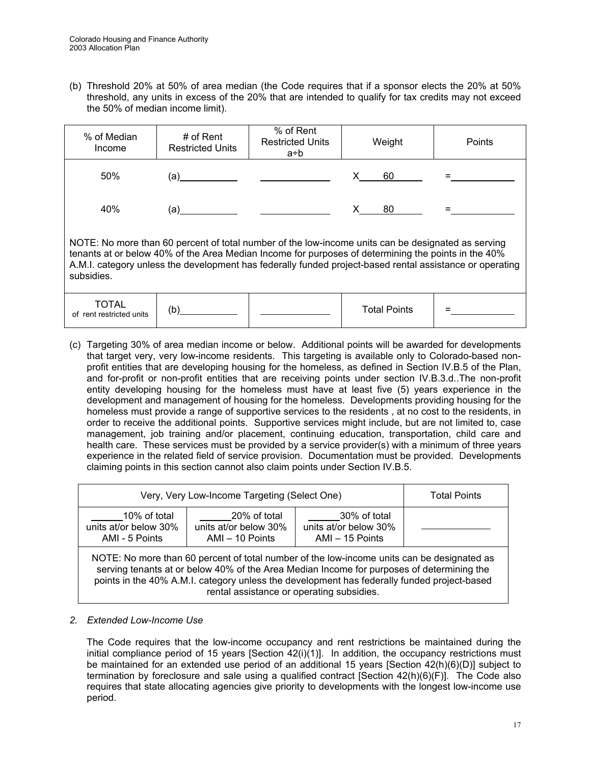(b) Threshold 20% at 50% of area median (the Code requires that if a sponsor elects the 20% at 50% threshold, any units in excess of the 20% that are intended to qualify for tax credits may not exceed the 50% of median income limit).

| % of Median Income | # of Rent Restricted Units | % of Rent Restricted Units a÷b | Weight | Points |
|---|---|---|---|---|
| 50% | (a)\_\_\_\_\_\_\_\_\_\_ | \_\_\_\_\_\_\_\_\_\_ | X 60 | =\_\_\_\_\_\_\_\_\_\_ |
| 40% | (a)\_\_\_\_\_\_\_\_\_\_ | \_\_\_\_\_\_\_\_\_\_ | X 80 | =\_\_\_\_\_\_\_\_\_\_ |
| NOTE: No more than 60 percent of total number of the low-income units can be designated as serving tenants at or below 40% of the Area Median Income for purposes of determining the points in the 40% A.M.I. category unless the development has federally funded project-based rental assistance or operating subsidies. | | | | |
| TOTAL of rent restricted units | (b)\_\_\_\_\_\_\_\_\_\_ | \_\_\_\_\_\_\_\_\_\_ | Total Points | =\_\_\_\_\_\_\_\_\_\_ |

(c) Targeting 30% of area median income or below. Additional points will be awarded for developments that target very, very low-income residents. This targeting is available only to Colorado-based non-profit entities that are developing housing for the homeless, as defined in Section IV.B.5 of the Plan, and for-profit or non-profit entities that are receiving points under section IV.B.3.d..The non-profit entity developing housing for the homeless must have at least five (5) years experience in the development and management of housing for the homeless. Developments providing housing for the homeless must provide a range of supportive services to the residents , at no cost to the residents, in order to receive the additional points. Supportive services might include, but are not limited to, case management, job training and/or placement, continuing education, transportation, child care and health care. These services must be provided by a service provider(s) with a minimum of three years experience in the related field of service provision. Documentation must be provided. Developments claiming points in this section cannot also claim points under Section IV.B.5.

| Very, Very Low-Income Targeting (Select One) | | | Total Points |
|---|---|---|---|
| \_\_\_\_\_\_10% of total units at/or below 30% AMI - 5 Points | \_\_\_\_\_\_20% of total units at/or below 30% AMI – 10 Points | \_\_\_\_\_\_30% of total units at/or below 30% AMI – 15 Points | \_\_\_\_\_\_\_\_\_\_ |
| NOTE: No more than 60 percent of total number of the low-income units can be designated as serving tenants at or below 40% of the Area Median Income for purposes of determining the points in the 40% A.M.I. category unless the development has federally funded project-based rental assistance or operating subsidies. | | | |

*2. Extended Low-Income Use*

The Code requires that the low-income occupancy and rent restrictions be maintained during the initial compliance period of 15 years [Section 42(i)(1)]. In addition, the occupancy restrictions must be maintained for an extended use period of an additional 15 years [Section 42(h)(6)(D)] subject to termination by foreclosure and sale using a qualified contract [Section 42(h)(6)(F)]. The Code also requires that state allocating agencies give priority to developments with the longest low-income use period.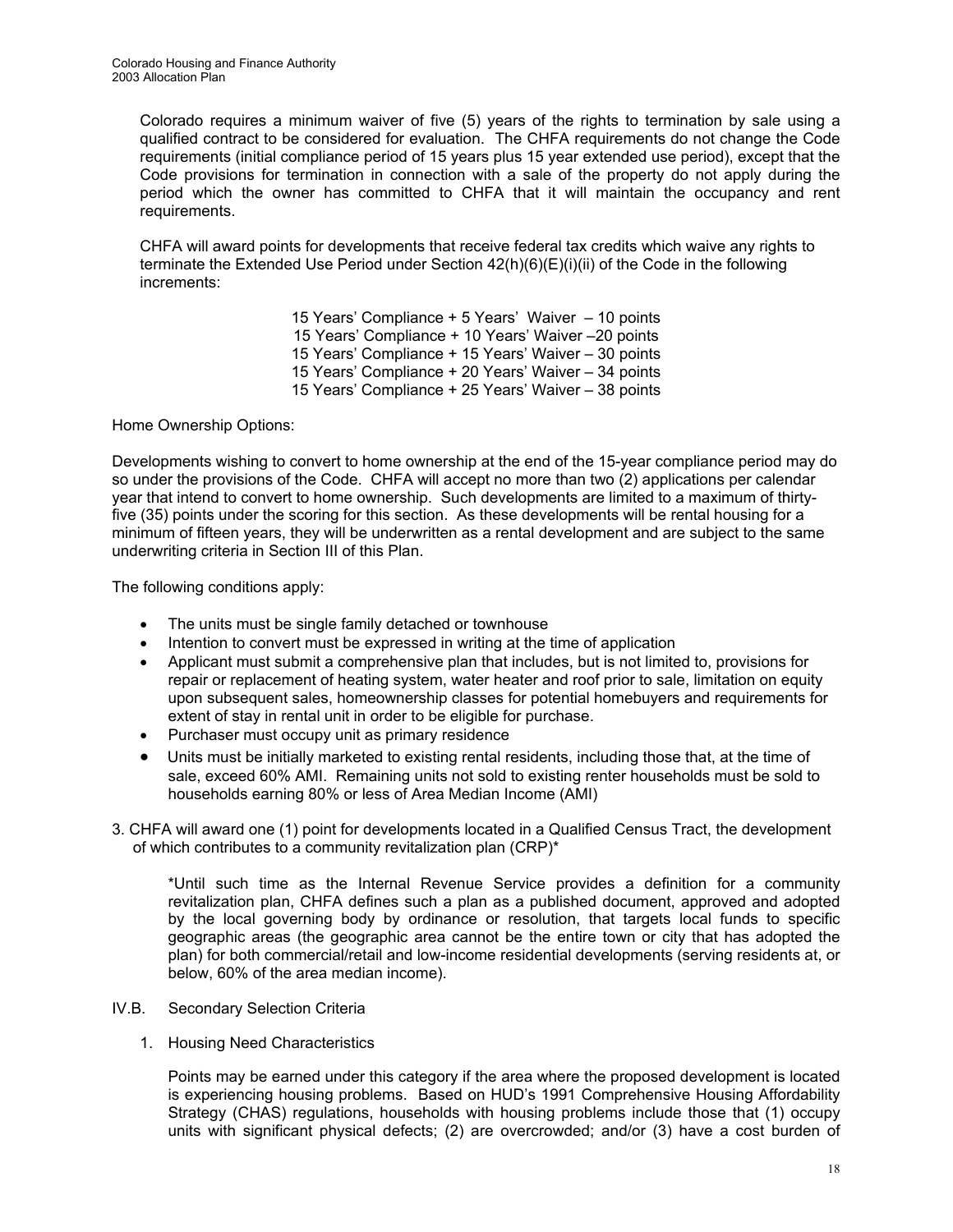Colorado requires a minimum waiver of five (5) years of the rights to termination by sale using a qualified contract to be considered for evaluation. The CHFA requirements do not change the Code requirements (initial compliance period of 15 years plus 15 year extended use period), except that the Code provisions for termination in connection with a sale of the property do not apply during the period which the owner has committed to CHFA that it will maintain the occupancy and rent requirements.

CHFA will award points for developments that receive federal tax credits which waive any rights to terminate the Extended Use Period under Section 42(h)(6)(E)(i)(ii) of the Code in the following increments:

15 Years' Compliance + 5 Years' Waiver – 10 points
15 Years' Compliance + 10 Years' Waiver –20 points
15 Years' Compliance + 15 Years' Waiver – 30 points
15 Years' Compliance + 20 Years' Waiver – 34 points
15 Years' Compliance + 25 Years' Waiver – 38 points

Home Ownership Options:

Developments wishing to convert to home ownership at the end of the 15-year compliance period may do so under the provisions of the Code. CHFA will accept no more than two (2) applications per calendar year that intend to convert to home ownership. Such developments are limited to a maximum of thirty-five (35) points under the scoring for this section. As these developments will be rental housing for a minimum of fifteen years, they will be underwritten as a rental development and are subject to the same underwriting criteria in Section III of this Plan.

The following conditions apply:

- The units must be single family detached or townhouse
- Intention to convert must be expressed in writing at the time of application
- Applicant must submit a comprehensive plan that includes, but is not limited to, provisions for repair or replacement of heating system, water heater and roof prior to sale, limitation on equity upon subsequent sales, homeownership classes for potential homebuyers and requirements for extent of stay in rental unit in order to be eligible for purchase.
- Purchaser must occupy unit as primary residence
- Units must be initially marketed to existing rental residents, including those that, at the time of sale, exceed 60% AMI. Remaining units not sold to existing renter households must be sold to households earning 80% or less of Area Median Income (AMI)

3. CHFA will award one (1) point for developments located in a Qualified Census Tract, the development of which contributes to a community revitalization plan (CRP)*

   *Until such time as the Internal Revenue Service provides a definition for a community revitalization plan, CHFA defines such a plan as a published document, approved and adopted by the local governing body by ordinance or resolution, that targets local funds to specific geographic areas (the geographic area cannot be the entire town or city that has adopted the plan) for both commercial/retail and low-income residential developments (serving residents at, or below, 60% of the area median income).

IV.B. Secondary Selection Criteria

1. Housing Need Characteristics

   Points may be earned under this category if the area where the proposed development is located is experiencing housing problems. Based on HUD's 1991 Comprehensive Housing Affordability Strategy (CHAS) regulations, households with housing problems include those that (1) occupy units with significant physical defects; (2) are overcrowded; and/or (3) have a cost burden of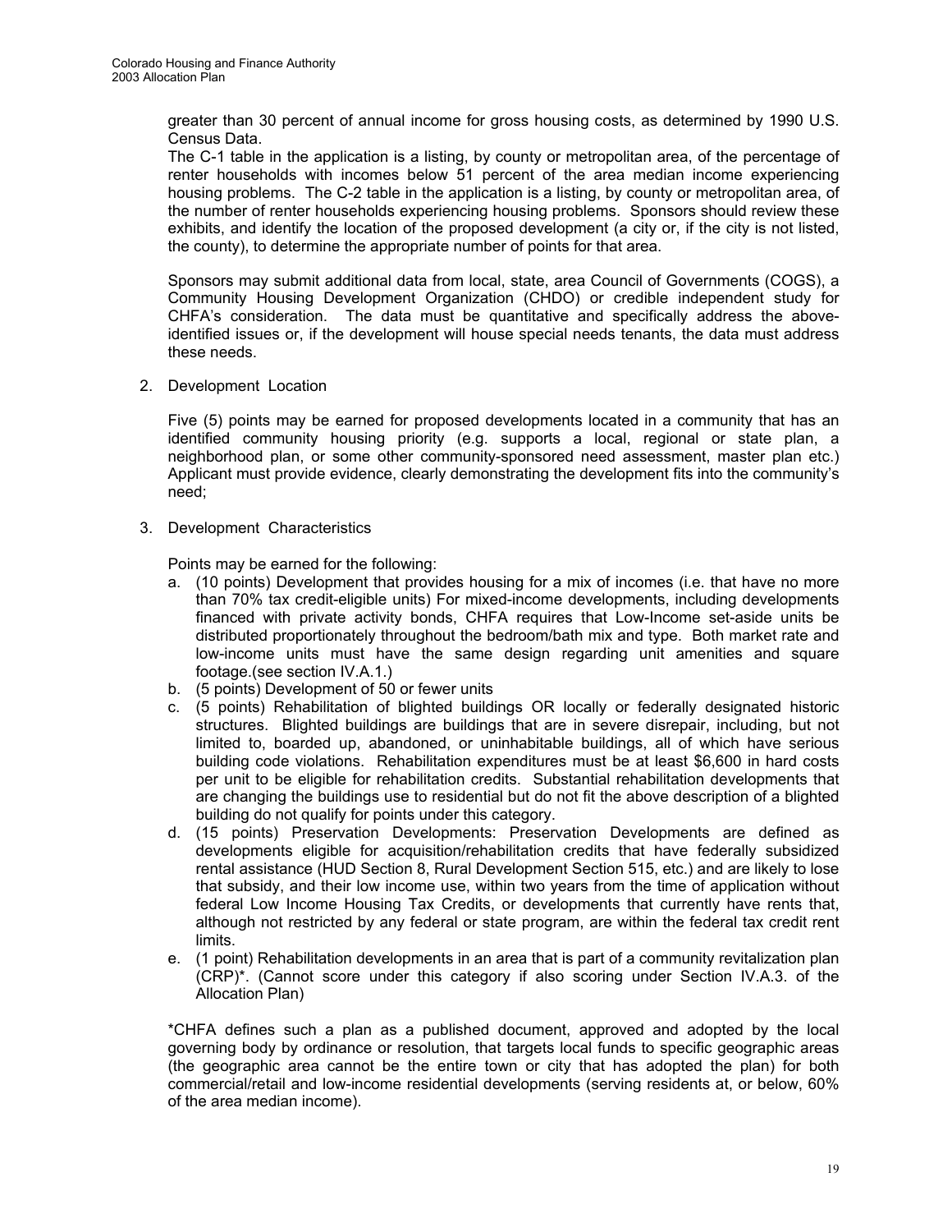greater than 30 percent of annual income for gross housing costs, as determined by 1990 U.S. Census Data.

The C-1 table in the application is a listing, by county or metropolitan area, of the percentage of renter households with incomes below 51 percent of the area median income experiencing housing problems. The C-2 table in the application is a listing, by county or metropolitan area, of the number of renter households experiencing housing problems. Sponsors should review these exhibits, and identify the location of the proposed development (a city or, if the city is not listed, the county), to determine the appropriate number of points for that area.

Sponsors may submit additional data from local, state, area Council of Governments (COGS), a Community Housing Development Organization (CHDO) or credible independent study for CHFA's consideration. The data must be quantitative and specifically address the above-identified issues or, if the development will house special needs tenants, the data must address these needs.

2. Development Location

   Five (5) points may be earned for proposed developments located in a community that has an identified community housing priority (e.g. supports a local, regional or state plan, a neighborhood plan, or some other community-sponsored need assessment, master plan etc.) Applicant must provide evidence, clearly demonstrating the development fits into the community's need;

3. Development Characteristics

   Points may be earned for the following:

   a. (10 points) Development that provides housing for a mix of incomes (i.e. that have no more than 70% tax credit-eligible units) For mixed-income developments, including developments financed with private activity bonds, CHFA requires that Low-Income set-aside units be distributed proportionately throughout the bedroom/bath mix and type. Both market rate and low-income units must have the same design regarding unit amenities and square footage.(see section IV.A.1.)
   b. (5 points) Development of 50 or fewer units
   c. (5 points) Rehabilitation of blighted buildings OR locally or federally designated historic structures. Blighted buildings are buildings that are in severe disrepair, including, but not limited to, boarded up, abandoned, or uninhabitable buildings, all of which have serious building code violations. Rehabilitation expenditures must be at least $6,600 in hard costs per unit to be eligible for rehabilitation credits. Substantial rehabilitation developments that are changing the buildings use to residential but do not fit the above description of a blighted building do not qualify for points under this category.
   d. (15 points) Preservation Developments: Preservation Developments are defined as developments eligible for acquisition/rehabilitation credits that have federally subsidized rental assistance (HUD Section 8, Rural Development Section 515, etc.) and are likely to lose that subsidy, and their low income use, within two years from the time of application without federal Low Income Housing Tax Credits, or developments that currently have rents that, although not restricted by any federal or state program, are within the federal tax credit rent limits.
   e. (1 point) Rehabilitation developments in an area that is part of a community revitalization plan (CRP)*. (Cannot score under this category if also scoring under Section IV.A.3. of the Allocation Plan)

   *CHFA defines such a plan as a published document, approved and adopted by the local governing body by ordinance or resolution, that targets local funds to specific geographic areas (the geographic area cannot be the entire town or city that has adopted the plan) for both commercial/retail and low-income residential developments (serving residents at, or below, 60% of the area median income).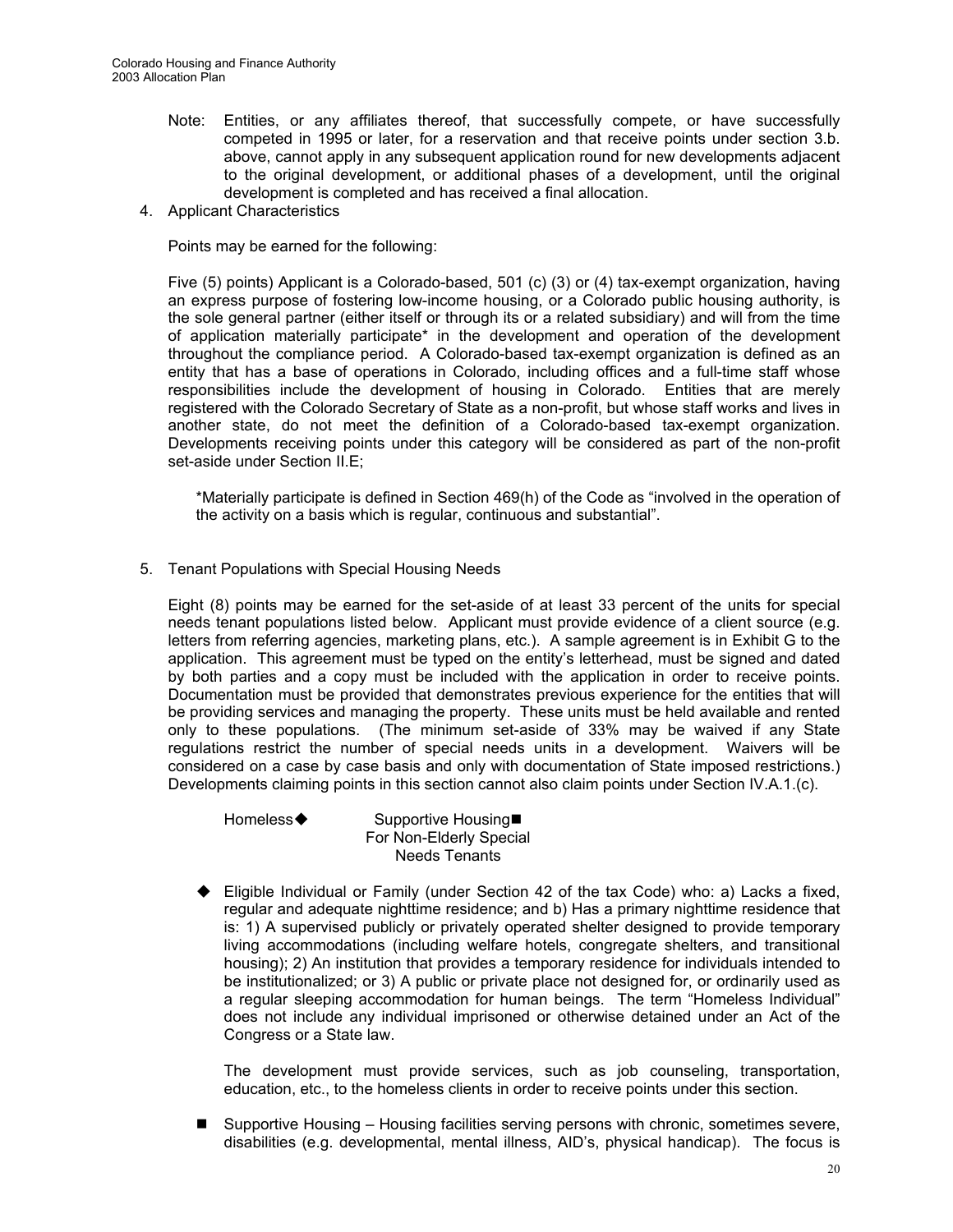Note: Entities, or any affiliates thereof, that successfully compete, or have successfully competed in 1995 or later, for a reservation and that receive points under section 3.b. above, cannot apply in any subsequent application round for new developments adjacent to the original development, or additional phases of a development, until the original development is completed and has received a final allocation.

4. Applicant Characteristics

   Points may be earned for the following:

   Five (5) points) Applicant is a Colorado-based, 501 (c) (3) or (4) tax-exempt organization, having an express purpose of fostering low-income housing, or a Colorado public housing authority, is the sole general partner (either itself or through its or a related subsidiary) and will from the time of application materially participate* in the development and operation of the development throughout the compliance period. A Colorado-based tax-exempt organization is defined as an entity that has a base of operations in Colorado, including offices and a full-time staff whose responsibilities include the development of housing in Colorado. Entities that are merely registered with the Colorado Secretary of State as a non-profit, but whose staff works and lives in another state, do not meet the definition of a Colorado-based tax-exempt organization. Developments receiving points under this category will be considered as part of the non-profit set-aside under Section II.E;

   *Materially participate is defined in Section 469(h) of the Code as "involved in the operation of the activity on a basis which is regular, continuous and substantial".

5. Tenant Populations with Special Housing Needs

   Eight (8) points may be earned for the set-aside of at least 33 percent of the units for special needs tenant populations listed below. Applicant must provide evidence of a client source (e.g. letters from referring agencies, marketing plans, etc.). A sample agreement is in Exhibit G to the application. This agreement must be typed on the entity's letterhead, must be signed and dated by both parties and a copy must be included with the application in order to receive points. Documentation must be provided that demonstrates previous experience for the entities that will be providing services and managing the property. These units must be held available and rented only to these populations. (The minimum set-aside of 33% may be waived if any State regulations restrict the number of special needs units in a development. Waivers will be considered on a case by case basis and only with documentation of State imposed restrictions.) Developments claiming points in this section cannot also claim points under Section IV.A.1.(c).

   Homeless◆ &nbsp;&nbsp;&nbsp; Supportive Housing■ For Non-Elderly Special Needs Tenants

   ◆ Eligible Individual or Family (under Section 42 of the tax Code) who: a) Lacks a fixed, regular and adequate nighttime residence; and b) Has a primary nighttime residence that is: 1) A supervised publicly or privately operated shelter designed to provide temporary living accommodations (including welfare hotels, congregate shelters, and transitional housing); 2) An institution that provides a temporary residence for individuals intended to be institutionalized; or 3) A public or private place not designed for, or ordinarily used as a regular sleeping accommodation for human beings. The term "Homeless Individual" does not include any individual imprisoned or otherwise detained under an Act of the Congress or a State law.

   The development must provide services, such as job counseling, transportation, education, etc., to the homeless clients in order to receive points under this section.

   ■ Supportive Housing – Housing facilities serving persons with chronic, sometimes severe, disabilities (e.g. developmental, mental illness, AID's, physical handicap). The focus is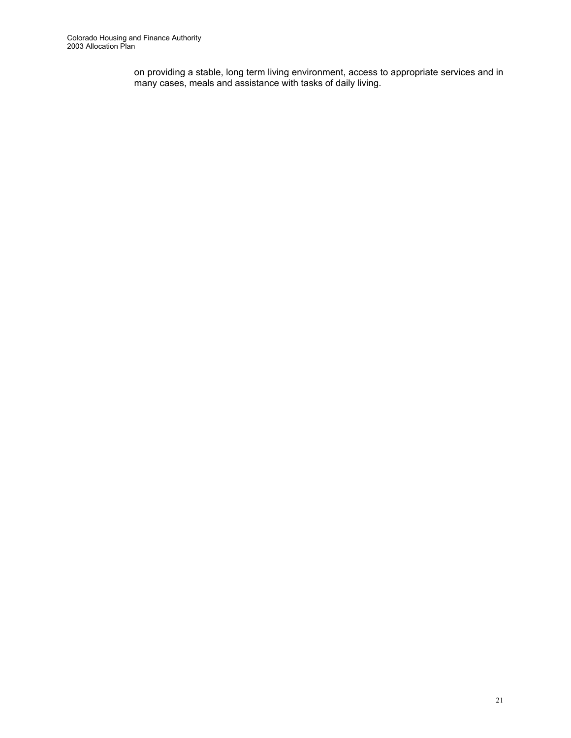on providing a stable, long term living environment, access to appropriate services and in many cases, meals and assistance with tasks of daily living.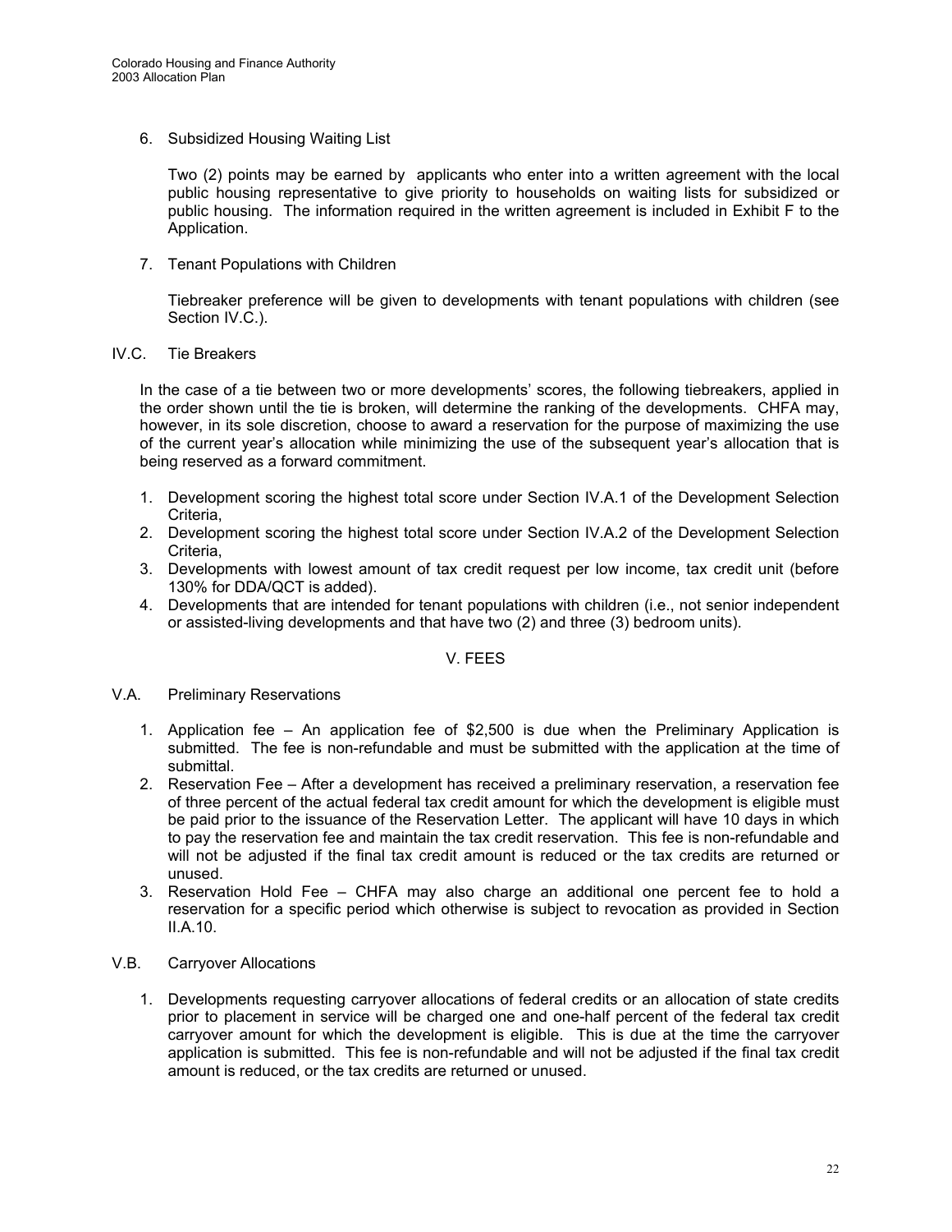6. Subsidized Housing Waiting List

   Two (2) points may be earned by applicants who enter into a written agreement with the local public housing representative to give priority to households on waiting lists for subsidized or public housing. The information required in the written agreement is included in Exhibit F to the Application.

7. Tenant Populations with Children

   Tiebreaker preference will be given to developments with tenant populations with children (see Section IV.C.).

## IV.C. Tie Breakers

In the case of a tie between two or more developments' scores, the following tiebreakers, applied in the order shown until the tie is broken, will determine the ranking of the developments. CHFA may, however, in its sole discretion, choose to award a reservation for the purpose of maximizing the use of the current year's allocation while minimizing the use of the subsequent year's allocation that is being reserved as a forward commitment.

1. Development scoring the highest total score under Section IV.A.1 of the Development Selection Criteria,
2. Development scoring the highest total score under Section IV.A.2 of the Development Selection Criteria,
3. Developments with lowest amount of tax credit request per low income, tax credit unit (before 130% for DDA/QCT is added).
4. Developments that are intended for tenant populations with children (i.e., not senior independent or assisted-living developments and that have two (2) and three (3) bedroom units).

# V. FEES

## V.A. Preliminary Reservations

1. Application fee – An application fee of $2,500 is due when the Preliminary Application is submitted. The fee is non-refundable and must be submitted with the application at the time of submittal.
2. Reservation Fee – After a development has received a preliminary reservation, a reservation fee of three percent of the actual federal tax credit amount for which the development is eligible must be paid prior to the issuance of the Reservation Letter. The applicant will have 10 days in which to pay the reservation fee and maintain the tax credit reservation. This fee is non-refundable and will not be adjusted if the final tax credit amount is reduced or the tax credits are returned or unused.
3. Reservation Hold Fee – CHFA may also charge an additional one percent fee to hold a reservation for a specific period which otherwise is subject to revocation as provided in Section II.A.10.

## V.B. Carryover Allocations

1. Developments requesting carryover allocations of federal credits or an allocation of state credits prior to placement in service will be charged one and one-half percent of the federal tax credit carryover amount for which the development is eligible. This is due at the time the carryover application is submitted. This fee is non-refundable and will not be adjusted if the final tax credit amount is reduced, or the tax credits are returned or unused.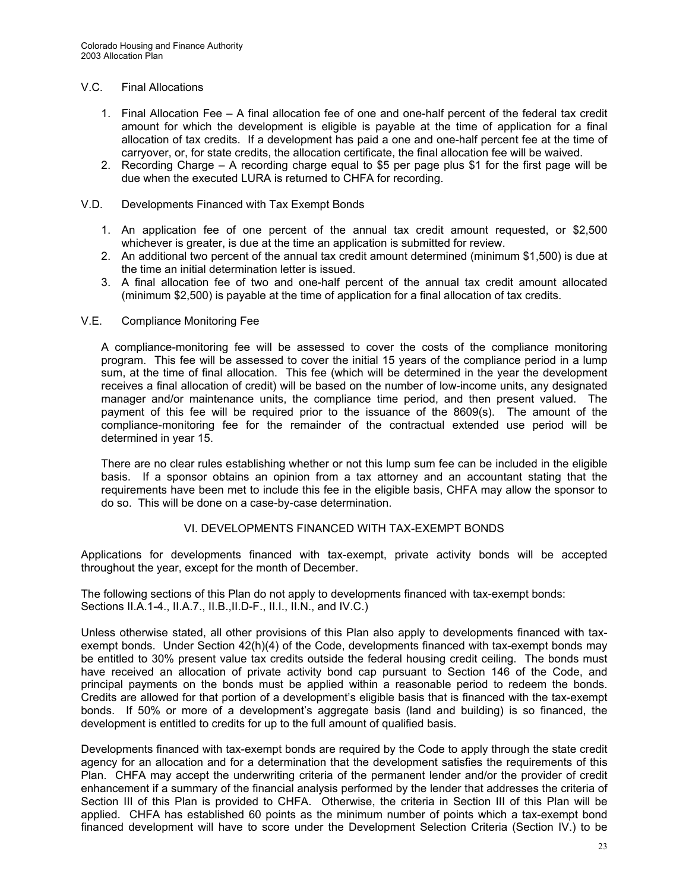### V.C. Final Allocations

1. Final Allocation Fee – A final allocation fee of one and one-half percent of the federal tax credit amount for which the development is eligible is payable at the time of application for a final allocation of tax credits. If a development has paid a one and one-half percent fee at the time of carryover, or, for state credits, the allocation certificate, the final allocation fee will be waived.
2. Recording Charge – A recording charge equal to $5 per page plus $1 for the first page will be due when the executed LURA is returned to CHFA for recording.

### V.D. Developments Financed with Tax Exempt Bonds

1. An application fee of one percent of the annual tax credit amount requested, or $2,500 whichever is greater, is due at the time an application is submitted for review.
2. An additional two percent of the annual tax credit amount determined (minimum $1,500) is due at the time an initial determination letter is issued.
3. A final allocation fee of two and one-half percent of the annual tax credit amount allocated (minimum $2,500) is payable at the time of application for a final allocation of tax credits.

### V.E. Compliance Monitoring Fee

A compliance-monitoring fee will be assessed to cover the costs of the compliance monitoring program. This fee will be assessed to cover the initial 15 years of the compliance period in a lump sum, at the time of final allocation. This fee (which will be determined in the year the development receives a final allocation of credit) will be based on the number of low-income units, any designated manager and/or maintenance units, the compliance time period, and then present valued. The payment of this fee will be required prior to the issuance of the 8609(s). The amount of the compliance-monitoring fee for the remainder of the contractual extended use period will be determined in year 15.

There are no clear rules establishing whether or not this lump sum fee can be included in the eligible basis. If a sponsor obtains an opinion from a tax attorney and an accountant stating that the requirements have been met to include this fee in the eligible basis, CHFA may allow the sponsor to do so. This will be done on a case-by-case determination.

## VI. DEVELOPMENTS FINANCED WITH TAX-EXEMPT BONDS

Applications for developments financed with tax-exempt, private activity bonds will be accepted throughout the year, except for the month of December.

The following sections of this Plan do not apply to developments financed with tax-exempt bonds: Sections II.A.1-4., II.A.7., II.B.,II.D-F., II.I., II.N., and IV.C.)

Unless otherwise stated, all other provisions of this Plan also apply to developments financed with tax-exempt bonds. Under Section 42(h)(4) of the Code, developments financed with tax-exempt bonds may be entitled to 30% present value tax credits outside the federal housing credit ceiling. The bonds must have received an allocation of private activity bond cap pursuant to Section 146 of the Code, and principal payments on the bonds must be applied within a reasonable period to redeem the bonds. Credits are allowed for that portion of a development's eligible basis that is financed with the tax-exempt bonds. If 50% or more of a development's aggregate basis (land and building) is so financed, the development is entitled to credits for up to the full amount of qualified basis.

Developments financed with tax-exempt bonds are required by the Code to apply through the state credit agency for an allocation and for a determination that the development satisfies the requirements of this Plan. CHFA may accept the underwriting criteria of the permanent lender and/or the provider of credit enhancement if a summary of the financial analysis performed by the lender that addresses the criteria of Section III of this Plan is provided to CHFA. Otherwise, the criteria in Section III of this Plan will be applied. CHFA has established 60 points as the minimum number of points which a tax-exempt bond financed development will have to score under the Development Selection Criteria (Section IV.) to be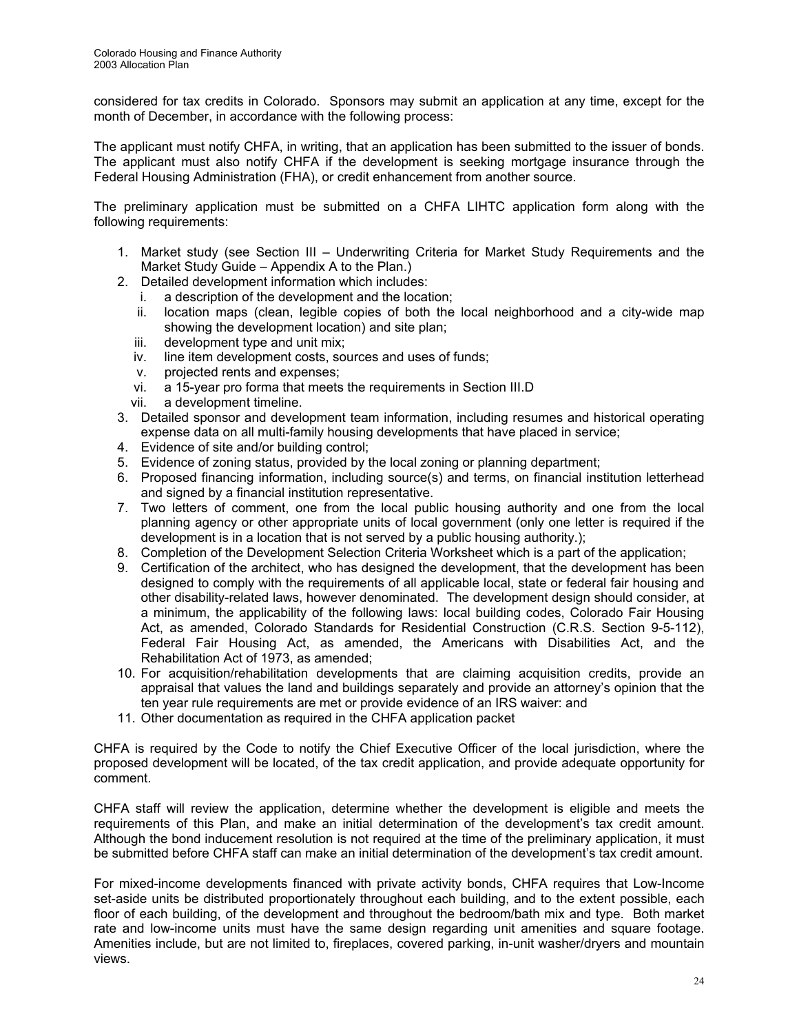considered for tax credits in Colorado. Sponsors may submit an application at any time, except for the month of December, in accordance with the following process:

The applicant must notify CHFA, in writing, that an application has been submitted to the issuer of bonds. The applicant must also notify CHFA if the development is seeking mortgage insurance through the Federal Housing Administration (FHA), or credit enhancement from another source.

The preliminary application must be submitted on a CHFA LIHTC application form along with the following requirements:

1. Market study (see Section III – Underwriting Criteria for Market Study Requirements and the Market Study Guide – Appendix A to the Plan.)
2. Detailed development information which includes:
   i. a description of the development and the location;
   ii. location maps (clean, legible copies of both the local neighborhood and a city-wide map showing the development location) and site plan;
   iii. development type and unit mix;
   iv. line item development costs, sources and uses of funds;
   v. projected rents and expenses;
   vi. a 15-year pro forma that meets the requirements in Section III.D
   vii. a development timeline.
3. Detailed sponsor and development team information, including resumes and historical operating expense data on all multi-family housing developments that have placed in service;
4. Evidence of site and/or building control;
5. Evidence of zoning status, provided by the local zoning or planning department;
6. Proposed financing information, including source(s) and terms, on financial institution letterhead and signed by a financial institution representative.
7. Two letters of comment, one from the local public housing authority and one from the local planning agency or other appropriate units of local government (only one letter is required if the development is in a location that is not served by a public housing authority.);
8. Completion of the Development Selection Criteria Worksheet which is a part of the application;
9. Certification of the architect, who has designed the development, that the development has been designed to comply with the requirements of all applicable local, state or federal fair housing and other disability-related laws, however denominated. The development design should consider, at a minimum, the applicability of the following laws: local building codes, Colorado Fair Housing Act, as amended, Colorado Standards for Residential Construction (C.R.S. Section 9-5-112), Federal Fair Housing Act, as amended, the Americans with Disabilities Act, and the Rehabilitation Act of 1973, as amended;
10. For acquisition/rehabilitation developments that are claiming acquisition credits, provide an appraisal that values the land and buildings separately and provide an attorney's opinion that the ten year rule requirements are met or provide evidence of an IRS waiver: and
11. Other documentation as required in the CHFA application packet

CHFA is required by the Code to notify the Chief Executive Officer of the local jurisdiction, where the proposed development will be located, of the tax credit application, and provide adequate opportunity for comment.

CHFA staff will review the application, determine whether the development is eligible and meets the requirements of this Plan, and make an initial determination of the development's tax credit amount. Although the bond inducement resolution is not required at the time of the preliminary application, it must be submitted before CHFA staff can make an initial determination of the development's tax credit amount.

For mixed-income developments financed with private activity bonds, CHFA requires that Low-Income set-aside units be distributed proportionately throughout each building, and to the extent possible, each floor of each building, of the development and throughout the bedroom/bath mix and type. Both market rate and low-income units must have the same design regarding unit amenities and square footage. Amenities include, but are not limited to, fireplaces, covered parking, in-unit washer/dryers and mountain views.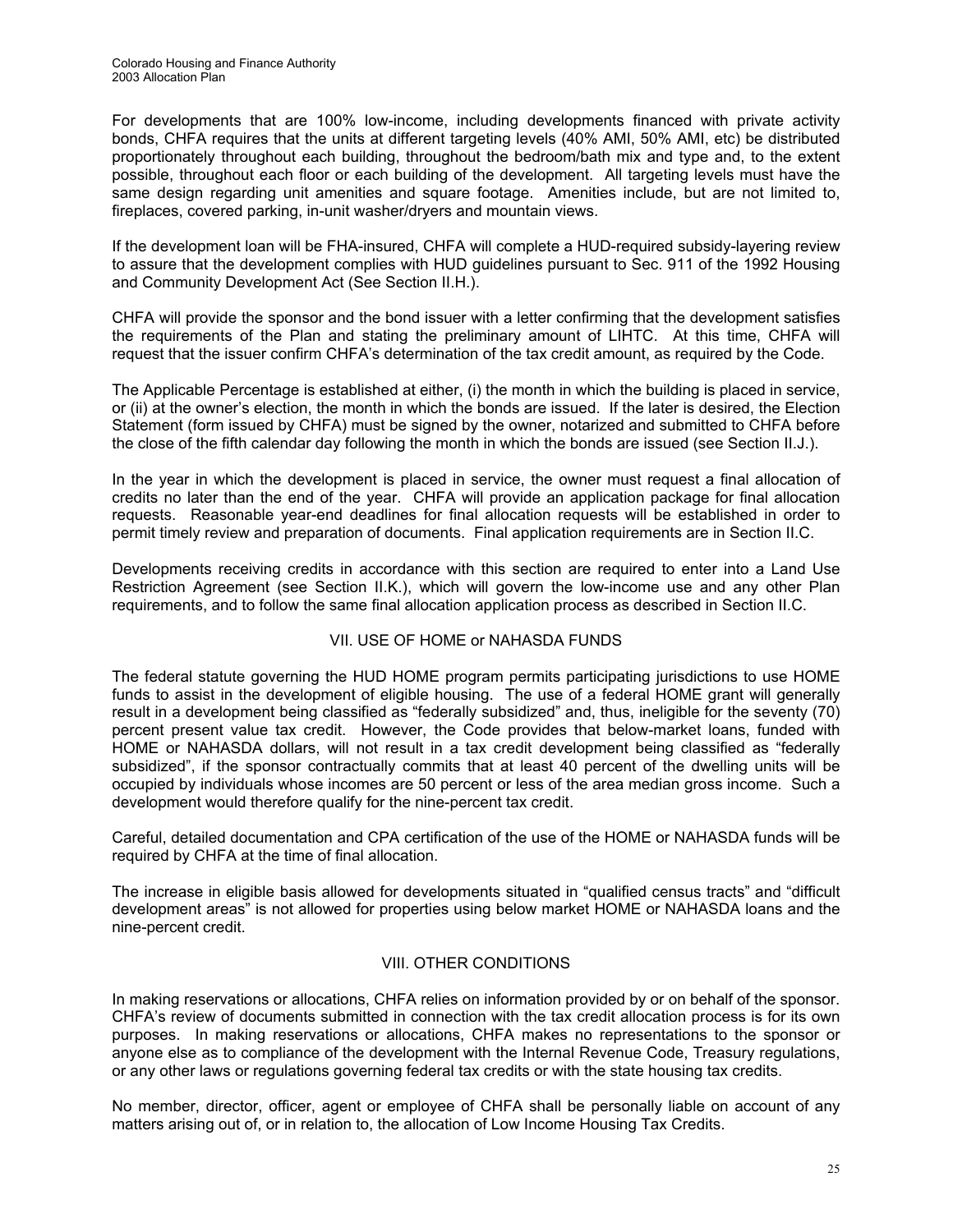For developments that are 100% low-income, including developments financed with private activity bonds, CHFA requires that the units at different targeting levels (40% AMI, 50% AMI, etc) be distributed proportionately throughout each building, throughout the bedroom/bath mix and type and, to the extent possible, throughout each floor or each building of the development. All targeting levels must have the same design regarding unit amenities and square footage. Amenities include, but are not limited to, fireplaces, covered parking, in-unit washer/dryers and mountain views.

If the development loan will be FHA-insured, CHFA will complete a HUD-required subsidy-layering review to assure that the development complies with HUD guidelines pursuant to Sec. 911 of the 1992 Housing and Community Development Act (See Section II.H.).

CHFA will provide the sponsor and the bond issuer with a letter confirming that the development satisfies the requirements of the Plan and stating the preliminary amount of LIHTC. At this time, CHFA will request that the issuer confirm CHFA's determination of the tax credit amount, as required by the Code.

The Applicable Percentage is established at either, (i) the month in which the building is placed in service, or (ii) at the owner's election, the month in which the bonds are issued. If the later is desired, the Election Statement (form issued by CHFA) must be signed by the owner, notarized and submitted to CHFA before the close of the fifth calendar day following the month in which the bonds are issued (see Section II.J.).

In the year in which the development is placed in service, the owner must request a final allocation of credits no later than the end of the year. CHFA will provide an application package for final allocation requests. Reasonable year-end deadlines for final allocation requests will be established in order to permit timely review and preparation of documents. Final application requirements are in Section II.C.

Developments receiving credits in accordance with this section are required to enter into a Land Use Restriction Agreement (see Section II.K.), which will govern the low-income use and any other Plan requirements, and to follow the same final allocation application process as described in Section II.C.

## VII. USE OF HOME or NAHASDA FUNDS

The federal statute governing the HUD HOME program permits participating jurisdictions to use HOME funds to assist in the development of eligible housing. The use of a federal HOME grant will generally result in a development being classified as "federally subsidized" and, thus, ineligible for the seventy (70) percent present value tax credit. However, the Code provides that below-market loans, funded with HOME or NAHASDA dollars, will not result in a tax credit development being classified as "federally subsidized", if the sponsor contractually commits that at least 40 percent of the dwelling units will be occupied by individuals whose incomes are 50 percent or less of the area median gross income. Such a development would therefore qualify for the nine-percent tax credit.

Careful, detailed documentation and CPA certification of the use of the HOME or NAHASDA funds will be required by CHFA at the time of final allocation.

The increase in eligible basis allowed for developments situated in "qualified census tracts" and "difficult development areas" is not allowed for properties using below market HOME or NAHASDA loans and the nine-percent credit.

## VIII. OTHER CONDITIONS

In making reservations or allocations, CHFA relies on information provided by or on behalf of the sponsor. CHFA's review of documents submitted in connection with the tax credit allocation process is for its own purposes. In making reservations or allocations, CHFA makes no representations to the sponsor or anyone else as to compliance of the development with the Internal Revenue Code, Treasury regulations, or any other laws or regulations governing federal tax credits or with the state housing tax credits.

No member, director, officer, agent or employee of CHFA shall be personally liable on account of any matters arising out of, or in relation to, the allocation of Low Income Housing Tax Credits.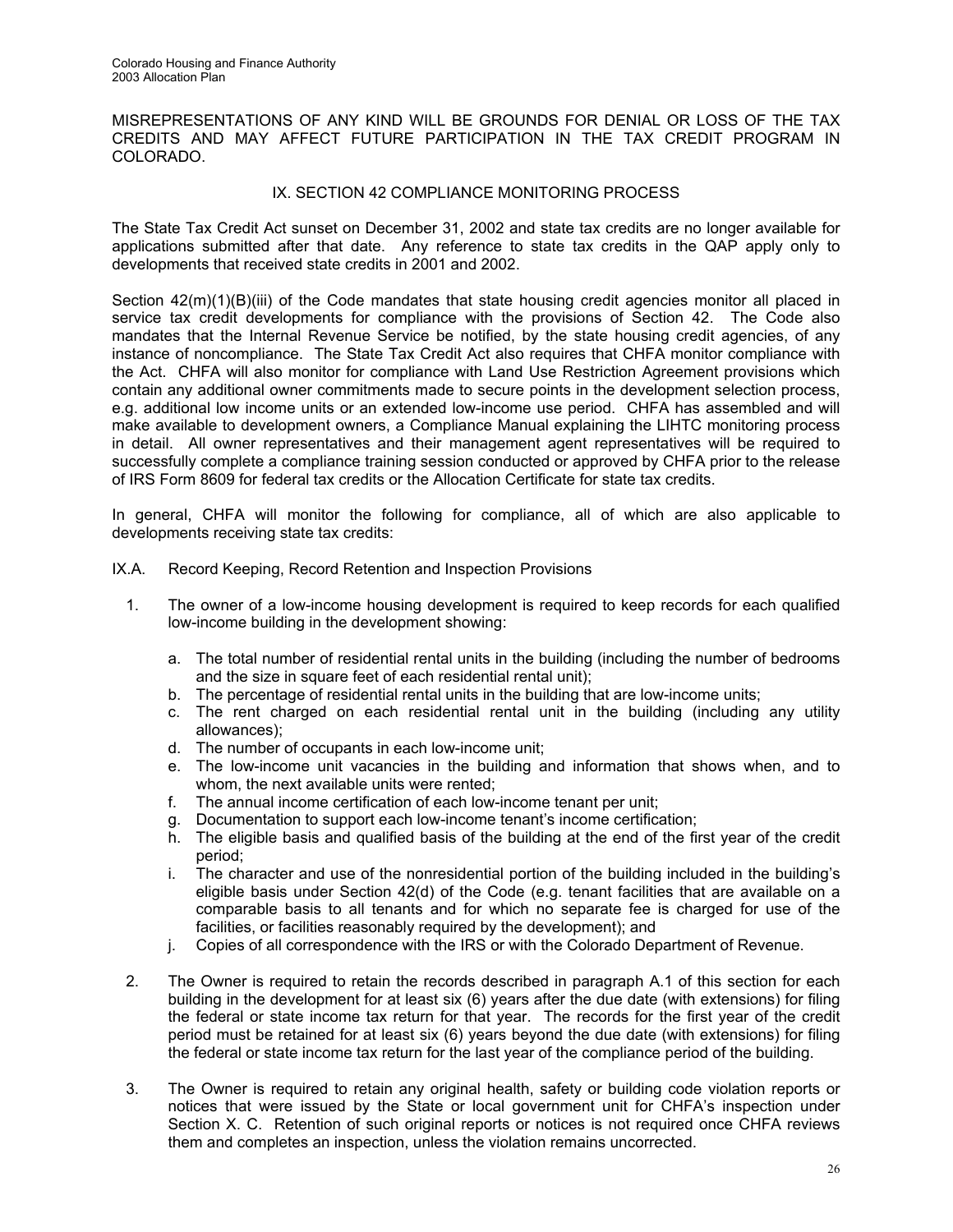MISREPRESENTATIONS OF ANY KIND WILL BE GROUNDS FOR DENIAL OR LOSS OF THE TAX CREDITS AND MAY AFFECT FUTURE PARTICIPATION IN THE TAX CREDIT PROGRAM IN COLORADO.

## IX. SECTION 42 COMPLIANCE MONITORING PROCESS

The State Tax Credit Act sunset on December 31, 2002 and state tax credits are no longer available for applications submitted after that date. Any reference to state tax credits in the QAP apply only to developments that received state credits in 2001 and 2002.

Section 42(m)(1)(B)(iii) of the Code mandates that state housing credit agencies monitor all placed in service tax credit developments for compliance with the provisions of Section 42. The Code also mandates that the Internal Revenue Service be notified, by the state housing credit agencies, of any instance of noncompliance. The State Tax Credit Act also requires that CHFA monitor compliance with the Act. CHFA will also monitor for compliance with Land Use Restriction Agreement provisions which contain any additional owner commitments made to secure points in the development selection process, e.g. additional low income units or an extended low-income use period. CHFA has assembled and will make available to development owners, a Compliance Manual explaining the LIHTC monitoring process in detail. All owner representatives and their management agent representatives will be required to successfully complete a compliance training session conducted or approved by CHFA prior to the release of IRS Form 8609 for federal tax credits or the Allocation Certificate for state tax credits.

In general, CHFA will monitor the following for compliance, all of which are also applicable to developments receiving state tax credits:

### IX.A. Record Keeping, Record Retention and Inspection Provisions

1. The owner of a low-income housing development is required to keep records for each qualified low-income building in the development showing:

   a. The total number of residential rental units in the building (including the number of bedrooms and the size in square feet of each residential rental unit);
   b. The percentage of residential rental units in the building that are low-income units;
   c. The rent charged on each residential rental unit in the building (including any utility allowances);
   d. The number of occupants in each low-income unit;
   e. The low-income unit vacancies in the building and information that shows when, and to whom, the next available units were rented;
   f. The annual income certification of each low-income tenant per unit;
   g. Documentation to support each low-income tenant's income certification;
   h. The eligible basis and qualified basis of the building at the end of the first year of the credit period;
   i. The character and use of the nonresidential portion of the building included in the building's eligible basis under Section 42(d) of the Code (e.g. tenant facilities that are available on a comparable basis to all tenants and for which no separate fee is charged for use of the facilities, or facilities reasonably required by the development); and
   j. Copies of all correspondence with the IRS or with the Colorado Department of Revenue.

2. The Owner is required to retain the records described in paragraph A.1 of this section for each building in the development for at least six (6) years after the due date (with extensions) for filing the federal or state income tax return for that year. The records for the first year of the credit period must be retained for at least six (6) years beyond the due date (with extensions) for filing the federal or state income tax return for the last year of the compliance period of the building.

3. The Owner is required to retain any original health, safety or building code violation reports or notices that were issued by the State or local government unit for CHFA's inspection under Section X. C. Retention of such original reports or notices is not required once CHFA reviews them and completes an inspection, unless the violation remains uncorrected.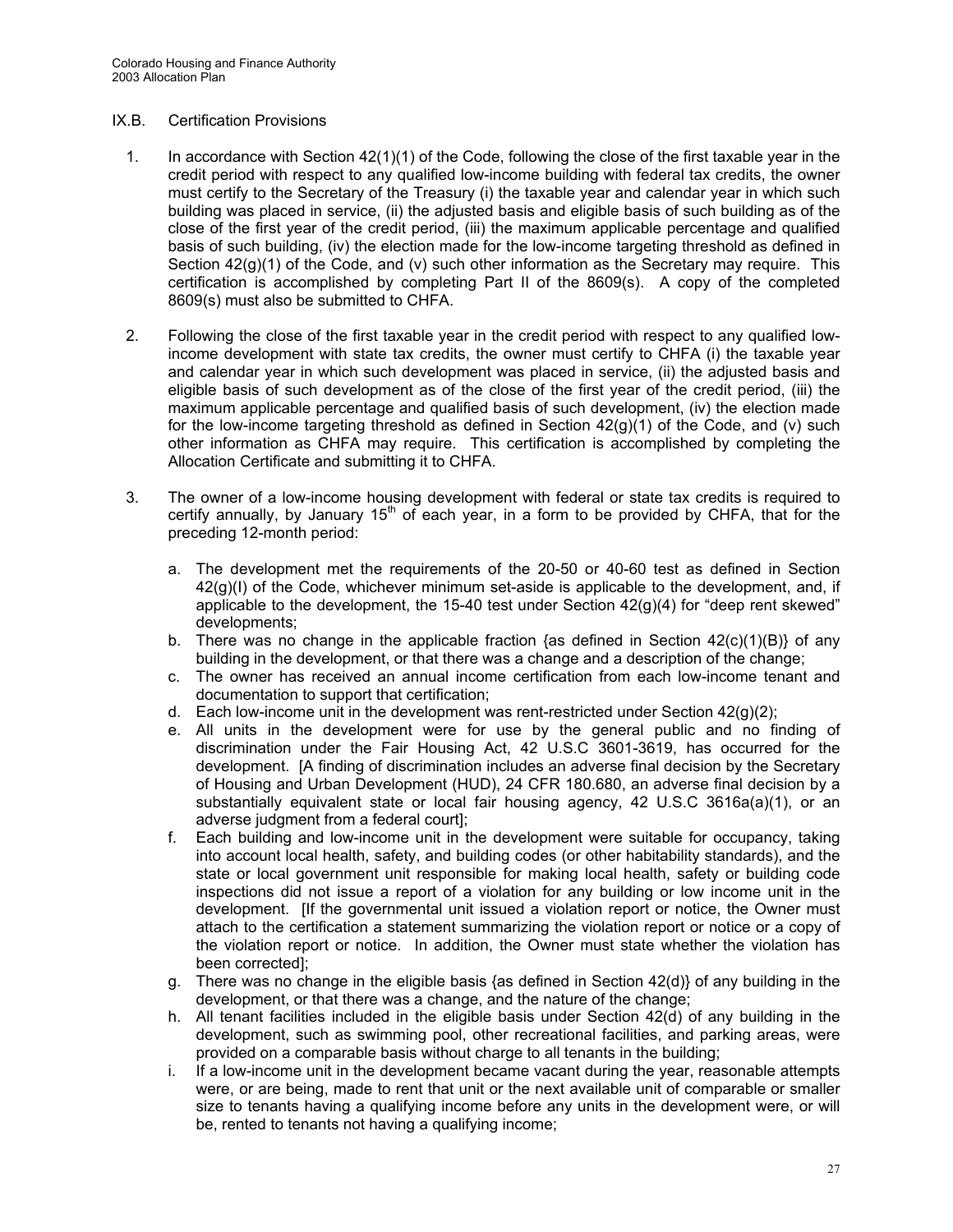## IX.B. Certification Provisions

1. In accordance with Section 42(1)(1) of the Code, following the close of the first taxable year in the credit period with respect to any qualified low-income building with federal tax credits, the owner must certify to the Secretary of the Treasury (i) the taxable year and calendar year in which such building was placed in service, (ii) the adjusted basis and eligible basis of such building as of the close of the first year of the credit period, (iii) the maximum applicable percentage and qualified basis of such building, (iv) the election made for the low-income targeting threshold as defined in Section 42(g)(1) of the Code, and (v) such other information as the Secretary may require. This certification is accomplished by completing Part II of the 8609(s). A copy of the completed 8609(s) must also be submitted to CHFA.

2. Following the close of the first taxable year in the credit period with respect to any qualified low-income development with state tax credits, the owner must certify to CHFA (i) the taxable year and calendar year in which such development was placed in service, (ii) the adjusted basis and eligible basis of such development as of the close of the first year of the credit period, (iii) the maximum applicable percentage and qualified basis of such development, (iv) the election made for the low-income targeting threshold as defined in Section 42(g)(1) of the Code, and (v) such other information as CHFA may require. This certification is accomplished by completing the Allocation Certificate and submitting it to CHFA.

3. The owner of a low-income housing development with federal or state tax credits is required to certify annually, by January 15th of each year, in a form to be provided by CHFA, that for the preceding 12-month period:

   a. The development met the requirements of the 20-50 or 40-60 test as defined in Section 42(g)(I) of the Code, whichever minimum set-aside is applicable to the development, and, if applicable to the development, the 15-40 test under Section 42(g)(4) for "deep rent skewed" developments;
   b. There was no change in the applicable fraction {as defined in Section 42(c)(1)(B)} of any building in the development, or that there was a change and a description of the change;
   c. The owner has received an annual income certification from each low-income tenant and documentation to support that certification;
   d. Each low-income unit in the development was rent-restricted under Section 42(g)(2);
   e. All units in the development were for use by the general public and no finding of discrimination under the Fair Housing Act, 42 U.S.C 3601-3619, has occurred for the development. [A finding of discrimination includes an adverse final decision by the Secretary of Housing and Urban Development (HUD), 24 CFR 180.680, an adverse final decision by a substantially equivalent state or local fair housing agency, 42 U.S.C 3616a(a)(1), or an adverse judgment from a federal court];
   f. Each building and low-income unit in the development were suitable for occupancy, taking into account local health, safety, and building codes (or other habitability standards), and the state or local government unit responsible for making local health, safety or building code inspections did not issue a report of a violation for any building or low income unit in the development. [If the governmental unit issued a violation report or notice, the Owner must attach to the certification a statement summarizing the violation report or notice or a copy of the violation report or notice. In addition, the Owner must state whether the violation has been corrected];
   g. There was no change in the eligible basis {as defined in Section 42(d)} of any building in the development, or that there was a change, and the nature of the change;
   h. All tenant facilities included in the eligible basis under Section 42(d) of any building in the development, such as swimming pool, other recreational facilities, and parking areas, were provided on a comparable basis without charge to all tenants in the building;
   i. If a low-income unit in the development became vacant during the year, reasonable attempts were, or are being, made to rent that unit or the next available unit of comparable or smaller size to tenants having a qualifying income before any units in the development were, or will be, rented to tenants not having a qualifying income;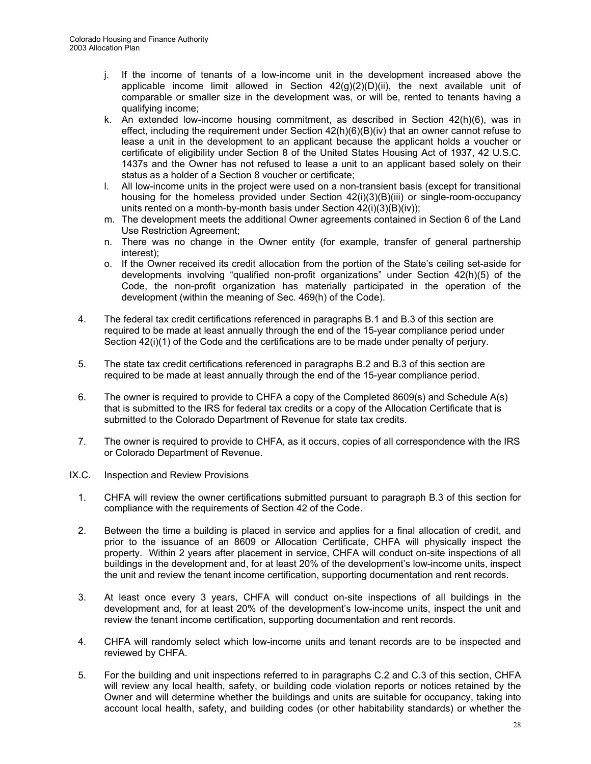j. If the income of tenants of a low-income unit in the development increased above the applicable income limit allowed in Section 42(g)(2)(D)(ii), the next available unit of comparable or smaller size in the development was, or will be, rented to tenants having a qualifying income;
k. An extended low-income housing commitment, as described in Section 42(h)(6), was in effect, including the requirement under Section 42(h)(6)(B)(iv) that an owner cannot refuse to lease a unit in the development to an applicant because the applicant holds a voucher or certificate of eligibility under Section 8 of the United States Housing Act of 1937, 42 U.S.C. 1437s and the Owner has not refused to lease a unit to an applicant based solely on their status as a holder of a Section 8 voucher or certificate;
l. All low-income units in the project were used on a non-transient basis (except for transitional housing for the homeless provided under Section 42(i)(3)(B)(iii) or single-room-occupancy units rented on a month-by-month basis under Section 42(i)(3)(B)(iv));
m. The development meets the additional Owner agreements contained in Section 6 of the Land Use Restriction Agreement;
n. There was no change in the Owner entity (for example, transfer of general partnership interest);
o. If the Owner received its credit allocation from the portion of the State's ceiling set-aside for developments involving "qualified non-profit organizations" under Section 42(h)(5) of the Code, the non-profit organization has materially participated in the operation of the development (within the meaning of Sec. 469(h) of the Code).

4. The federal tax credit certifications referenced in paragraphs B.1 and B.3 of this section are required to be made at least annually through the end of the 15-year compliance period under Section 42(i)(1) of the Code and the certifications are to be made under penalty of perjury.

5. The state tax credit certifications referenced in paragraphs B.2 and B.3 of this section are required to be made at least annually through the end of the 15-year compliance period.

6. The owner is required to provide to CHFA a copy of the Completed 8609(s) and Schedule A(s) that is submitted to the IRS for federal tax credits or a copy of the Allocation Certificate that is submitted to the Colorado Department of Revenue for state tax credits.

7. The owner is required to provide to CHFA, as it occurs, copies of all correspondence with the IRS or Colorado Department of Revenue.

IX.C. Inspection and Review Provisions

1. CHFA will review the owner certifications submitted pursuant to paragraph B.3 of this section for compliance with the requirements of Section 42 of the Code.

2. Between the time a building is placed in service and applies for a final allocation of credit, and prior to the issuance of an 8609 or Allocation Certificate, CHFA will physically inspect the property. Within 2 years after placement in service, CHFA will conduct on-site inspections of all buildings in the development and, for at least 20% of the development's low-income units, inspect the unit and review the tenant income certification, supporting documentation and rent records.

3. At least once every 3 years, CHFA will conduct on-site inspections of all buildings in the development and, for at least 20% of the development's low-income units, inspect the unit and review the tenant income certification, supporting documentation and rent records.

4. CHFA will randomly select which low-income units and tenant records are to be inspected and reviewed by CHFA.

5. For the building and unit inspections referred to in paragraphs C.2 and C.3 of this section, CHFA will review any local health, safety, or building code violation reports or notices retained by the Owner and will determine whether the buildings and units are suitable for occupancy, taking into account local health, safety, and building codes (or other habitability standards) or whether the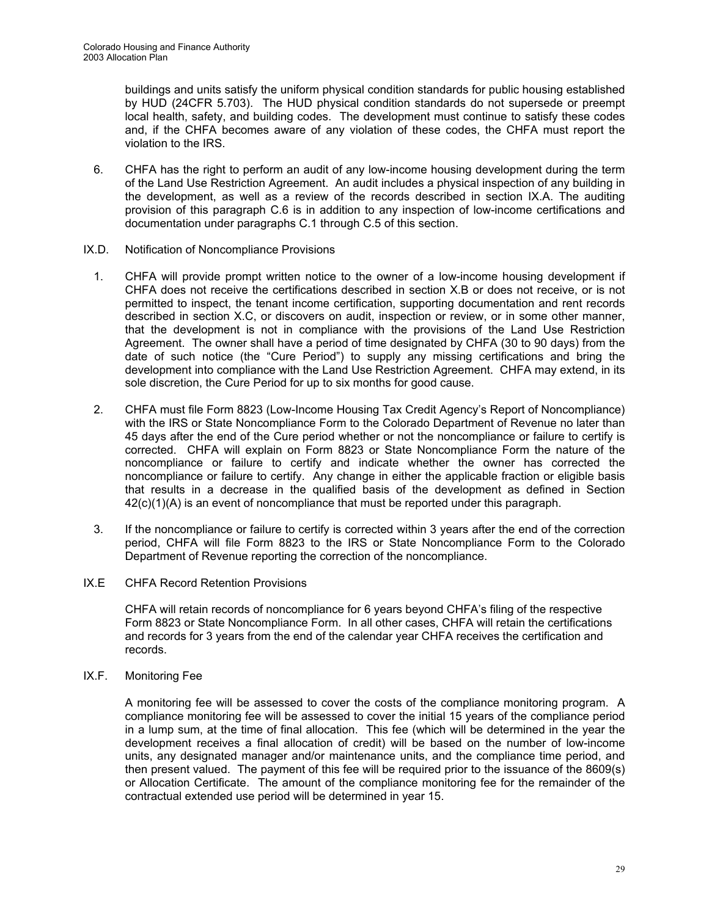buildings and units satisfy the uniform physical condition standards for public housing established by HUD (24CFR 5.703). The HUD physical condition standards do not supersede or preempt local health, safety, and building codes. The development must continue to satisfy these codes and, if the CHFA becomes aware of any violation of these codes, the CHFA must report the violation to the IRS.

6. CHFA has the right to perform an audit of any low-income housing development during the term of the Land Use Restriction Agreement. An audit includes a physical inspection of any building in the development, as well as a review of the records described in section IX.A. The auditing provision of this paragraph C.6 is in addition to any inspection of low-income certifications and documentation under paragraphs C.1 through C.5 of this section.

## IX.D. Notification of Noncompliance Provisions

1. CHFA will provide prompt written notice to the owner of a low-income housing development if CHFA does not receive the certifications described in section X.B or does not receive, or is not permitted to inspect, the tenant income certification, supporting documentation and rent records described in section X.C, or discovers on audit, inspection or review, or in some other manner, that the development is not in compliance with the provisions of the Land Use Restriction Agreement. The owner shall have a period of time designated by CHFA (30 to 90 days) from the date of such notice (the "Cure Period") to supply any missing certifications and bring the development into compliance with the Land Use Restriction Agreement. CHFA may extend, in its sole discretion, the Cure Period for up to six months for good cause.

2. CHFA must file Form 8823 (Low-Income Housing Tax Credit Agency's Report of Noncompliance) with the IRS or State Noncompliance Form to the Colorado Department of Revenue no later than 45 days after the end of the Cure period whether or not the noncompliance or failure to certify is corrected. CHFA will explain on Form 8823 or State Noncompliance Form the nature of the noncompliance or failure to certify and indicate whether the owner has corrected the noncompliance or failure to certify. Any change in either the applicable fraction or eligible basis that results in a decrease in the qualified basis of the development as defined in Section 42(c)(1)(A) is an event of noncompliance that must be reported under this paragraph.

3. If the noncompliance or failure to certify is corrected within 3 years after the end of the correction period, CHFA will file Form 8823 to the IRS or State Noncompliance Form to the Colorado Department of Revenue reporting the correction of the noncompliance.

## IX.E CHFA Record Retention Provisions

CHFA will retain records of noncompliance for 6 years beyond CHFA's filing of the respective Form 8823 or State Noncompliance Form. In all other cases, CHFA will retain the certifications and records for 3 years from the end of the calendar year CHFA receives the certification and records.

## IX.F. Monitoring Fee

A monitoring fee will be assessed to cover the costs of the compliance monitoring program. A compliance monitoring fee will be assessed to cover the initial 15 years of the compliance period in a lump sum, at the time of final allocation. This fee (which will be determined in the year the development receives a final allocation of credit) will be based on the number of low-income units, any designated manager and/or maintenance units, and the compliance time period, and then present valued. The payment of this fee will be required prior to the issuance of the 8609(s) or Allocation Certificate. The amount of the compliance monitoring fee for the remainder of the contractual extended use period will be determined in year 15.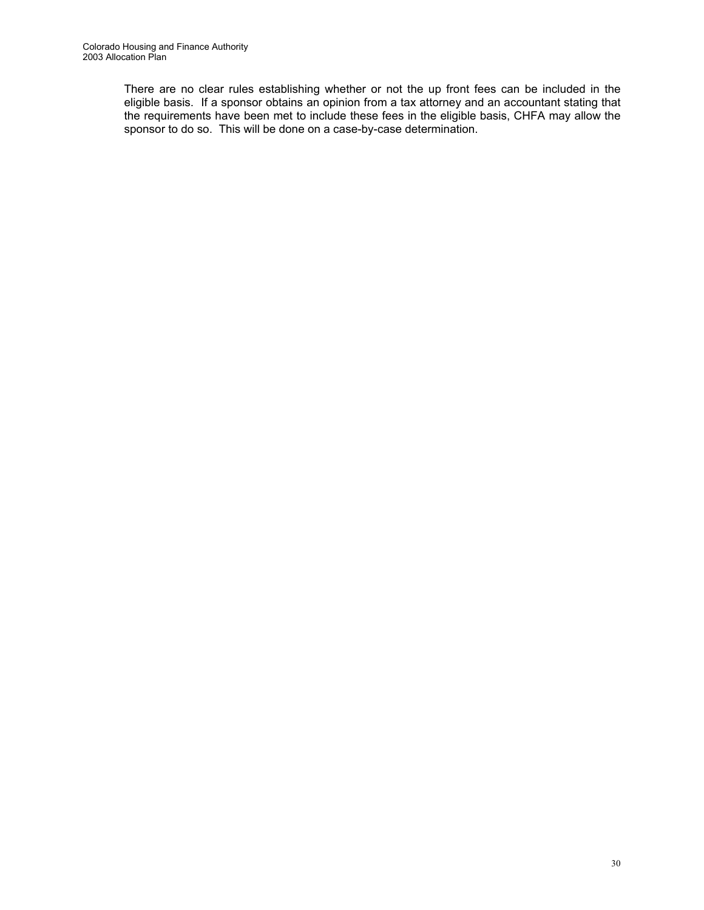There are no clear rules establishing whether or not the up front fees can be included in the eligible basis. If a sponsor obtains an opinion from a tax attorney and an accountant stating that the requirements have been met to include these fees in the eligible basis, CHFA may allow the sponsor to do so. This will be done on a case-by-case determination.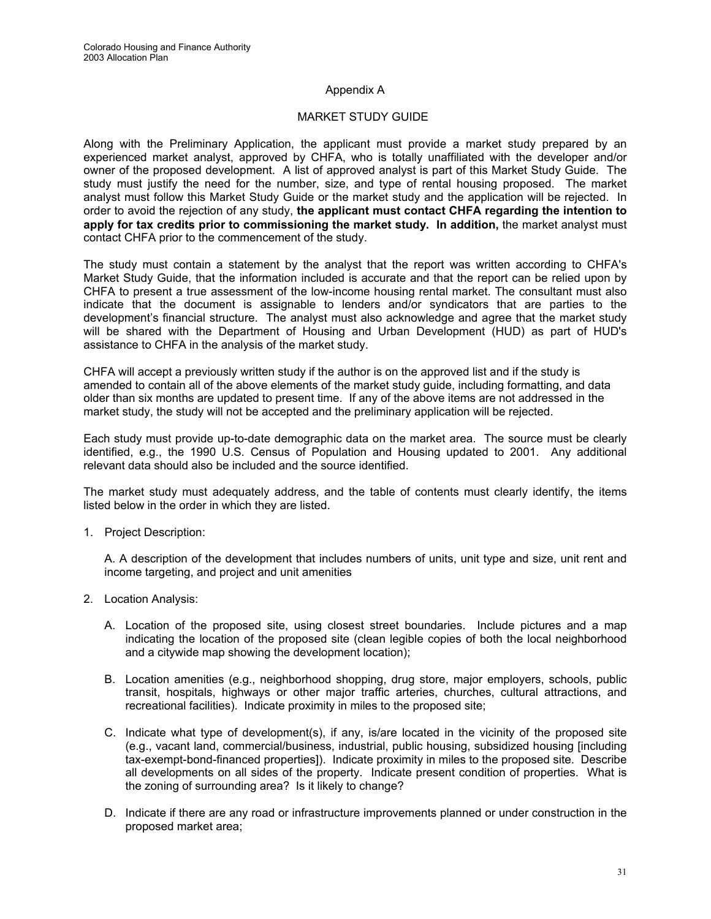# Appendix A

## MARKET STUDY GUIDE

Along with the Preliminary Application, the applicant must provide a market study prepared by an experienced market analyst, approved by CHFA, who is totally unaffiliated with the developer and/or owner of the proposed development. A list of approved analyst is part of this Market Study Guide. The study must justify the need for the number, size, and type of rental housing proposed. The market analyst must follow this Market Study Guide or the market study and the application will be rejected. In order to avoid the rejection of any study, **the applicant must contact CHFA regarding the intention to apply for tax credits prior to commissioning the market study. In addition,** the market analyst must contact CHFA prior to the commencement of the study.

The study must contain a statement by the analyst that the report was written according to CHFA's Market Study Guide, that the information included is accurate and that the report can be relied upon by CHFA to present a true assessment of the low-income housing rental market. The consultant must also indicate that the document is assignable to lenders and/or syndicators that are parties to the development's financial structure. The analyst must also acknowledge and agree that the market study will be shared with the Department of Housing and Urban Development (HUD) as part of HUD's assistance to CHFA in the analysis of the market study.

CHFA will accept a previously written study if the author is on the approved list and if the study is amended to contain all of the above elements of the market study guide, including formatting, and data older than six months are updated to present time. If any of the above items are not addressed in the market study, the study will not be accepted and the preliminary application will be rejected.

Each study must provide up-to-date demographic data on the market area. The source must be clearly identified, e.g., the 1990 U.S. Census of Population and Housing updated to 2001. Any additional relevant data should also be included and the source identified.

The market study must adequately address, and the table of contents must clearly identify, the items listed below in the order in which they are listed.

1. Project Description:

   A. A description of the development that includes numbers of units, unit type and size, unit rent and income targeting, and project and unit amenities

2. Location Analysis:

   A. Location of the proposed site, using closest street boundaries. Include pictures and a map indicating the location of the proposed site (clean legible copies of both the local neighborhood and a citywide map showing the development location);

   B. Location amenities (e.g., neighborhood shopping, drug store, major employers, schools, public transit, hospitals, highways or other major traffic arteries, churches, cultural attractions, and recreational facilities). Indicate proximity in miles to the proposed site;

   C. Indicate what type of development(s), if any, is/are located in the vicinity of the proposed site (e.g., vacant land, commercial/business, industrial, public housing, subsidized housing [including tax-exempt-bond-financed properties]). Indicate proximity in miles to the proposed site. Describe all developments on all sides of the property. Indicate present condition of properties. What is the zoning of surrounding area? Is it likely to change?

   D. Indicate if there are any road or infrastructure improvements planned or under construction in the proposed market area;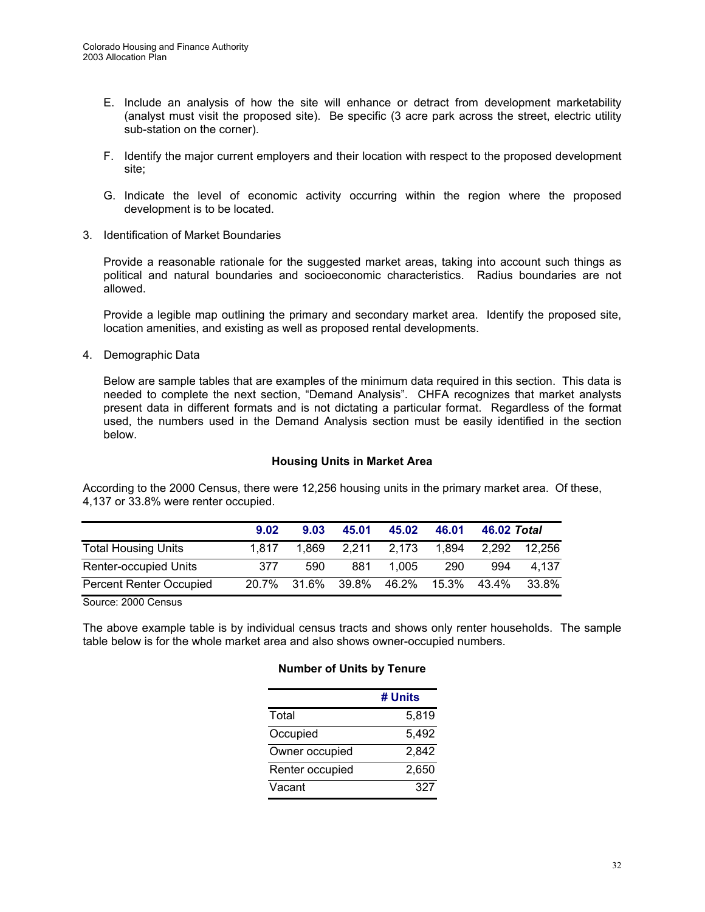E. Include an analysis of how the site will enhance or detract from development marketability (analyst must visit the proposed site). Be specific (3 acre park across the street, electric utility sub-station on the corner).

F. Identify the major current employers and their location with respect to the proposed development site;

G. Indicate the level of economic activity occurring within the region where the proposed development is to be located.

3. Identification of Market Boundaries

   Provide a reasonable rationale for the suggested market areas, taking into account such things as political and natural boundaries and socioeconomic characteristics. Radius boundaries are not allowed.

   Provide a legible map outlining the primary and secondary market area. Identify the proposed site, location amenities, and existing as well as proposed rental developments.

4. Demographic Data

   Below are sample tables that are examples of the minimum data required in this section. This data is needed to complete the next section, "Demand Analysis". CHFA recognizes that market analysts present data in different formats and is not dictating a particular format. Regardless of the format used, the numbers used in the Demand Analysis section must be easily identified in the section below.

**Housing Units in Market Area**

According to the 2000 Census, there were 12,256 housing units in the primary market area. Of these, 4,137 or 33.8% were renter occupied.

| | 9.02 | 9.03 | 45.01 | 45.02 | 46.01 | 46.02 | *Total* |
|---|---|---|---|---|---|---|---|
| Total Housing Units | 1,817 | 1,869 | 2,211 | 2,173 | 1,894 | 2,292 | 12,256 |
| Renter-occupied Units | 377 | 590 | 881 | 1,005 | 290 | 994 | 4,137 |
| Percent Renter Occupied | 20.7% | 31.6% | 39.8% | 46.2% | 15.3% | 43.4% | 33.8% |

Source: 2000 Census

The above example table is by individual census tracts and shows only renter households. The sample table below is for the whole market area and also shows owner-occupied numbers.

**Number of Units by Tenure**

| | # Units |
|---|---|
| Total | 5,819 |
| Occupied | 5,492 |
| Owner occupied | 2,842 |
| Renter occupied | 2,650 |
| Vacant | 327 |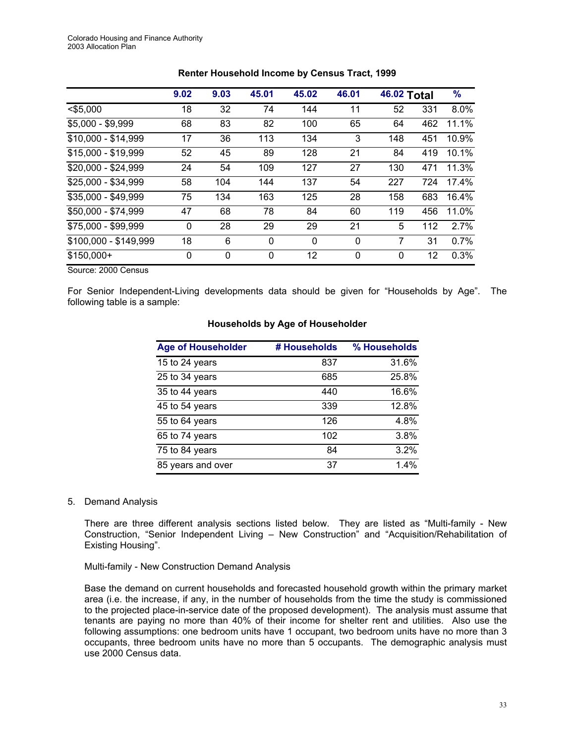**Renter Household Income by Census Tract, 1999**

| | 9.02 | 9.03 | 45.01 | 45.02 | 46.01 | 46.02 | Total | % |
|---|---|---|---|---|---|---|---|---|
| <$5,000 | 18 | 32 | 74 | 144 | 11 | 52 | 331 | 8.0% |
| $5,000 - $9,999 | 68 | 83 | 82 | 100 | 65 | 64 | 462 | 11.1% |
| $10,000 - $14,999 | 17 | 36 | 113 | 134 | 3 | 148 | 451 | 10.9% |
| $15,000 - $19,999 | 52 | 45 | 89 | 128 | 21 | 84 | 419 | 10.1% |
| $20,000 - $24,999 | 24 | 54 | 109 | 127 | 27 | 130 | 471 | 11.3% |
| $25,000 - $34,999 | 58 | 104 | 144 | 137 | 54 | 227 | 724 | 17.4% |
| $35,000 - $49,999 | 75 | 134 | 163 | 125 | 28 | 158 | 683 | 16.4% |
| $50,000 - $74,999 | 47 | 68 | 78 | 84 | 60 | 119 | 456 | 11.0% |
| $75,000 - $99,999 | 0 | 28 | 29 | 29 | 21 | 5 | 112 | 2.7% |
| $100,000 - $149,999 | 18 | 6 | 0 | 0 | 0 | 7 | 31 | 0.7% |
| $150,000+ | 0 | 0 | 0 | 12 | 0 | 0 | 12 | 0.3% |

Source: 2000 Census

For Senior Independent-Living developments data should be given for "Households by Age". The following table is a sample:

**Households by Age of Householder**

| Age of Householder | # Households | % Households |
|---|---|---|
| 15 to 24 years | 837 | 31.6% |
| 25 to 34 years | 685 | 25.8% |
| 35 to 44 years | 440 | 16.6% |
| 45 to 54 years | 339 | 12.8% |
| 55 to 64 years | 126 | 4.8% |
| 65 to 74 years | 102 | 3.8% |
| 75 to 84 years | 84 | 3.2% |
| 85 years and over | 37 | 1.4% |

5. Demand Analysis

   There are three different analysis sections listed below. They are listed as "Multi-family - New Construction, "Senior Independent Living – New Construction" and "Acquisition/Rehabilitation of Existing Housing".

   Multi-family - New Construction Demand Analysis

   Base the demand on current households and forecasted household growth within the primary market area (i.e. the increase, if any, in the number of households from the time the study is commissioned to the projected place-in-service date of the proposed development). The analysis must assume that tenants are paying no more than 40% of their income for shelter rent and utilities. Also use the following assumptions: one bedroom units have 1 occupant, two bedroom units have no more than 3 occupants, three bedroom units have no more than 5 occupants. The demographic analysis must use 2000 Census data.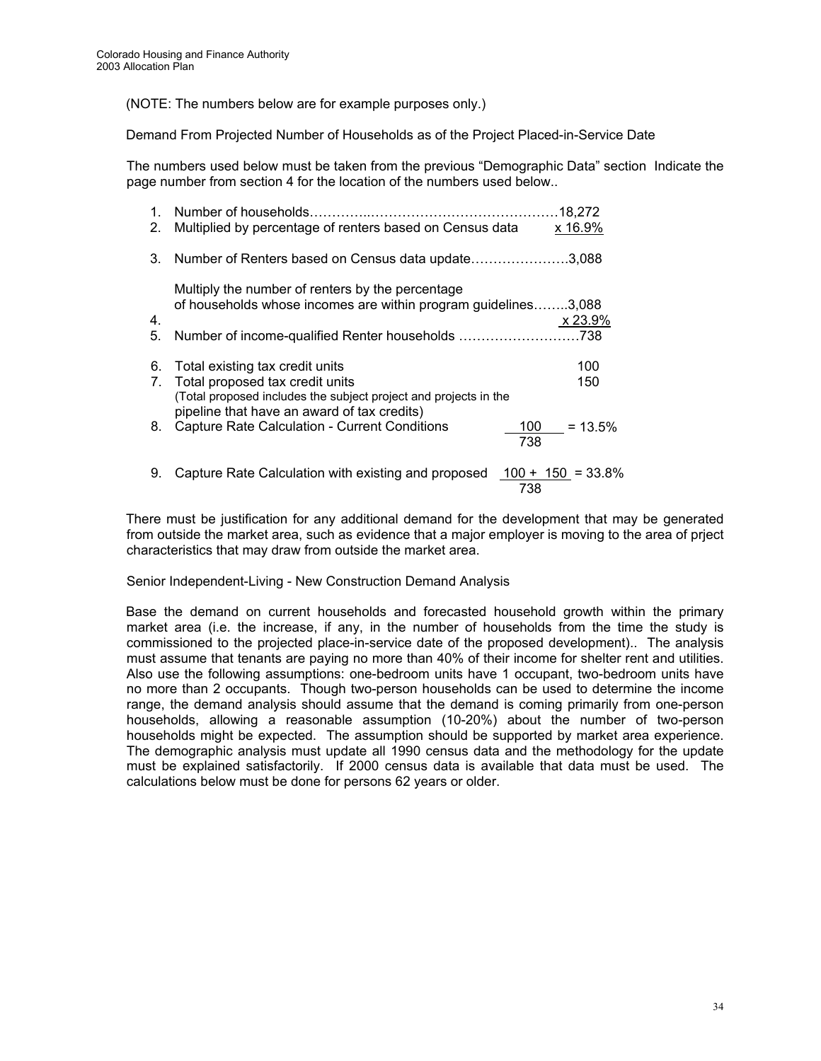(NOTE: The numbers below are for example purposes only.)

Demand From Projected Number of Households as of the Project Placed-in-Service Date

The numbers used below must be taken from the previous "Demographic Data" section Indicate the page number from section 4 for the location of the numbers used below..

1. Number of households……………………………………………………18,272
2. Multiplied by percentage of renters based on Census data x 16.9%
3. Number of Renters based on Census data update…………………3,088

   Multiply the number of renters by the percentage of households whose incomes are within program guidelines……..3,088
4. x 23.9%
5. Number of income-qualified Renter households ………………………738
6. Total existing tax credit units 100
7. Total proposed tax credit units 150
   (Total proposed includes the subject project and projects in the pipeline that have an award of tax credits)
8. Capture Rate Calculation - Current Conditions $\frac{100}{738} = 13.5\%$
9. Capture Rate Calculation with existing and proposed $\frac{100 + 150}{738} = 33.8\%$

There must be justification for any additional demand for the development that may be generated from outside the market area, such as evidence that a major employer is moving to the area of prject characteristics that may draw from outside the market area.

Senior Independent-Living - New Construction Demand Analysis

Base the demand on current households and forecasted household growth within the primary market area (i.e. the increase, if any, in the number of households from the time the study is commissioned to the projected place-in-service date of the proposed development).. The analysis must assume that tenants are paying no more than 40% of their income for shelter rent and utilities. Also use the following assumptions: one-bedroom units have 1 occupant, two-bedroom units have no more than 2 occupants. Though two-person households can be used to determine the income range, the demand analysis should assume that the demand is coming primarily from one-person households, allowing a reasonable assumption (10-20%) about the number of two-person households might be expected. The assumption should be supported by market area experience. The demographic analysis must update all 1990 census data and the methodology for the update must be explained satisfactorily. If 2000 census data is available that data must be used. The calculations below must be done for persons 62 years or older.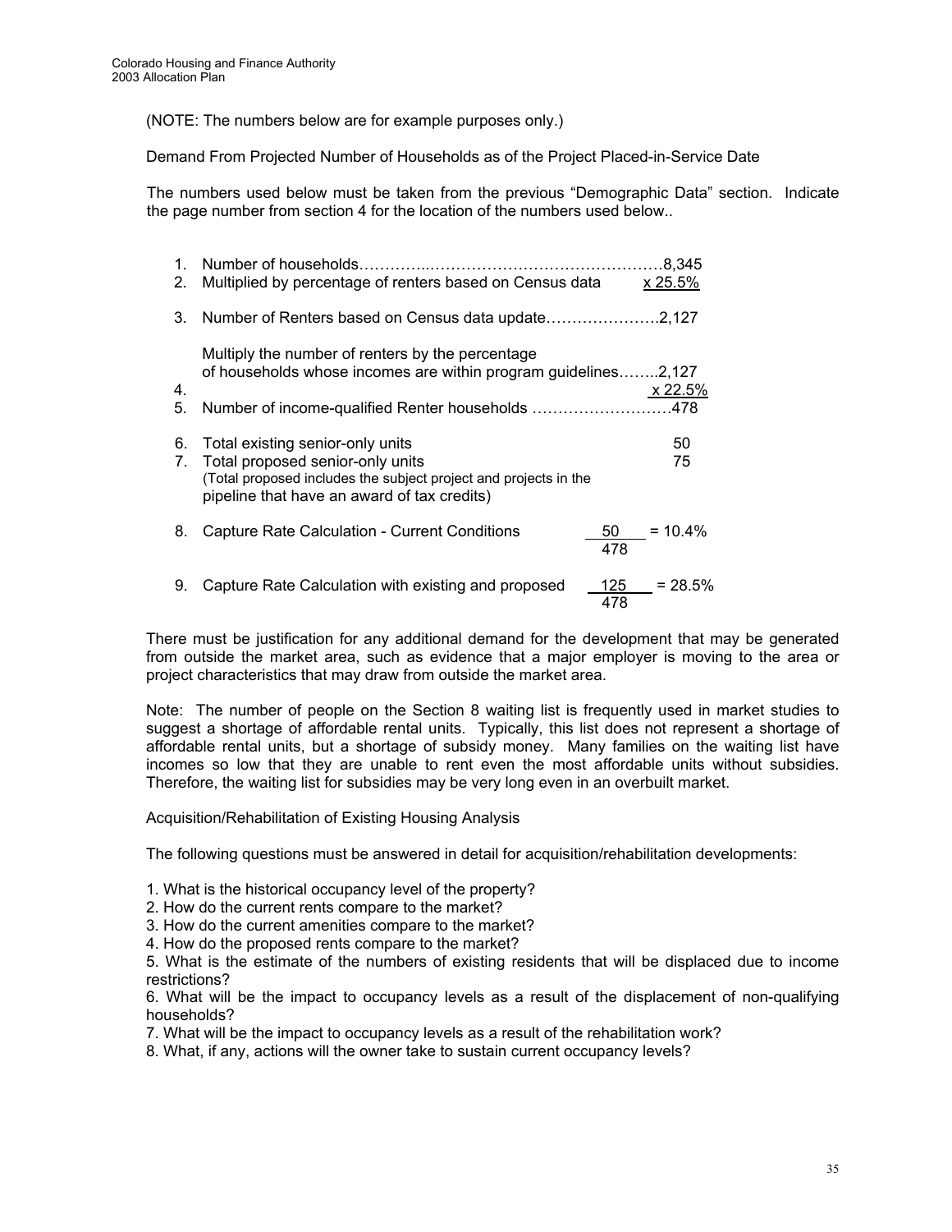(NOTE: The numbers below are for example purposes only.)

Demand From Projected Number of Households as of the Project Placed-in-Service Date

The numbers used below must be taken from the previous “Demographic Data” section. Indicate the page number from section 4 for the location of the numbers used below..

1. Number of households……………………………………………………8,345
2. Multiplied by percentage of renters based on Census data x 25.5%

3. Number of Renters based on Census data update………………….2,127

   Multiply the number of renters by the percentage of households whose incomes are within program guidelines……..2,127
4. x 22.5%
5. Number of income-qualified Renter households ………………………478

6. Total existing senior-only units 50
7. Total proposed senior-only units 75
   (Total proposed includes the subject project and projects in the pipeline that have an award of tax credits)

8. Capture Rate Calculation - Current Conditions $\frac{50}{478} = 10.4\%$

9. Capture Rate Calculation with existing and proposed $\frac{125}{478} = 28.5\%$

There must be justification for any additional demand for the development that may be generated from outside the market area, such as evidence that a major employer is moving to the area or project characteristics that may draw from outside the market area.

Note: The number of people on the Section 8 waiting list is frequently used in market studies to suggest a shortage of affordable rental units. Typically, this list does not represent a shortage of affordable rental units, but a shortage of subsidy money. Many families on the waiting list have incomes so low that they are unable to rent even the most affordable units without subsidies. Therefore, the waiting list for subsidies may be very long even in an overbuilt market.

Acquisition/Rehabilitation of Existing Housing Analysis

The following questions must be answered in detail for acquisition/rehabilitation developments:

1. What is the historical occupancy level of the property?
2. How do the current rents compare to the market?
3. How do the current amenities compare to the market?
4. How do the proposed rents compare to the market?
5. What is the estimate of the numbers of existing residents that will be displaced due to income restrictions?
6. What will be the impact to occupancy levels as a result of the displacement of non-qualifying households?
7. What will be the impact to occupancy levels as a result of the rehabilitation work?
8. What, if any, actions will the owner take to sustain current occupancy levels?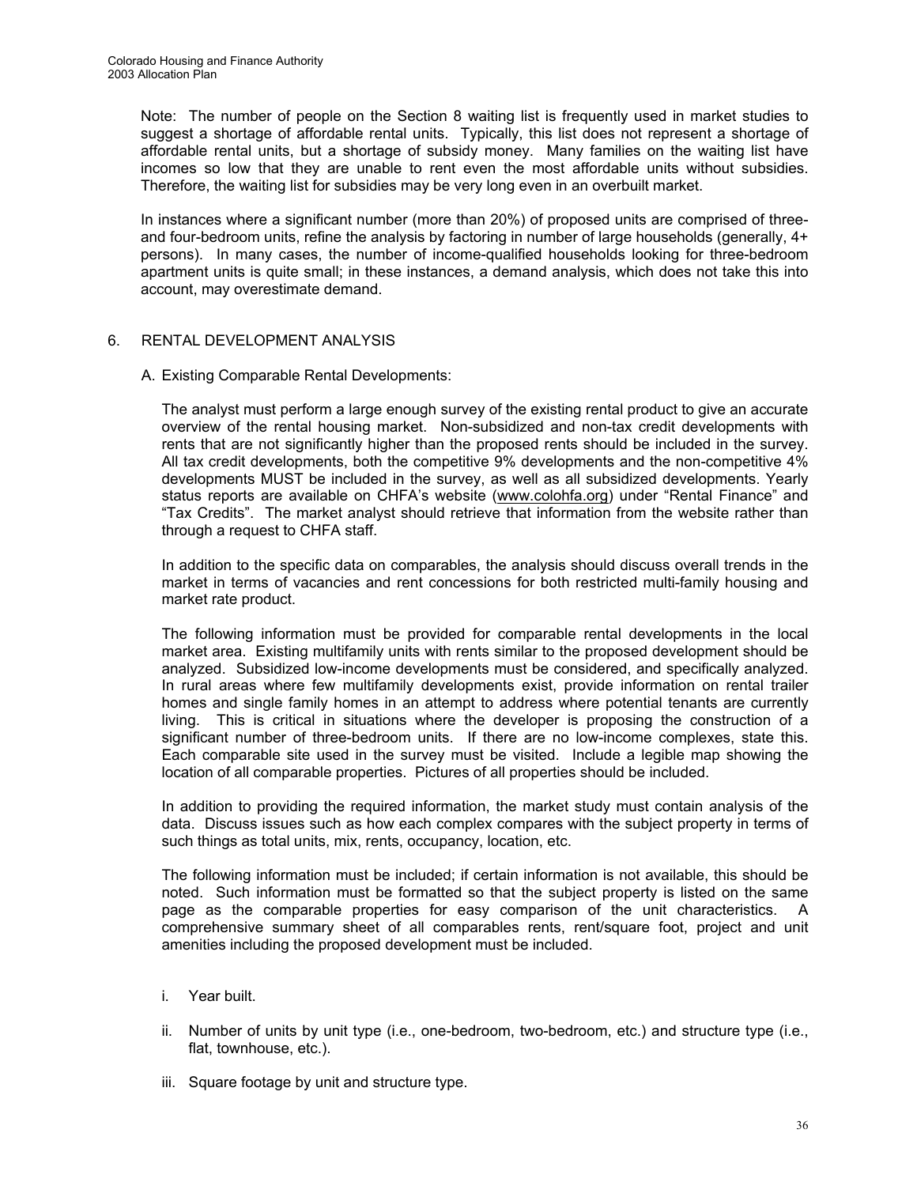Note: The number of people on the Section 8 waiting list is frequently used in market studies to suggest a shortage of affordable rental units. Typically, this list does not represent a shortage of affordable rental units, but a shortage of subsidy money. Many families on the waiting list have incomes so low that they are unable to rent even the most affordable units without subsidies. Therefore, the waiting list for subsidies may be very long even in an overbuilt market.

In instances where a significant number (more than 20%) of proposed units are comprised of three- and four-bedroom units, refine the analysis by factoring in number of large households (generally, 4+ persons). In many cases, the number of income-qualified households looking for three-bedroom apartment units is quite small; in these instances, a demand analysis, which does not take this into account, may overestimate demand.

## 6. RENTAL DEVELOPMENT ANALYSIS

### A. Existing Comparable Rental Developments:

The analyst must perform a large enough survey of the existing rental product to give an accurate overview of the rental housing market. Non-subsidized and non-tax credit developments with rents that are not significantly higher than the proposed rents should be included in the survey. All tax credit developments, both the competitive 9% developments and the non-competitive 4% developments MUST be included in the survey, as well as all subsidized developments. Yearly status reports are available on CHFA's website (www.colohfa.org) under "Rental Finance" and "Tax Credits". The market analyst should retrieve that information from the website rather than through a request to CHFA staff.

In addition to the specific data on comparables, the analysis should discuss overall trends in the market in terms of vacancies and rent concessions for both restricted multi-family housing and market rate product.

The following information must be provided for comparable rental developments in the local market area. Existing multifamily units with rents similar to the proposed development should be analyzed. Subsidized low-income developments must be considered, and specifically analyzed. In rural areas where few multifamily developments exist, provide information on rental trailer homes and single family homes in an attempt to address where potential tenants are currently living. This is critical in situations where the developer is proposing the construction of a significant number of three-bedroom units. If there are no low-income complexes, state this. Each comparable site used in the survey must be visited. Include a legible map showing the location of all comparable properties. Pictures of all properties should be included.

In addition to providing the required information, the market study must contain analysis of the data. Discuss issues such as how each complex compares with the subject property in terms of such things as total units, mix, rents, occupancy, location, etc.

The following information must be included; if certain information is not available, this should be noted. Such information must be formatted so that the subject property is listed on the same page as the comparable properties for easy comparison of the unit characteristics. A comprehensive summary sheet of all comparables rents, rent/square foot, project and unit amenities including the proposed development must be included.

i. Year built.

ii. Number of units by unit type (i.e., one-bedroom, two-bedroom, etc.) and structure type (i.e., flat, townhouse, etc.).

iii. Square footage by unit and structure type.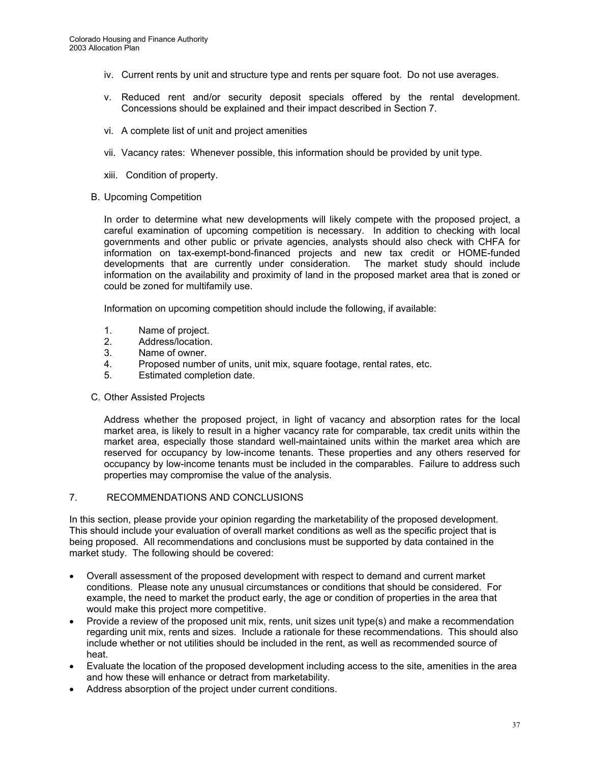iv. Current rents by unit and structure type and rents per square foot. Do not use averages.

v. Reduced rent and/or security deposit specials offered by the rental development. Concessions should be explained and their impact described in Section 7.

vi. A complete list of unit and project amenities

vii. Vacancy rates: Whenever possible, this information should be provided by unit type.

xiii. Condition of property.

B. Upcoming Competition

In order to determine what new developments will likely compete with the proposed project, a careful examination of upcoming competition is necessary. In addition to checking with local governments and other public or private agencies, analysts should also check with CHFA for information on tax-exempt-bond-financed projects and new tax credit or HOME-funded developments that are currently under consideration. The market study should include information on the availability and proximity of land in the proposed market area that is zoned or could be zoned for multifamily use.

Information on upcoming competition should include the following, if available:

1. Name of project.
2. Address/location.
3. Name of owner.
4. Proposed number of units, unit mix, square footage, rental rates, etc.
5. Estimated completion date.

C. Other Assisted Projects

Address whether the proposed project, in light of vacancy and absorption rates for the local market area, is likely to result in a higher vacancy rate for comparable, tax credit units within the market area, especially those standard well-maintained units within the market area which are reserved for occupancy by low-income tenants. These properties and any others reserved for occupancy by low-income tenants must be included in the comparables. Failure to address such properties may compromise the value of the analysis.

## 7. RECOMMENDATIONS AND CONCLUSIONS

In this section, please provide your opinion regarding the marketability of the proposed development. This should include your evaluation of overall market conditions as well as the specific project that is being proposed. All recommendations and conclusions must be supported by data contained in the market study. The following should be covered:

- Overall assessment of the proposed development with respect to demand and current market conditions. Please note any unusual circumstances or conditions that should be considered. For example, the need to market the product early, the age or condition of properties in the area that would make this project more competitive.
- Provide a review of the proposed unit mix, rents, unit sizes unit type(s) and make a recommendation regarding unit mix, rents and sizes. Include a rationale for these recommendations. This should also include whether or not utilities should be included in the rent, as well as recommended source of heat.
- Evaluate the location of the proposed development including access to the site, amenities in the area and how these will enhance or detract from marketability.
- Address absorption of the project under current conditions.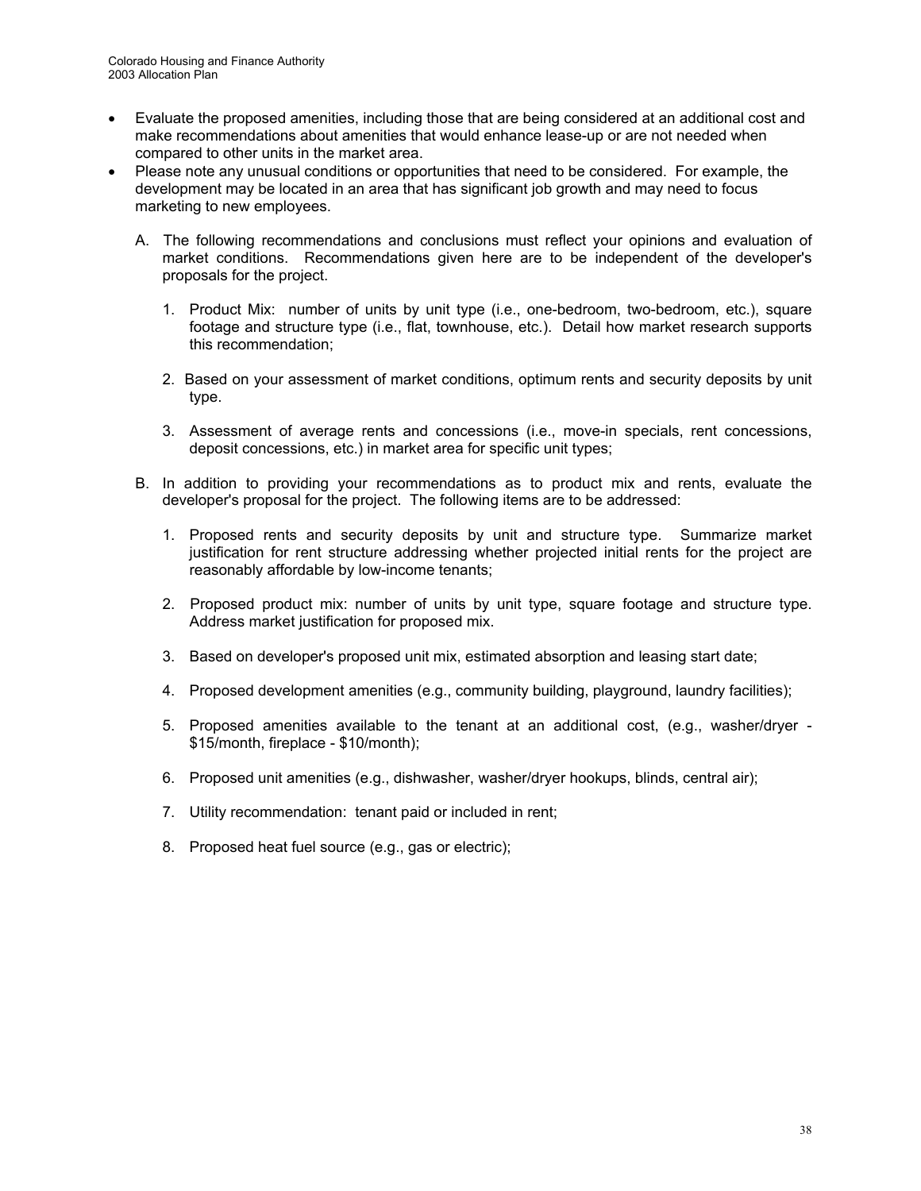- Evaluate the proposed amenities, including those that are being considered at an additional cost and make recommendations about amenities that would enhance lease-up or are not needed when compared to other units in the market area.
- Please note any unusual conditions or opportunities that need to be considered. For example, the development may be located in an area that has significant job growth and may need to focus marketing to new employees.

A. The following recommendations and conclusions must reflect your opinions and evaluation of market conditions. Recommendations given here are to be independent of the developer's proposals for the project.

1. Product Mix: number of units by unit type (i.e., one-bedroom, two-bedroom, etc.), square footage and structure type (i.e., flat, townhouse, etc.). Detail how market research supports this recommendation;

2. Based on your assessment of market conditions, optimum rents and security deposits by unit type.

3. Assessment of average rents and concessions (i.e., move-in specials, rent concessions, deposit concessions, etc.) in market area for specific unit types;

B. In addition to providing your recommendations as to product mix and rents, evaluate the developer's proposal for the project. The following items are to be addressed:

1. Proposed rents and security deposits by unit and structure type. Summarize market justification for rent structure addressing whether projected initial rents for the project are reasonably affordable by low-income tenants;

2. Proposed product mix: number of units by unit type, square footage and structure type. Address market justification for proposed mix.

3. Based on developer's proposed unit mix, estimated absorption and leasing start date;

4. Proposed development amenities (e.g., community building, playground, laundry facilities);

5. Proposed amenities available to the tenant at an additional cost, (e.g., washer/dryer - $15/month, fireplace - $10/month);

6. Proposed unit amenities (e.g., dishwasher, washer/dryer hookups, blinds, central air);

7. Utility recommendation: tenant paid or included in rent;

8. Proposed heat fuel source (e.g., gas or electric);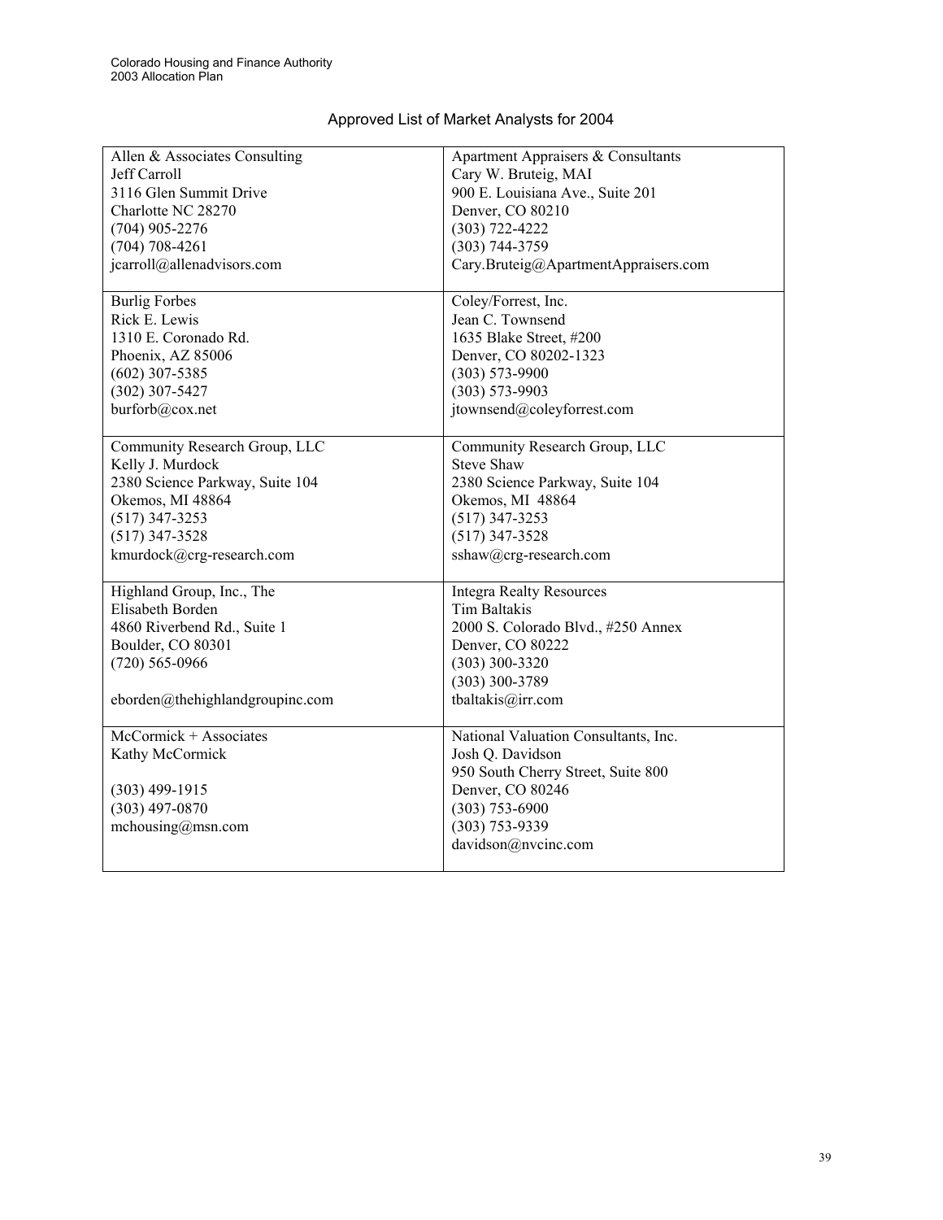## Approved List of Market Analysts for 2004

| | |
|---|---|
| Allen & Associates Consulting<br>Jeff Carroll<br>3116 Glen Summit Drive<br>Charlotte NC 28270<br>(704) 905-2276<br>(704) 708-4261<br>jcarroll@allenadvisors.com | Apartment Appraisers & Consultants<br>Cary W. Bruteig, MAI<br>900 E. Louisiana Ave., Suite 201<br>Denver, CO 80210<br>(303) 722-4222<br>(303) 744-3759<br>Cary.Bruteig@ApartmentAppraisers.com |
| Burlig Forbes<br>Rick E. Lewis<br>1310 E. Coronado Rd.<br>Phoenix, AZ 85006<br>(602) 307-5385<br>(302) 307-5427<br>burforb@cox.net | Coley/Forrest, Inc.<br>Jean C. Townsend<br>1635 Blake Street, #200<br>Denver, CO 80202-1323<br>(303) 573-9900<br>(303) 573-9903<br>jtownsend@coleyforrest.com |
| Community Research Group, LLC<br>Kelly J. Murdock<br>2380 Science Parkway, Suite 104<br>Okemos, MI 48864<br>(517) 347-3253<br>(517) 347-3528<br>kmurdock@crg-research.com | Community Research Group, LLC<br>Steve Shaw<br>2380 Science Parkway, Suite 104<br>Okemos, MI 48864<br>(517) 347-3253<br>(517) 347-3528<br>sshaw@crg-research.com |
| Highland Group, Inc., The<br>Elisabeth Borden<br>4860 Riverbend Rd., Suite 1<br>Boulder, CO 80301<br>(720) 565-0966<br><br>eborden@thehighlandgroupinc.com | Integra Realty Resources<br>Tim Baltakis<br>2000 S. Colorado Blvd., #250 Annex<br>Denver, CO 80222<br>(303) 300-3320<br>(303) 300-3789<br>tbaltakis@irr.com |
| McCormick + Associates<br>Kathy McCormick<br><br>(303) 499-1915<br>(303) 497-0870<br>mchousing@msn.com | National Valuation Consultants, Inc.<br>Josh Q. Davidson<br>950 South Cherry Street, Suite 800<br>Denver, CO 80246<br>(303) 753-6900<br>(303) 753-9339<br>davidson@nvcinc.com |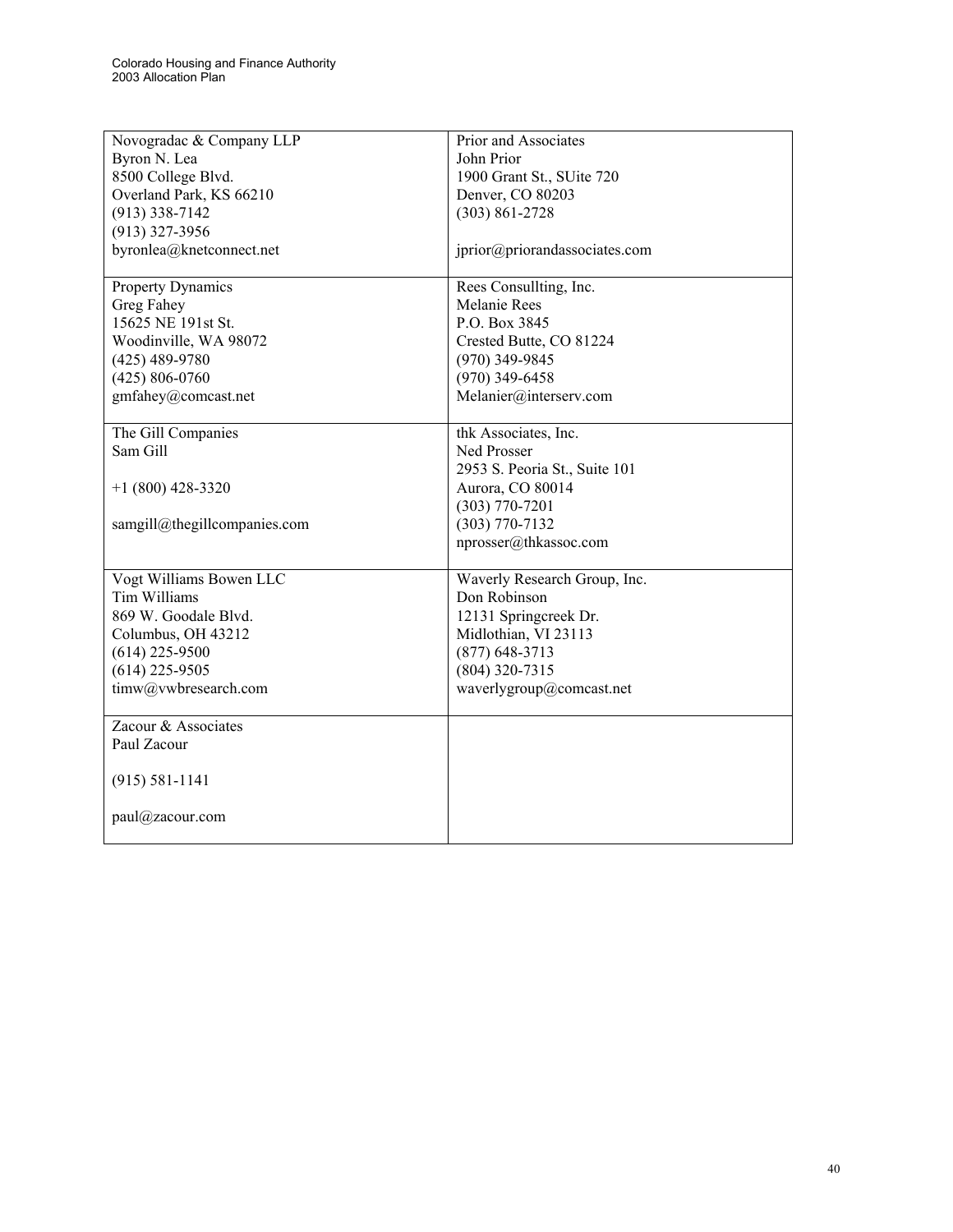| | |
|---|---|
| Novogradac & Company LLP<br>Byron N. Lea<br>8500 College Blvd.<br>Overland Park, KS 66210<br>(913) 338-7142<br>(913) 327-3956<br>byronlea@knetconnect.net | Prior and Associates<br>John Prior<br>1900 Grant St., SUite 720<br>Denver, CO 80203<br>(303) 861-2728<br><br>jprior@priorandassociates.com |
| Property Dynamics<br>Greg Fahey<br>15625 NE 191st St.<br>Woodinville, WA 98072<br>(425) 489-9780<br>(425) 806-0760<br>gmfahey@comcast.net | Rees Consullting, Inc.<br>Melanie Rees<br>P.O. Box 3845<br>Crested Butte, CO 81224<br>(970) 349-9845<br>(970) 349-6458<br>Melanier@interserv.com |
| The Gill Companies<br>Sam Gill<br><br>+1 (800) 428-3320<br><br>samgill@thegillcompanies.com | thk Associates, Inc.<br>Ned Prosser<br>2953 S. Peoria St., Suite 101<br>Aurora, CO 80014<br>(303) 770-7201<br>(303) 770-7132<br>nprosser@thkassoc.com |
| Vogt Williams Bowen LLC<br>Tim Williams<br>869 W. Goodale Blvd.<br>Columbus, OH 43212<br>(614) 225-9500<br>(614) 225-9505<br>timw@vwbresearch.com | Waverly Research Group, Inc.<br>Don Robinson<br>12131 Springcreek Dr.<br>Midlothian, VI 23113<br>(877) 648-3713<br>(804) 320-7315<br>waverlygroup@comcast.net |
| Zacour & Associates<br>Paul Zacour<br><br>(915) 581-1141<br><br>paul@zacour.com | |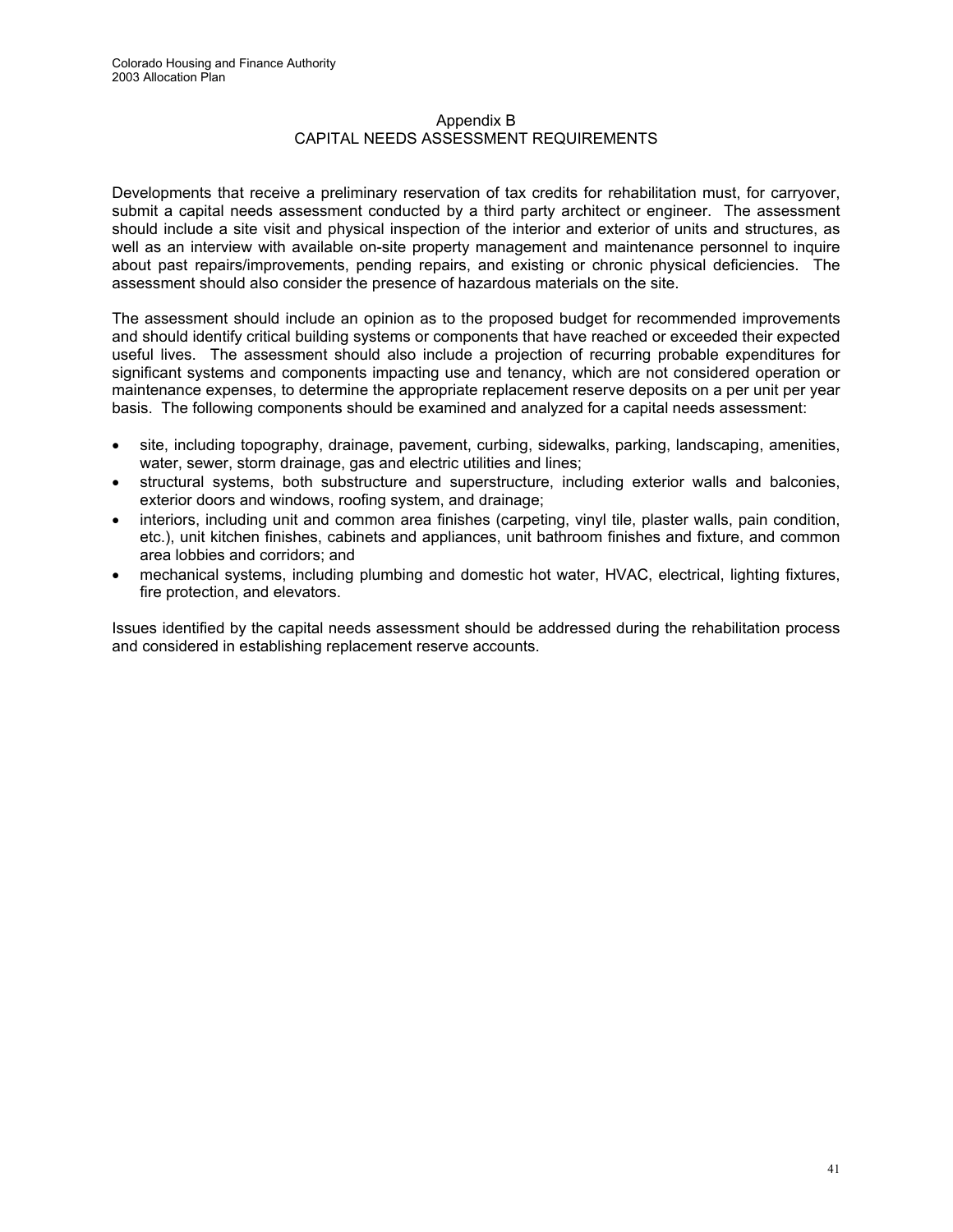# Appendix B
## CAPITAL NEEDS ASSESSMENT REQUIREMENTS

Developments that receive a preliminary reservation of tax credits for rehabilitation must, for carryover, submit a capital needs assessment conducted by a third party architect or engineer. The assessment should include a site visit and physical inspection of the interior and exterior of units and structures, as well as an interview with available on-site property management and maintenance personnel to inquire about past repairs/improvements, pending repairs, and existing or chronic physical deficiencies. The assessment should also consider the presence of hazardous materials on the site.

The assessment should include an opinion as to the proposed budget for recommended improvements and should identify critical building systems or components that have reached or exceeded their expected useful lives. The assessment should also include a projection of recurring probable expenditures for significant systems and components impacting use and tenancy, which are not considered operation or maintenance expenses, to determine the appropriate replacement reserve deposits on a per unit per year basis. The following components should be examined and analyzed for a capital needs assessment:

- site, including topography, drainage, pavement, curbing, sidewalks, parking, landscaping, amenities, water, sewer, storm drainage, gas and electric utilities and lines;
- structural systems, both substructure and superstructure, including exterior walls and balconies, exterior doors and windows, roofing system, and drainage;
- interiors, including unit and common area finishes (carpeting, vinyl tile, plaster walls, pain condition, etc.), unit kitchen finishes, cabinets and appliances, unit bathroom finishes and fixture, and common area lobbies and corridors; and
- mechanical systems, including plumbing and domestic hot water, HVAC, electrical, lighting fixtures, fire protection, and elevators.

Issues identified by the capital needs assessment should be addressed during the rehabilitation process and considered in establishing replacement reserve accounts.